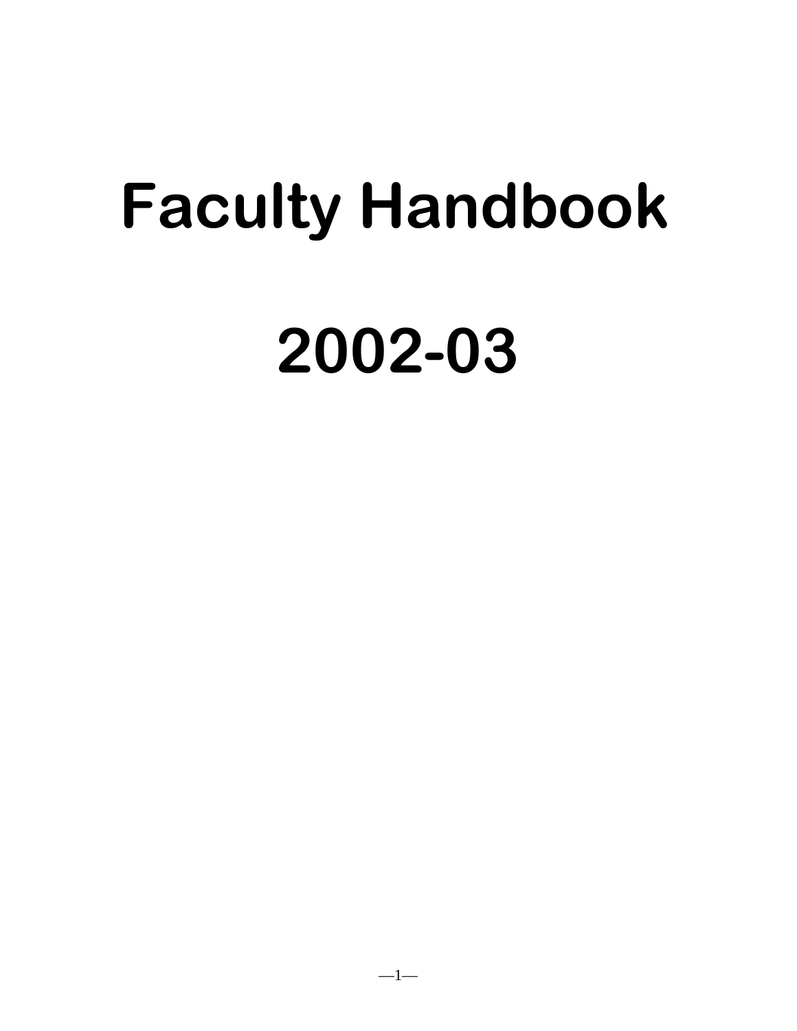# Faculty Handbook

# 2002-03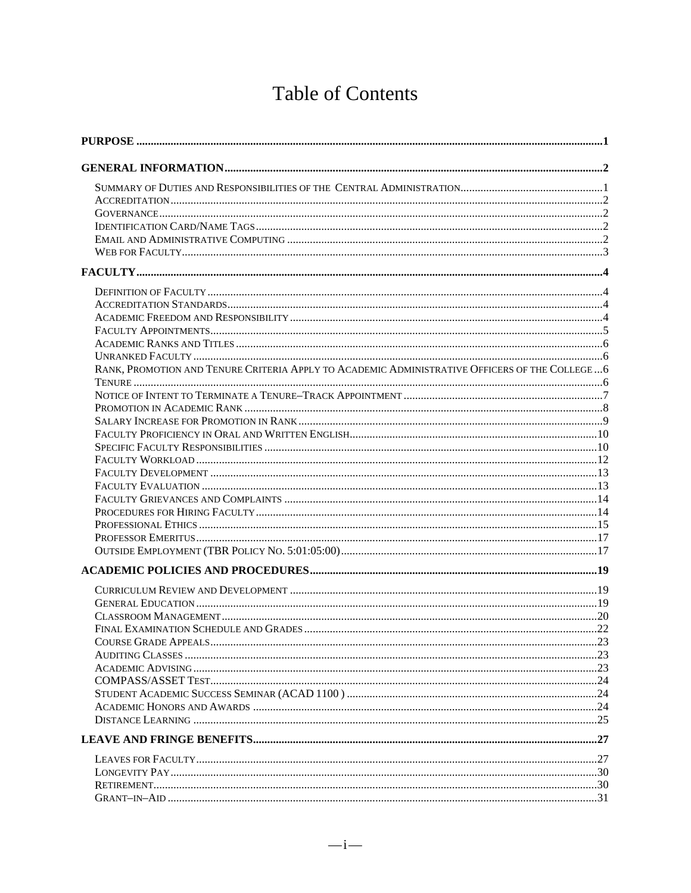# Table of Contents

**PURPOSE ...................................................................................................................................................1**

**GENERAL INFORMATION ...................................................................................................................2**

SUMMARY OF DUTIES AND RESPONSIBILITIES OF THE CENTRAL ADMINISTRATION..................................................1
ACCREDITATION.......................................................................................................................................2
GOVERNANCE...........................................................................................................................................2
IDENTIFICATION CARD/NAME TAGS........................................................................................................2
EMAIL AND ADMINISTRATIVE COMPUTING .............................................................................................2
WEB FOR FACULTY...................................................................................................................................3

**FACULTY...................................................................................................................................................4**

DEFINITION OF FACULTY .........................................................................................................................4
ACCREDITATION STANDARDS...................................................................................................................4
ACADEMIC FREEDOM AND RESPONSIBILITY ............................................................................................4
FACULTY APPOINTMENTS.........................................................................................................................5
ACADEMIC RANKS AND TITLES ................................................................................................................6
UNRANKED FACULTY ...............................................................................................................................6
RANK, PROMOTION AND TENURE CRITERIA APPLY TO ACADEMIC ADMINISTRATIVE OFFICERS OF THE COLLEGE ...6
TENURE ....................................................................................................................................................6
NOTICE OF INTENT TO TERMINATE A TENURE–TRACK APPOINTMENT ......................................................7
PROMOTION IN ACADEMIC RANK .............................................................................................................8
SALARY INCREASE FOR PROMOTION IN RANK ..........................................................................................9
FACULTY PROFICIENCY IN ORAL AND WRITTEN ENGLISH......................................................................10
SPECIFIC FACULTY RESPONSIBILITIES ....................................................................................................10
FACULTY WORKLOAD ............................................................................................................................12
FACULTY DEVELOPMENT .......................................................................................................................13
FACULTY EVALUATION ..........................................................................................................................13
FACULTY GRIEVANCES AND COMPLAINTS .............................................................................................14
PROCEDURES FOR HIRING FACULTY.......................................................................................................14
PROFESSIONAL ETHICS ...........................................................................................................................15
PROFESSOR EMERITUS............................................................................................................................17
OUTSIDE EMPLOYMENT (TBR POLICY NO. 5:01:05:00).........................................................................17

**ACADEMIC POLICIES AND PROCEDURES....................................................................................19**

CURRICULUM REVIEW AND DEVELOPMENT ...........................................................................................19
GENERAL EDUCATION ............................................................................................................................19
CLASSROOM MANAGEMENT ...................................................................................................................20
FINAL EXAMINATION SCHEDULE AND GRADES ......................................................................................22
COURSE GRADE APPEALS.......................................................................................................................23
AUDITING CLASSES ................................................................................................................................23
ACADEMIC ADVISING .............................................................................................................................23
COMPASS/ASSET TEST.........................................................................................................................24
STUDENT ACADEMIC SUCCESS SEMINAR (ACAD 1100 ) .......................................................................24
ACADEMIC HONORS AND AWARDS ........................................................................................................24
DISTANCE LEARNING .............................................................................................................................25

**LEAVE AND FRINGE BENEFITS........................................................................................................27**

LEAVES FOR FACULTY............................................................................................................................27
LONGEVITY PAY.....................................................................................................................................30
RETIREMENT...........................................................................................................................................30
GRANT–IN–AID .......................................................................................................................................31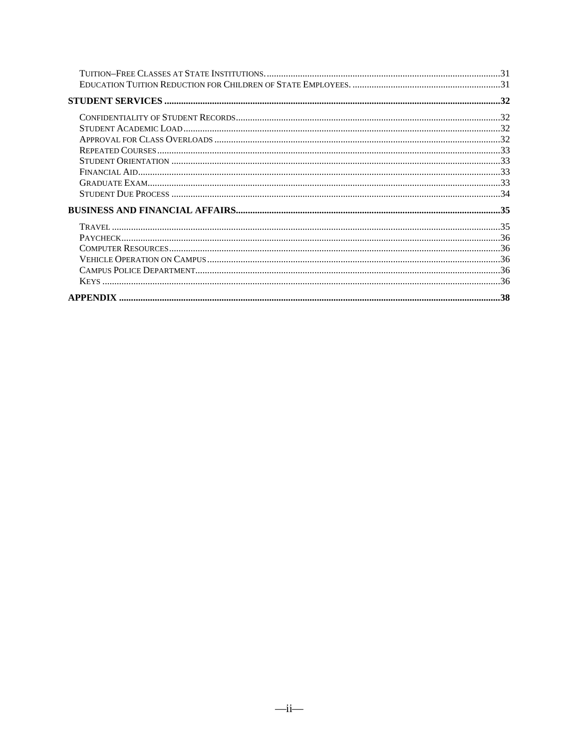Tuition–Free Classes at State Institutions. 31
Education Tuition Reduction for Children of State Employees. 31

**STUDENT SERVICES** **32**

Confidentiality of Student Records 32
Student Academic Load 32
Approval for Class Overloads 32
Repeated Courses 33
Student Orientation 33
Financial Aid 33
Graduate Exam 33
Student Due Process 34

**BUSINESS AND FINANCIAL AFFAIRS** **35**

Travel 35
Paycheck 36
Computer Resources 36
Vehicle Operation on Campus 36
Campus Police Department 36
Keys 36

**APPENDIX** **38**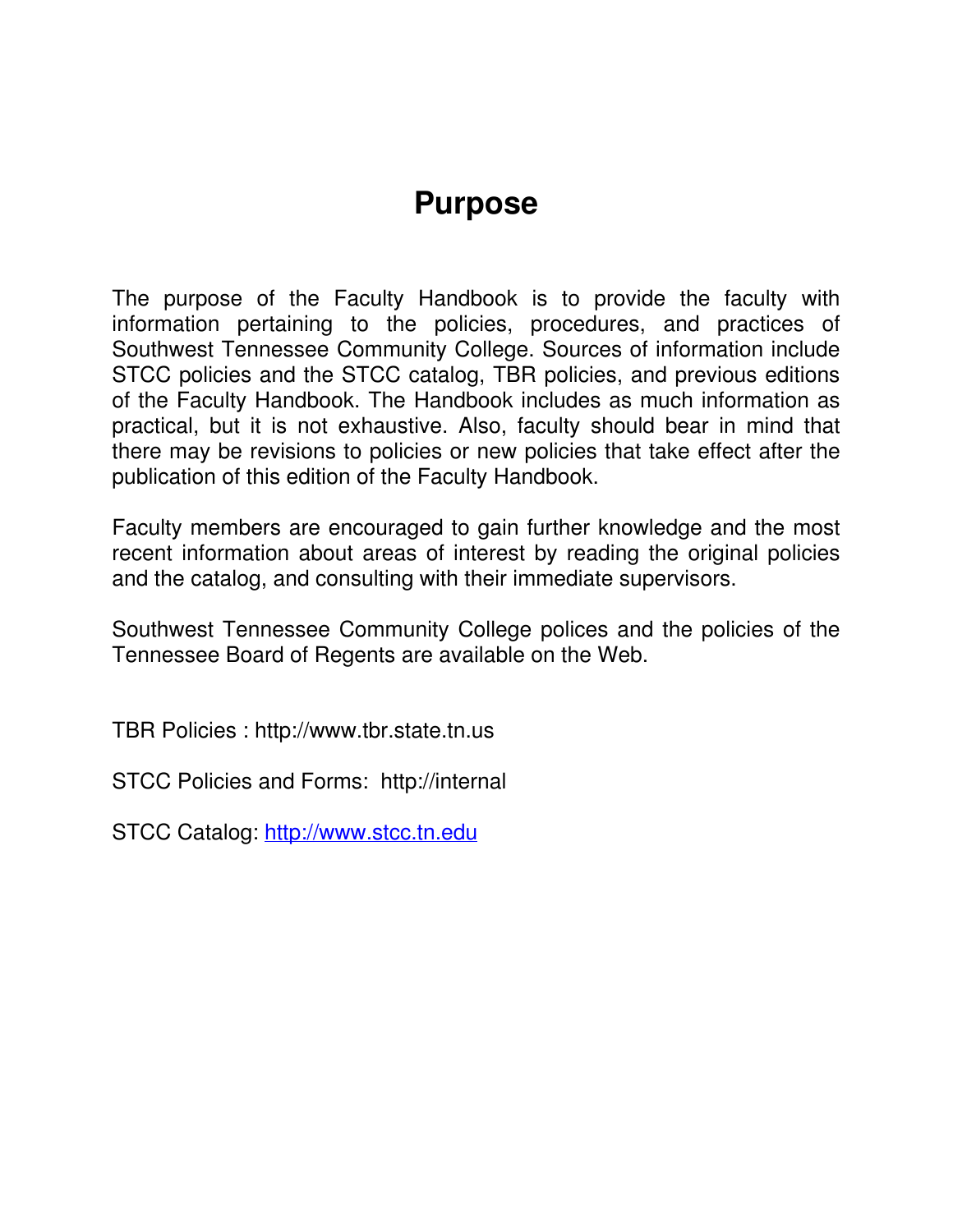# Purpose

The purpose of the Faculty Handbook is to provide the faculty with information pertaining to the policies, procedures, and practices of Southwest Tennessee Community College. Sources of information include STCC policies and the STCC catalog, TBR policies, and previous editions of the Faculty Handbook. The Handbook includes as much information as practical, but it is not exhaustive. Also, faculty should bear in mind that there may be revisions to policies or new policies that take effect after the publication of this edition of the Faculty Handbook.

Faculty members are encouraged to gain further knowledge and the most recent information about areas of interest by reading the original policies and the catalog, and consulting with their immediate supervisors.

Southwest Tennessee Community College polices and the policies of the Tennessee Board of Regents are available on the Web.

TBR Policies : http://www.tbr.state.tn.us

STCC Policies and Forms: http://internal

STCC Catalog: http://www.stcc.tn.edu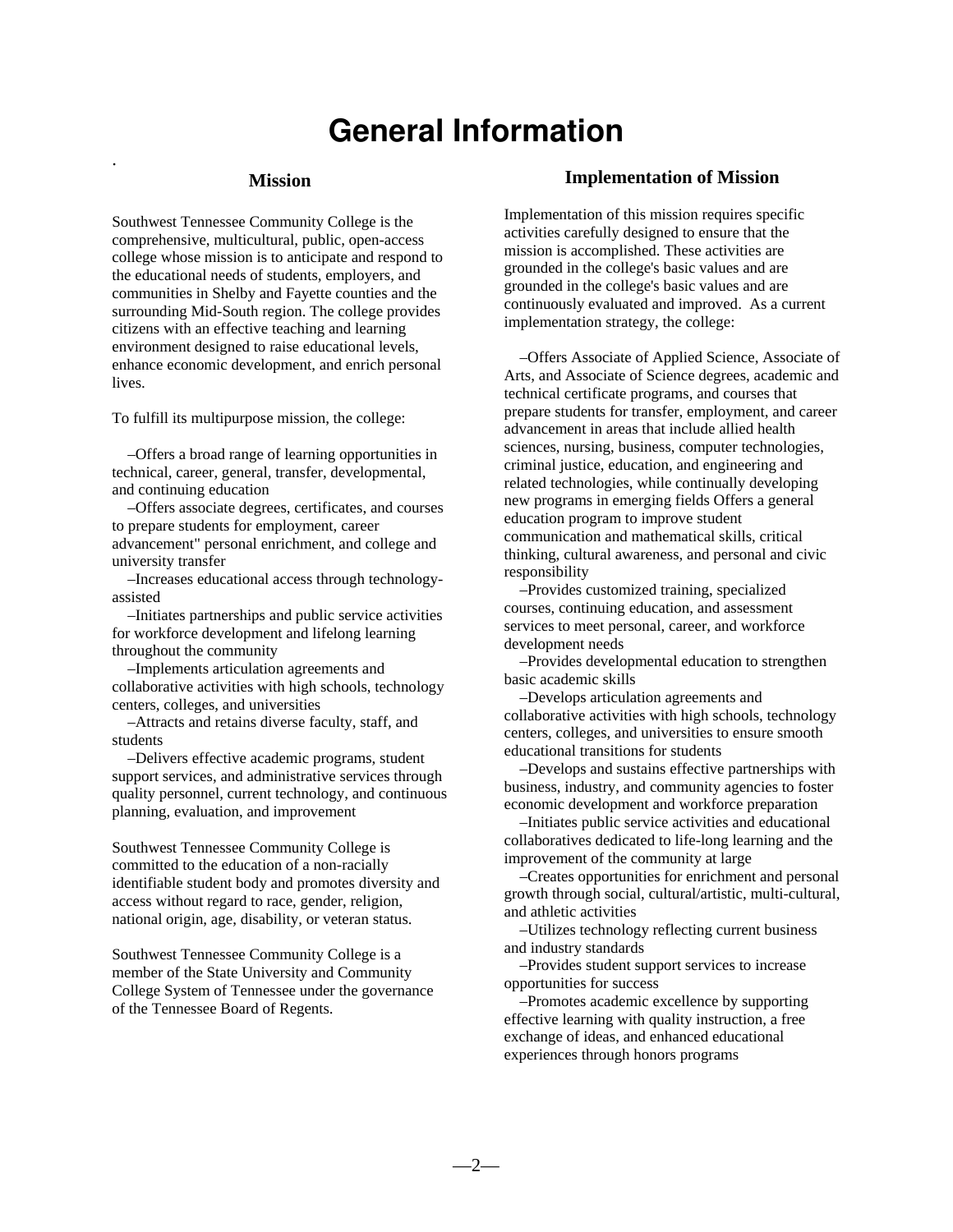# General Information

## Mission

Southwest Tennessee Community College is the comprehensive, multicultural, public, open-access college whose mission is to anticipate and respond to the educational needs of students, employers, and communities in Shelby and Fayette counties and the surrounding Mid-South region. The college provides citizens with an effective teaching and learning environment designed to raise educational levels, enhance economic development, and enrich personal lives.

To fulfill its multipurpose mission, the college:

–Offers a broad range of learning opportunities in technical, career, general, transfer, developmental, and continuing education
–Offers associate degrees, certificates, and courses to prepare students for employment, career advancement" personal enrichment, and college and university transfer
–Increases educational access through technology-assisted
–Initiates partnerships and public service activities for workforce development and lifelong learning throughout the community
–Implements articulation agreements and collaborative activities with high schools, technology centers, colleges, and universities
–Attracts and retains diverse faculty, staff, and students
–Delivers effective academic programs, student support services, and administrative services through quality personnel, current technology, and continuous planning, evaluation, and improvement

Southwest Tennessee Community College is committed to the education of a non-racially identifiable student body and promotes diversity and access without regard to race, gender, religion, national origin, age, disability, or veteran status.

Southwest Tennessee Community College is a member of the State University and Community College System of Tennessee under the governance of the Tennessee Board of Regents.

## Implementation of Mission

Implementation of this mission requires specific activities carefully designed to ensure that the mission is accomplished. These activities are grounded in the college's basic values and are grounded in the college's basic values and are continuously evaluated and improved. As a current implementation strategy, the college:

–Offers Associate of Applied Science, Associate of Arts, and Associate of Science degrees, academic and technical certificate programs, and courses that prepare students for transfer, employment, and career advancement in areas that include allied health sciences, nursing, business, computer technologies, criminal justice, education, and engineering and related technologies, while continually developing new programs in emerging fields Offers a general education program to improve student communication and mathematical skills, critical thinking, cultural awareness, and personal and civic responsibility
–Provides customized training, specialized courses, continuing education, and assessment services to meet personal, career, and workforce development needs
–Provides developmental education to strengthen basic academic skills
–Develops articulation agreements and collaborative activities with high schools, technology centers, colleges, and universities to ensure smooth educational transitions for students
–Develops and sustains effective partnerships with business, industry, and community agencies to foster economic development and workforce preparation
–Initiates public service activities and educational collaboratives dedicated to life-long learning and the improvement of the community at large
–Creates opportunities for enrichment and personal growth through social, cultural/artistic, multi-cultural, and athletic activities
–Utilizes technology reflecting current business and industry standards
–Provides student support services to increase opportunities for success
–Promotes academic excellence by supporting effective learning with quality instruction, a free exchange of ideas, and enhanced educational experiences through honors programs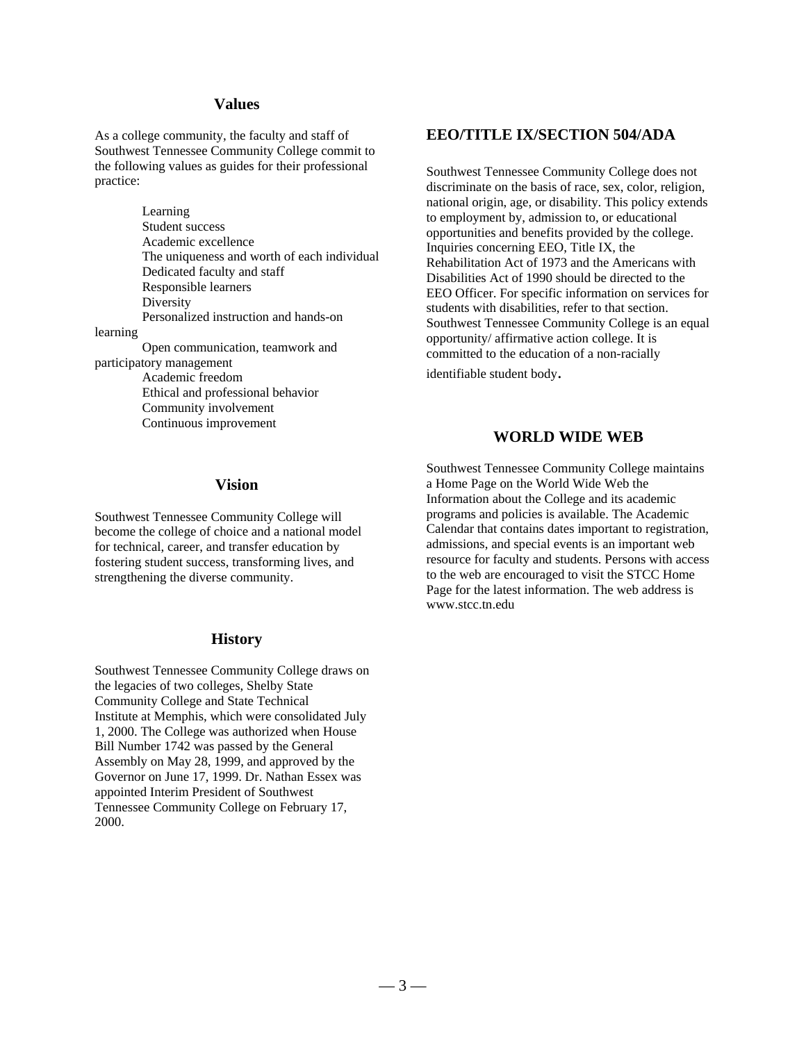## Values

As a college community, the faculty and staff of Southwest Tennessee Community College commit to the following values as guides for their professional practice:

- Learning
- Student success
- Academic excellence
- The uniqueness and worth of each individual
- Dedicated faculty and staff
- Responsible learners
- Diversity
- Personalized instruction and hands-on learning
- Open communication, teamwork and participatory management
- Academic freedom
- Ethical and professional behavior
- Community involvement
- Continuous improvement

## Vision

Southwest Tennessee Community College will become the college of choice and a national model for technical, career, and transfer education by fostering student success, transforming lives, and strengthening the diverse community.

## History

Southwest Tennessee Community College draws on the legacies of two colleges, Shelby State Community College and State Technical Institute at Memphis, which were consolidated July 1, 2000. The College was authorized when House Bill Number 1742 was passed by the General Assembly on May 28, 1999, and approved by the Governor on June 17, 1999. Dr. Nathan Essex was appointed Interim President of Southwest Tennessee Community College on February 17, 2000.

## EEO/TITLE IX/SECTION 504/ADA

Southwest Tennessee Community College does not discriminate on the basis of race, sex, color, religion, national origin, age, or disability. This policy extends to employment by, admission to, or educational opportunities and benefits provided by the college. Inquiries concerning EEO, Title IX, the Rehabilitation Act of 1973 and the Americans with Disabilities Act of 1990 should be directed to the EEO Officer. For specific information on services for students with disabilities, refer to that section. Southwest Tennessee Community College is an equal opportunity/ affirmative action college. It is committed to the education of a non-racially identifiable student body.

## WORLD WIDE WEB

Southwest Tennessee Community College maintains a Home Page on the World Wide Web the Information about the College and its academic programs and policies is available. The Academic Calendar that contains dates important to registration, admissions, and special events is an important web resource for faculty and students. Persons with access to the web are encouraged to visit the STCC Home Page for the latest information. The web address is www.stcc.tn.edu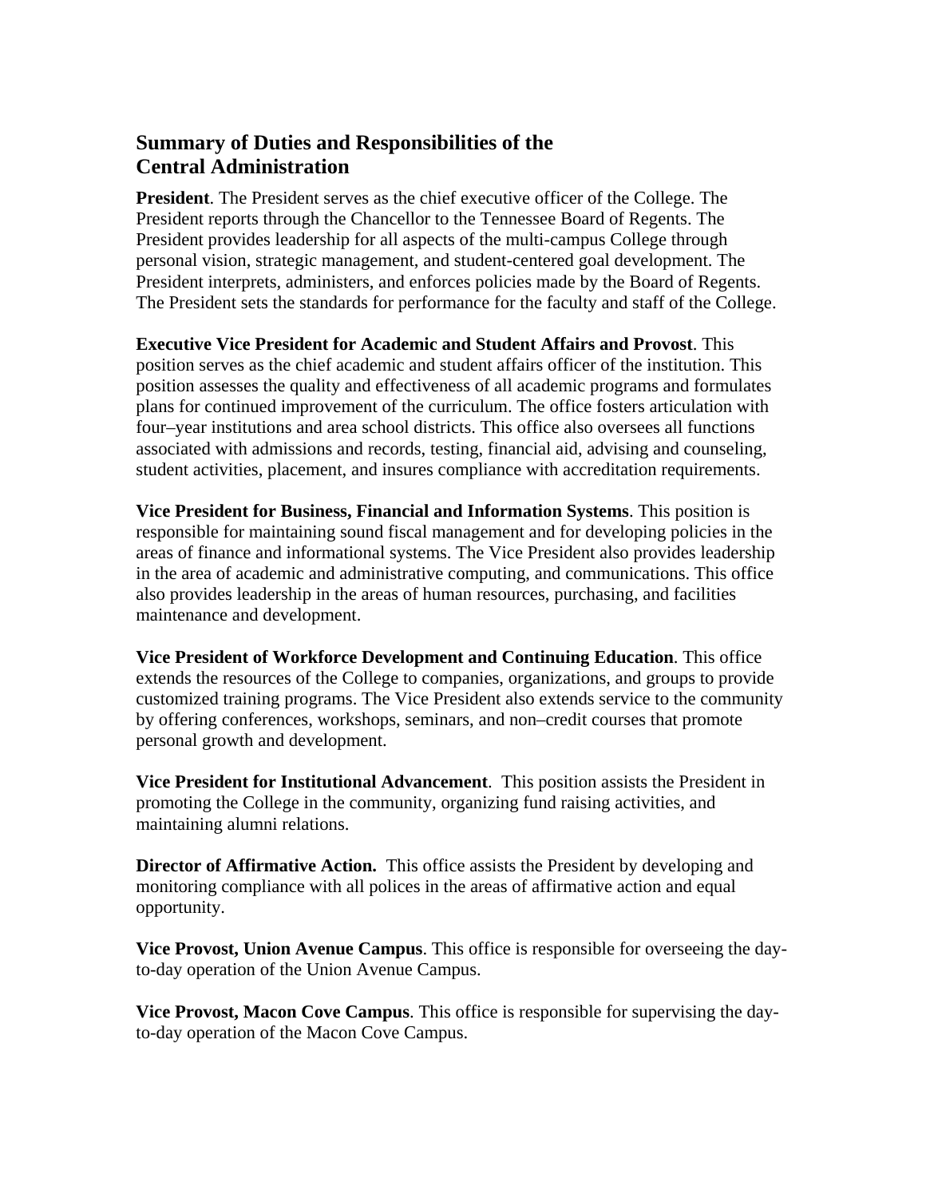## Summary of Duties and Responsibilities of the Central Administration

**President**. The President serves as the chief executive officer of the College. The President reports through the Chancellor to the Tennessee Board of Regents. The President provides leadership for all aspects of the multi-campus College through personal vision, strategic management, and student-centered goal development. The President interprets, administers, and enforces policies made by the Board of Regents. The President sets the standards for performance for the faculty and staff of the College.

**Executive Vice President for Academic and Student Affairs and Provost**. This position serves as the chief academic and student affairs officer of the institution. This position assesses the quality and effectiveness of all academic programs and formulates plans for continued improvement of the curriculum. The office fosters articulation with four–year institutions and area school districts. This office also oversees all functions associated with admissions and records, testing, financial aid, advising and counseling, student activities, placement, and insures compliance with accreditation requirements.

**Vice President for Business, Financial and Information Systems**. This position is responsible for maintaining sound fiscal management and for developing policies in the areas of finance and informational systems. The Vice President also provides leadership in the area of academic and administrative computing, and communications. This office also provides leadership in the areas of human resources, purchasing, and facilities maintenance and development.

**Vice President of Workforce Development and Continuing Education**. This office extends the resources of the College to companies, organizations, and groups to provide customized training programs. The Vice President also extends service to the community by offering conferences, workshops, seminars, and non–credit courses that promote personal growth and development.

**Vice President for Institutional Advancement**. This position assists the President in promoting the College in the community, organizing fund raising activities, and maintaining alumni relations.

**Director of Affirmative Action.** This office assists the President by developing and monitoring compliance with all polices in the areas of affirmative action and equal opportunity.

**Vice Provost, Union Avenue Campus**. This office is responsible for overseeing the day-to-day operation of the Union Avenue Campus.

**Vice Provost, Macon Cove Campus**. This office is responsible for supervising the day-to-day operation of the Macon Cove Campus.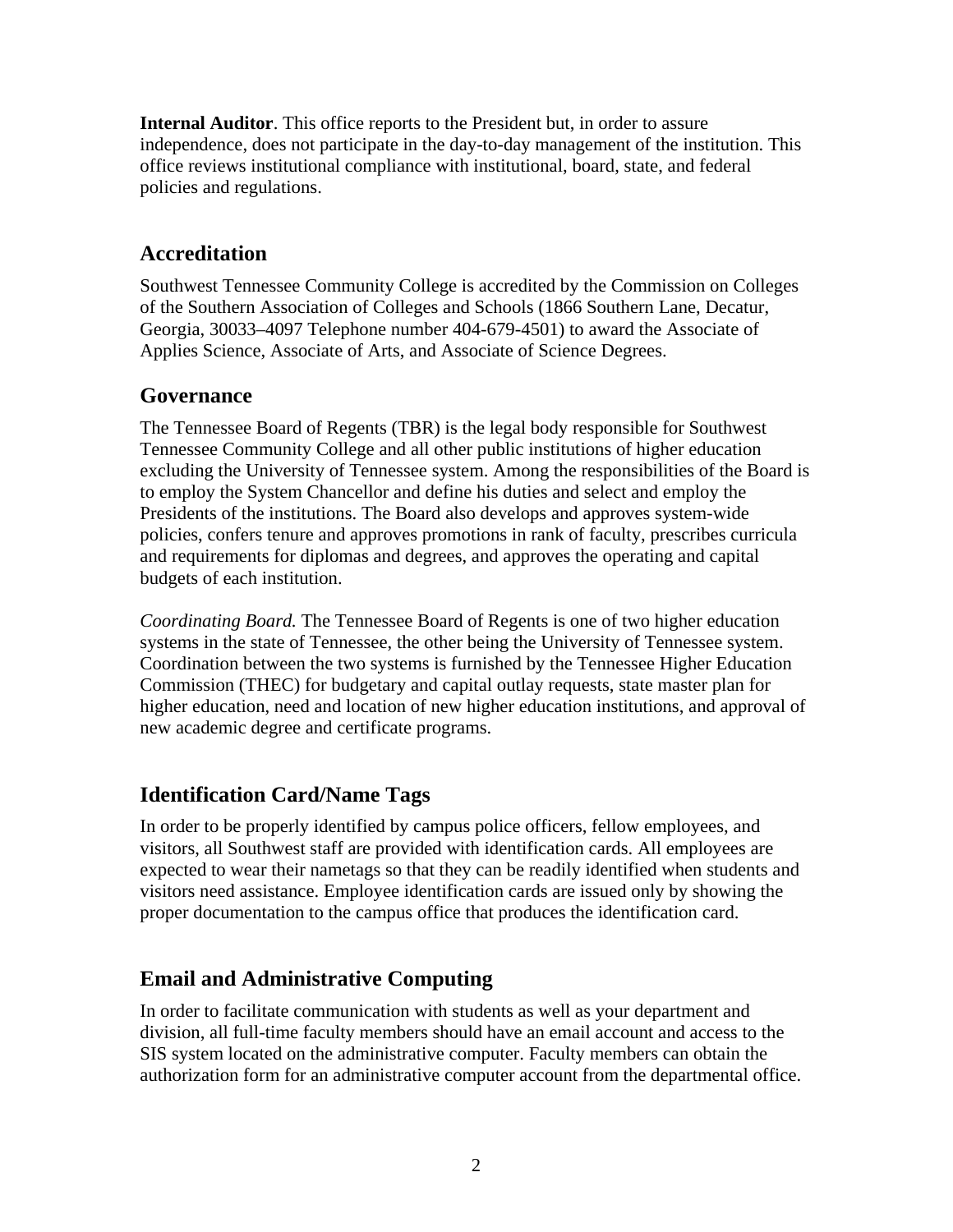**Internal Auditor**. This office reports to the President but, in order to assure independence, does not participate in the day-to-day management of the institution. This office reviews institutional compliance with institutional, board, state, and federal policies and regulations.

## Accreditation

Southwest Tennessee Community College is accredited by the Commission on Colleges of the Southern Association of Colleges and Schools (1866 Southern Lane, Decatur, Georgia, 30033–4097 Telephone number 404-679-4501) to award the Associate of Applies Science, Associate of Arts, and Associate of Science Degrees.

## Governance

The Tennessee Board of Regents (TBR) is the legal body responsible for Southwest Tennessee Community College and all other public institutions of higher education excluding the University of Tennessee system. Among the responsibilities of the Board is to employ the System Chancellor and define his duties and select and employ the Presidents of the institutions. The Board also develops and approves system-wide policies, confers tenure and approves promotions in rank of faculty, prescribes curricula and requirements for diplomas and degrees, and approves the operating and capital budgets of each institution.

*Coordinating Board.* The Tennessee Board of Regents is one of two higher education systems in the state of Tennessee, the other being the University of Tennessee system. Coordination between the two systems is furnished by the Tennessee Higher Education Commission (THEC) for budgetary and capital outlay requests, state master plan for higher education, need and location of new higher education institutions, and approval of new academic degree and certificate programs.

## Identification Card/Name Tags

In order to be properly identified by campus police officers, fellow employees, and visitors, all Southwest staff are provided with identification cards. All employees are expected to wear their nametags so that they can be readily identified when students and visitors need assistance. Employee identification cards are issued only by showing the proper documentation to the campus office that produces the identification card.

## Email and Administrative Computing

In order to facilitate communication with students as well as your department and division, all full-time faculty members should have an email account and access to the SIS system located on the administrative computer. Faculty members can obtain the authorization form for an administrative computer account from the departmental office.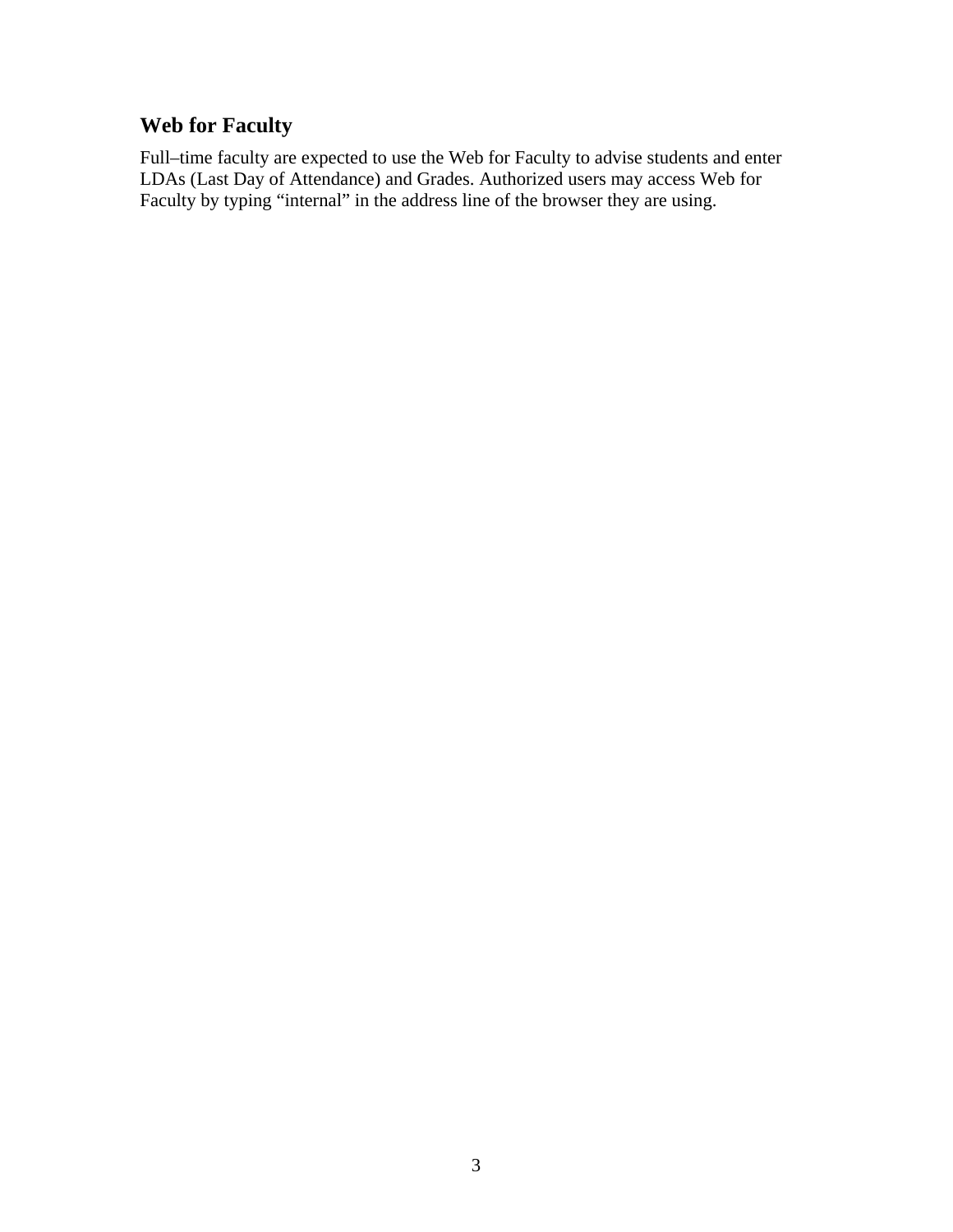## Web for Faculty

Full–time faculty are expected to use the Web for Faculty to advise students and enter LDAs (Last Day of Attendance) and Grades. Authorized users may access Web for Faculty by typing “internal” in the address line of the browser they are using.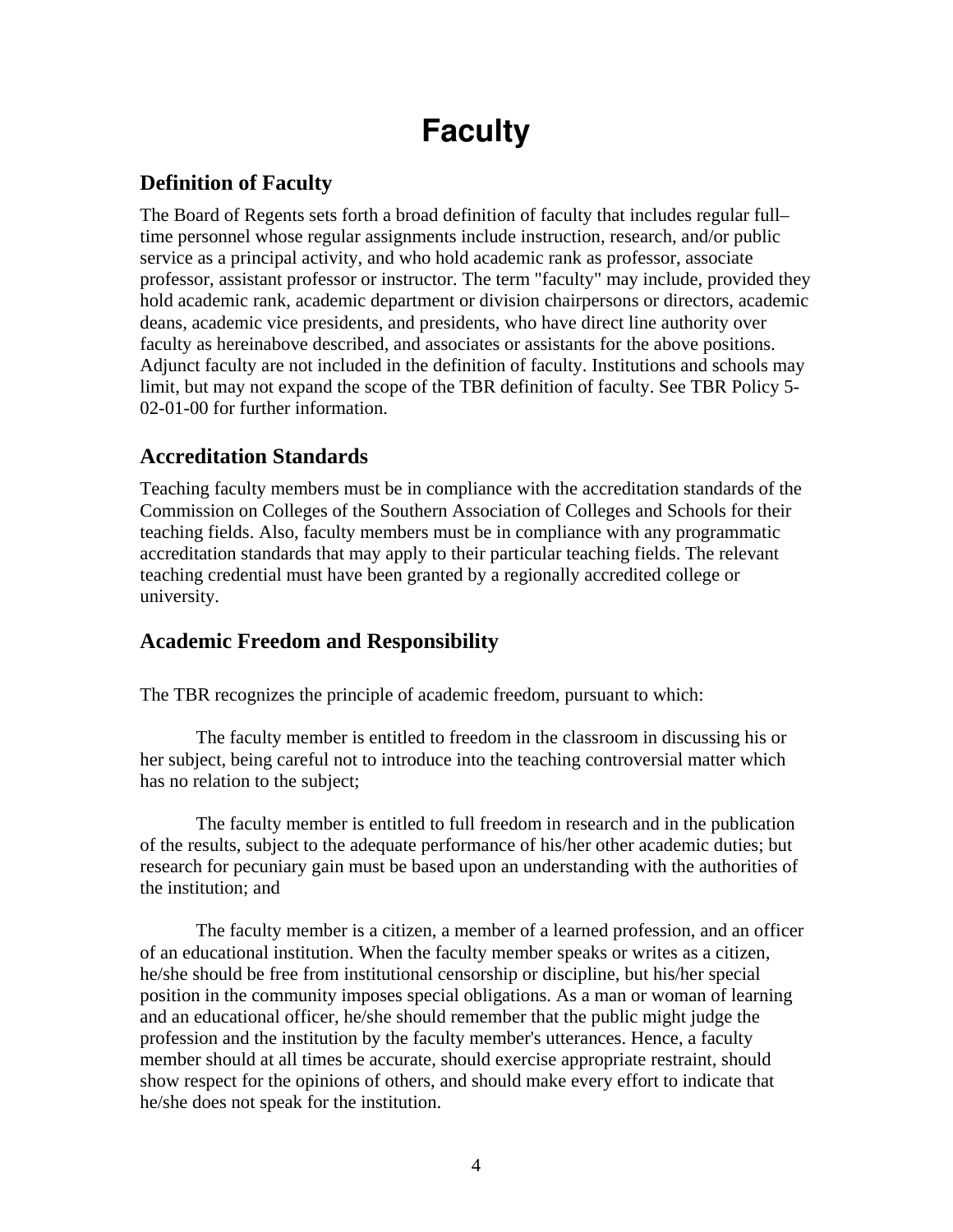# Faculty

## Definition of Faculty

The Board of Regents sets forth a broad definition of faculty that includes regular full–time personnel whose regular assignments include instruction, research, and/or public service as a principal activity, and who hold academic rank as professor, associate professor, assistant professor or instructor. The term "faculty" may include, provided they hold academic rank, academic department or division chairpersons or directors, academic deans, academic vice presidents, and presidents, who have direct line authority over faculty as hereinabove described, and associates or assistants for the above positions. Adjunct faculty are not included in the definition of faculty. Institutions and schools may limit, but may not expand the scope of the TBR definition of faculty. See TBR Policy 5-02-01-00 for further information.

## Accreditation Standards

Teaching faculty members must be in compliance with the accreditation standards of the Commission on Colleges of the Southern Association of Colleges and Schools for their teaching fields. Also, faculty members must be in compliance with any programmatic accreditation standards that may apply to their particular teaching fields. The relevant teaching credential must have been granted by a regionally accredited college or university.

## Academic Freedom and Responsibility

The TBR recognizes the principle of academic freedom, pursuant to which:

The faculty member is entitled to freedom in the classroom in discussing his or her subject, being careful not to introduce into the teaching controversial matter which has no relation to the subject;

The faculty member is entitled to full freedom in research and in the publication of the results, subject to the adequate performance of his/her other academic duties; but research for pecuniary gain must be based upon an understanding with the authorities of the institution; and

The faculty member is a citizen, a member of a learned profession, and an officer of an educational institution. When the faculty member speaks or writes as a citizen, he/she should be free from institutional censorship or discipline, but his/her special position in the community imposes special obligations. As a man or woman of learning and an educational officer, he/she should remember that the public might judge the profession and the institution by the faculty member's utterances. Hence, a faculty member should at all times be accurate, should exercise appropriate restraint, should show respect for the opinions of others, and should make every effort to indicate that he/she does not speak for the institution.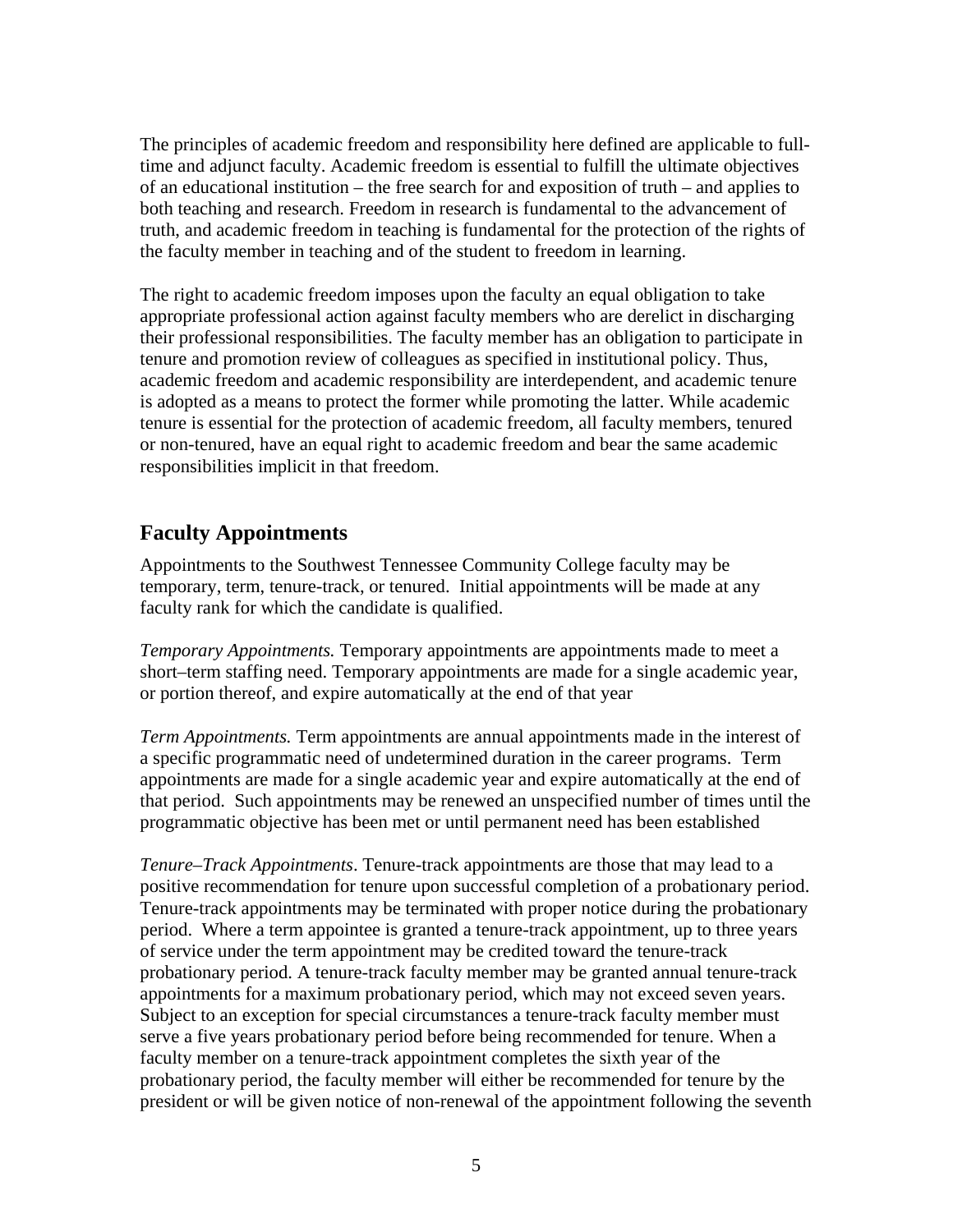The principles of academic freedom and responsibility here defined are applicable to full-time and adjunct faculty. Academic freedom is essential to fulfill the ultimate objectives of an educational institution – the free search for and exposition of truth – and applies to both teaching and research. Freedom in research is fundamental to the advancement of truth, and academic freedom in teaching is fundamental for the protection of the rights of the faculty member in teaching and of the student to freedom in learning.

The right to academic freedom imposes upon the faculty an equal obligation to take appropriate professional action against faculty members who are derelict in discharging their professional responsibilities. The faculty member has an obligation to participate in tenure and promotion review of colleagues as specified in institutional policy. Thus, academic freedom and academic responsibility are interdependent, and academic tenure is adopted as a means to protect the former while promoting the latter. While academic tenure is essential for the protection of academic freedom, all faculty members, tenured or non-tenured, have an equal right to academic freedom and bear the same academic responsibilities implicit in that freedom.

## Faculty Appointments

Appointments to the Southwest Tennessee Community College faculty may be temporary, term, tenure-track, or tenured. Initial appointments will be made at any faculty rank for which the candidate is qualified.

*Temporary Appointments.* Temporary appointments are appointments made to meet a short–term staffing need. Temporary appointments are made for a single academic year, or portion thereof, and expire automatically at the end of that year

*Term Appointments.* Term appointments are annual appointments made in the interest of a specific programmatic need of undetermined duration in the career programs. Term appointments are made for a single academic year and expire automatically at the end of that period. Such appointments may be renewed an unspecified number of times until the programmatic objective has been met or until permanent need has been established

*Tenure–Track Appointments*. Tenure-track appointments are those that may lead to a positive recommendation for tenure upon successful completion of a probationary period. Tenure-track appointments may be terminated with proper notice during the probationary period. Where a term appointee is granted a tenure-track appointment, up to three years of service under the term appointment may be credited toward the tenure-track probationary period. A tenure-track faculty member may be granted annual tenure-track appointments for a maximum probationary period, which may not exceed seven years. Subject to an exception for special circumstances a tenure-track faculty member must serve a five years probationary period before being recommended for tenure. When a faculty member on a tenure-track appointment completes the sixth year of the probationary period, the faculty member will either be recommended for tenure by the president or will be given notice of non-renewal of the appointment following the seventh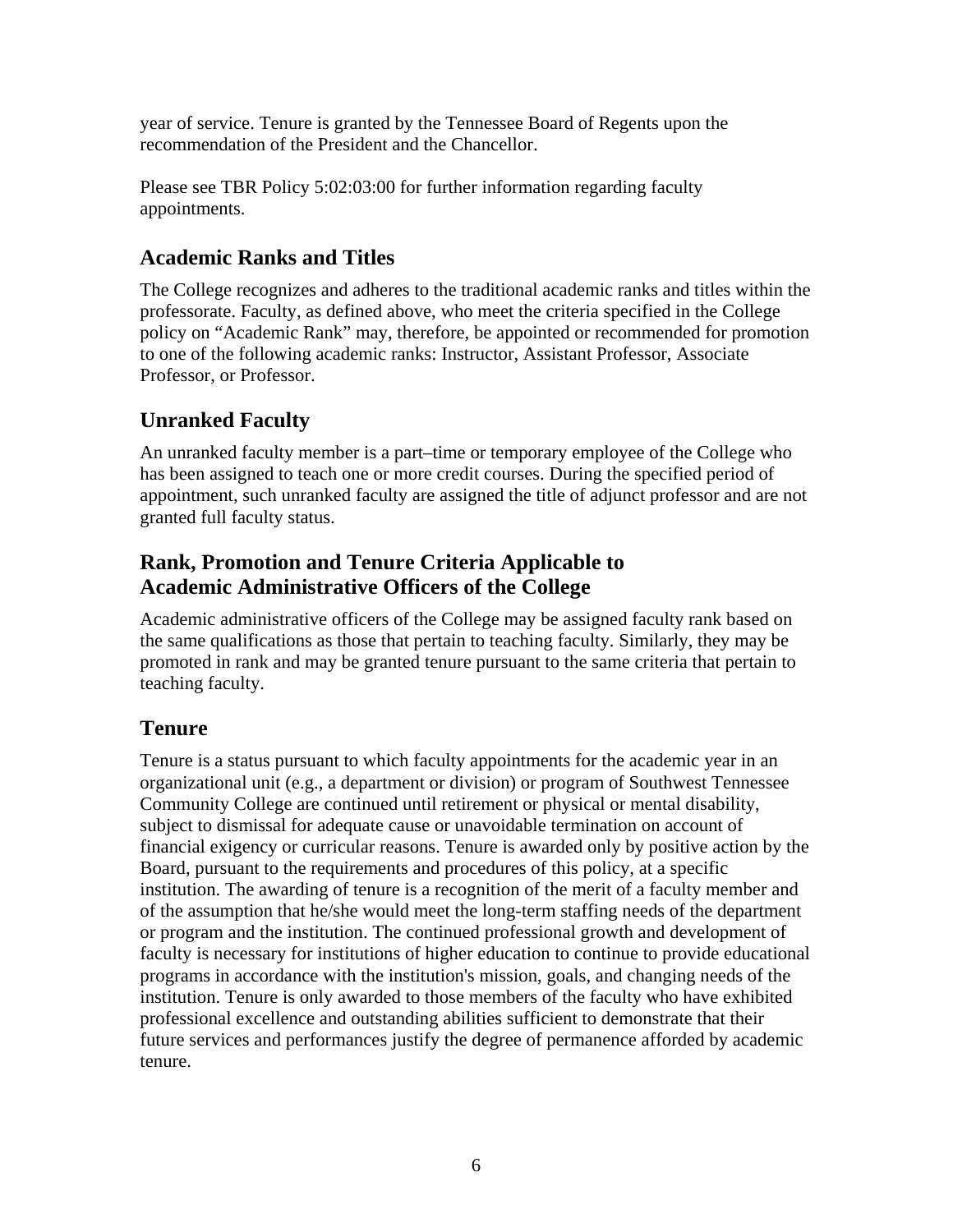year of service. Tenure is granted by the Tennessee Board of Regents upon the recommendation of the President and the Chancellor.

Please see TBR Policy 5:02:03:00 for further information regarding faculty appointments.

## Academic Ranks and Titles

The College recognizes and adheres to the traditional academic ranks and titles within the professorate. Faculty, as defined above, who meet the criteria specified in the College policy on "Academic Rank" may, therefore, be appointed or recommended for promotion to one of the following academic ranks: Instructor, Assistant Professor, Associate Professor, or Professor.

## Unranked Faculty

An unranked faculty member is a part–time or temporary employee of the College who has been assigned to teach one or more credit courses. During the specified period of appointment, such unranked faculty are assigned the title of adjunct professor and are not granted full faculty status.

## Rank, Promotion and Tenure Criteria Applicable to Academic Administrative Officers of the College

Academic administrative officers of the College may be assigned faculty rank based on the same qualifications as those that pertain to teaching faculty. Similarly, they may be promoted in rank and may be granted tenure pursuant to the same criteria that pertain to teaching faculty.

## Tenure

Tenure is a status pursuant to which faculty appointments for the academic year in an organizational unit (e.g., a department or division) or program of Southwest Tennessee Community College are continued until retirement or physical or mental disability, subject to dismissal for adequate cause or unavoidable termination on account of financial exigency or curricular reasons. Tenure is awarded only by positive action by the Board, pursuant to the requirements and procedures of this policy, at a specific institution. The awarding of tenure is a recognition of the merit of a faculty member and of the assumption that he/she would meet the long-term staffing needs of the department or program and the institution. The continued professional growth and development of faculty is necessary for institutions of higher education to continue to provide educational programs in accordance with the institution's mission, goals, and changing needs of the institution. Tenure is only awarded to those members of the faculty who have exhibited professional excellence and outstanding abilities sufficient to demonstrate that their future services and performances justify the degree of permanence afforded by academic tenure.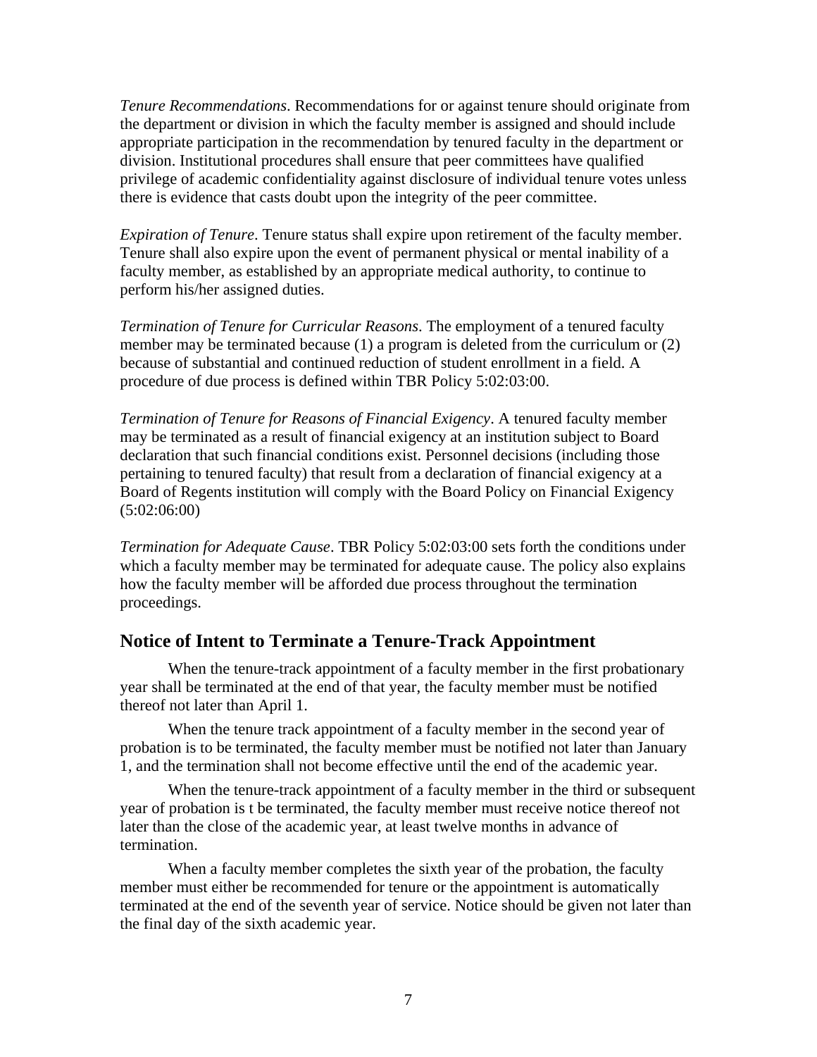*Tenure Recommendations*. Recommendations for or against tenure should originate from the department or division in which the faculty member is assigned and should include appropriate participation in the recommendation by tenured faculty in the department or division. Institutional procedures shall ensure that peer committees have qualified privilege of academic confidentiality against disclosure of individual tenure votes unless there is evidence that casts doubt upon the integrity of the peer committee.

*Expiration of Tenure*. Tenure status shall expire upon retirement of the faculty member. Tenure shall also expire upon the event of permanent physical or mental inability of a faculty member, as established by an appropriate medical authority, to continue to perform his/her assigned duties.

*Termination of Tenure for Curricular Reasons*. The employment of a tenured faculty member may be terminated because (1) a program is deleted from the curriculum or (2) because of substantial and continued reduction of student enrollment in a field. A procedure of due process is defined within TBR Policy 5:02:03:00.

*Termination of Tenure for Reasons of Financial Exigency*. A tenured faculty member may be terminated as a result of financial exigency at an institution subject to Board declaration that such financial conditions exist. Personnel decisions (including those pertaining to tenured faculty) that result from a declaration of financial exigency at a Board of Regents institution will comply with the Board Policy on Financial Exigency (5:02:06:00)

*Termination for Adequate Cause*. TBR Policy 5:02:03:00 sets forth the conditions under which a faculty member may be terminated for adequate cause. The policy also explains how the faculty member will be afforded due process throughout the termination proceedings.

## Notice of Intent to Terminate a Tenure-Track Appointment

When the tenure-track appointment of a faculty member in the first probationary year shall be terminated at the end of that year, the faculty member must be notified thereof not later than April 1.

When the tenure track appointment of a faculty member in the second year of probation is to be terminated, the faculty member must be notified not later than January 1, and the termination shall not become effective until the end of the academic year.

When the tenure-track appointment of a faculty member in the third or subsequent year of probation is t be terminated, the faculty member must receive notice thereof not later than the close of the academic year, at least twelve months in advance of termination.

When a faculty member completes the sixth year of the probation, the faculty member must either be recommended for tenure or the appointment is automatically terminated at the end of the seventh year of service. Notice should be given not later than the final day of the sixth academic year.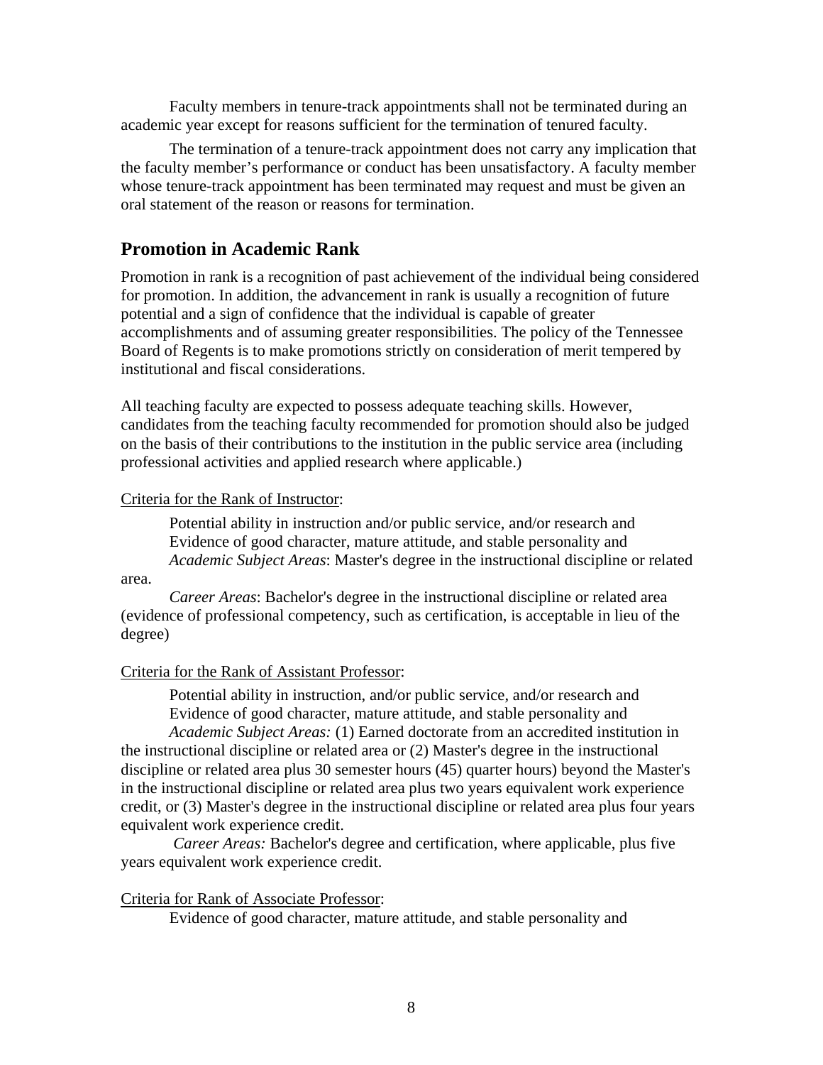Faculty members in tenure-track appointments shall not be terminated during an academic year except for reasons sufficient for the termination of tenured faculty.

The termination of a tenure-track appointment does not carry any implication that the faculty member's performance or conduct has been unsatisfactory. A faculty member whose tenure-track appointment has been terminated may request and must be given an oral statement of the reason or reasons for termination.

## Promotion in Academic Rank

Promotion in rank is a recognition of past achievement of the individual being considered for promotion. In addition, the advancement in rank is usually a recognition of future potential and a sign of confidence that the individual is capable of greater accomplishments and of assuming greater responsibilities. The policy of the Tennessee Board of Regents is to make promotions strictly on consideration of merit tempered by institutional and fiscal considerations.

All teaching faculty are expected to possess adequate teaching skills. However, candidates from the teaching faculty recommended for promotion should also be judged on the basis of their contributions to the institution in the public service area (including professional activities and applied research where applicable.)

<u>Criteria for the Rank of Instructor</u>:

Potential ability in instruction and/or public service, and/or research and
Evidence of good character, mature attitude, and stable personality and
*Academic Subject Areas*: Master's degree in the instructional discipline or related area.

*Career Areas*: Bachelor's degree in the instructional discipline or related area (evidence of professional competency, such as certification, is acceptable in lieu of the degree)

<u>Criteria for the Rank of Assistant Professor</u>:

Potential ability in instruction, and/or public service, and/or research and
Evidence of good character, mature attitude, and stable personality and
*Academic Subject Areas:* (1) Earned doctorate from an accredited institution in the instructional discipline or related area or (2) Master's degree in the instructional discipline or related area plus 30 semester hours (45) quarter hours) beyond the Master's in the instructional discipline or related area plus two years equivalent work experience credit, or (3) Master's degree in the instructional discipline or related area plus four years equivalent work experience credit.

*Career Areas:* Bachelor's degree and certification, where applicable, plus five years equivalent work experience credit.

<u>Criteria for Rank of Associate Professor</u>:

Evidence of good character, mature attitude, and stable personality and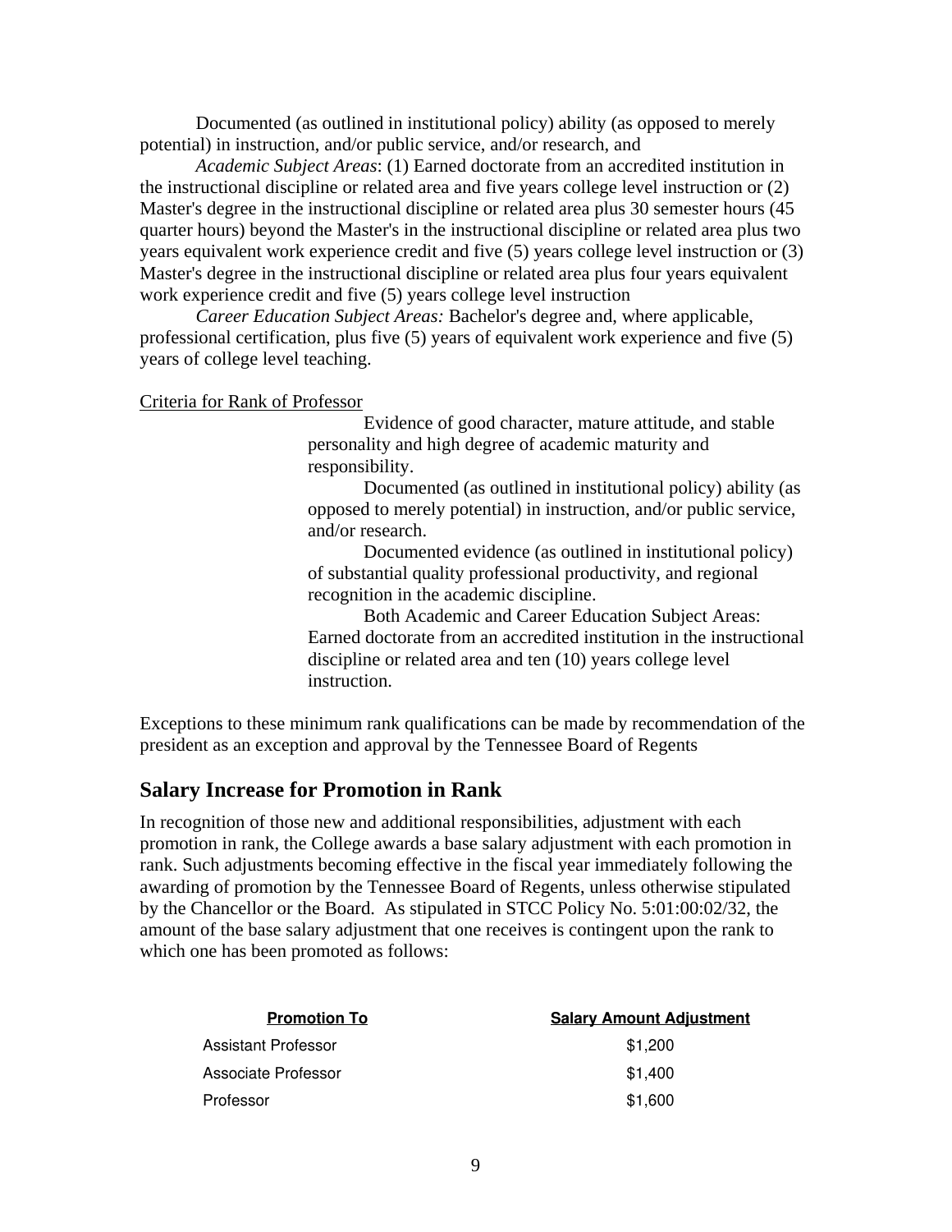Documented (as outlined in institutional policy) ability (as opposed to merely potential) in instruction, and/or public service, and/or research, and

*Academic Subject Areas*: (1) Earned doctorate from an accredited institution in the instructional discipline or related area and five years college level instruction or (2) Master's degree in the instructional discipline or related area plus 30 semester hours (45 quarter hours) beyond the Master's in the instructional discipline or related area plus two years equivalent work experience credit and five (5) years college level instruction or (3) Master's degree in the instructional discipline or related area plus four years equivalent work experience credit and five (5) years college level instruction

*Career Education Subject Areas:* Bachelor's degree and, where applicable, professional certification, plus five (5) years of equivalent work experience and five (5) years of college level teaching.

<u>Criteria for Rank of Professor</u>

Evidence of good character, mature attitude, and stable personality and high degree of academic maturity and responsibility.

Documented (as outlined in institutional policy) ability (as opposed to merely potential) in instruction, and/or public service, and/or research.

Documented evidence (as outlined in institutional policy) of substantial quality professional productivity, and regional recognition in the academic discipline.

Both Academic and Career Education Subject Areas: Earned doctorate from an accredited institution in the instructional discipline or related area and ten (10) years college level instruction.

Exceptions to these minimum rank qualifications can be made by recommendation of the president as an exception and approval by the Tennessee Board of Regents

## Salary Increase for Promotion in Rank

In recognition of those new and additional responsibilities, adjustment with each promotion in rank, the College awards a base salary adjustment with each promotion in rank. Such adjustments becoming effective in the fiscal year immediately following the awarding of promotion by the Tennessee Board of Regents, unless otherwise stipulated by the Chancellor or the Board. As stipulated in STCC Policy No. 5:01:00:02/32, the amount of the base salary adjustment that one receives is contingent upon the rank to which one has been promoted as follows:

| Promotion To | Salary Amount Adjustment |
|---|---|
| Assistant Professor | $1,200 |
| Associate Professor | $1,400 |
| Professor | $1,600 |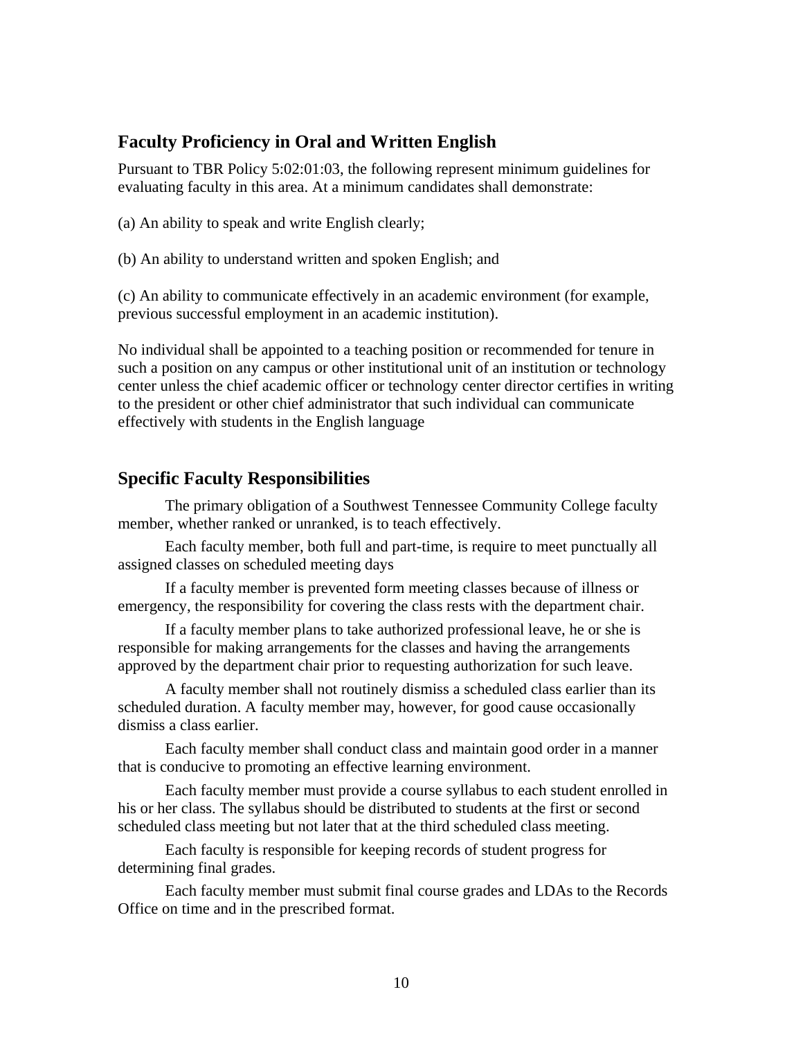## Faculty Proficiency in Oral and Written English

Pursuant to TBR Policy 5:02:01:03, the following represent minimum guidelines for evaluating faculty in this area. At a minimum candidates shall demonstrate:

(a) An ability to speak and write English clearly;

(b) An ability to understand written and spoken English; and

(c) An ability to communicate effectively in an academic environment (for example, previous successful employment in an academic institution).

No individual shall be appointed to a teaching position or recommended for tenure in such a position on any campus or other institutional unit of an institution or technology center unless the chief academic officer or technology center director certifies in writing to the president or other chief administrator that such individual can communicate effectively with students in the English language

## Specific Faculty Responsibilities

The primary obligation of a Southwest Tennessee Community College faculty member, whether ranked or unranked, is to teach effectively.

Each faculty member, both full and part-time, is require to meet punctually all assigned classes on scheduled meeting days

If a faculty member is prevented form meeting classes because of illness or emergency, the responsibility for covering the class rests with the department chair.

If a faculty member plans to take authorized professional leave, he or she is responsible for making arrangements for the classes and having the arrangements approved by the department chair prior to requesting authorization for such leave.

A faculty member shall not routinely dismiss a scheduled class earlier than its scheduled duration. A faculty member may, however, for good cause occasionally dismiss a class earlier.

Each faculty member shall conduct class and maintain good order in a manner that is conducive to promoting an effective learning environment.

Each faculty member must provide a course syllabus to each student enrolled in his or her class. The syllabus should be distributed to students at the first or second scheduled class meeting but not later that at the third scheduled class meeting.

Each faculty is responsible for keeping records of student progress for determining final grades.

Each faculty member must submit final course grades and LDAs to the Records Office on time and in the prescribed format.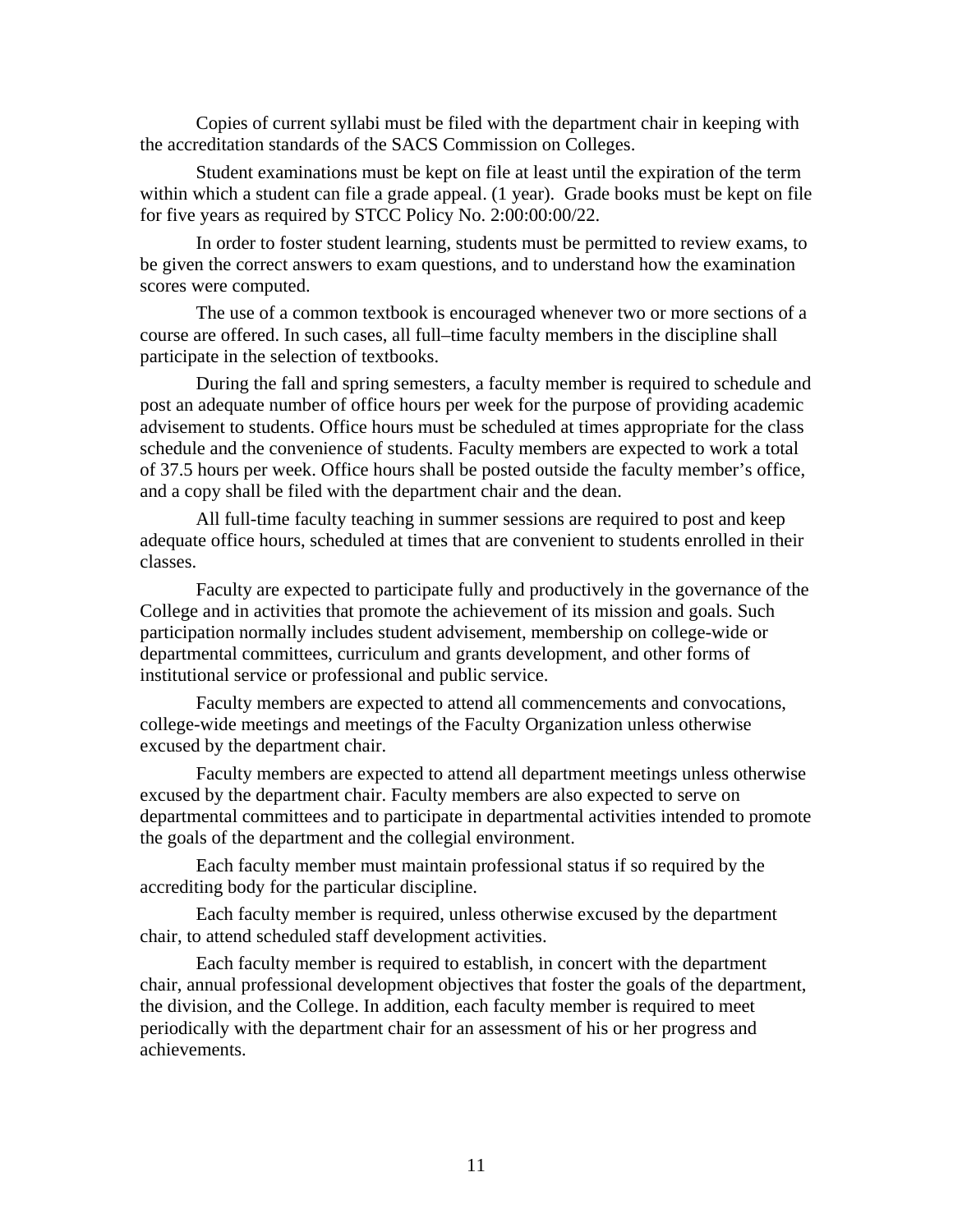Copies of current syllabi must be filed with the department chair in keeping with the accreditation standards of the SACS Commission on Colleges.

Student examinations must be kept on file at least until the expiration of the term within which a student can file a grade appeal. (1 year). Grade books must be kept on file for five years as required by STCC Policy No. 2:00:00:00/22.

In order to foster student learning, students must be permitted to review exams, to be given the correct answers to exam questions, and to understand how the examination scores were computed.

The use of a common textbook is encouraged whenever two or more sections of a course are offered. In such cases, all full–time faculty members in the discipline shall participate in the selection of textbooks.

During the fall and spring semesters, a faculty member is required to schedule and post an adequate number of office hours per week for the purpose of providing academic advisement to students. Office hours must be scheduled at times appropriate for the class schedule and the convenience of students. Faculty members are expected to work a total of 37.5 hours per week. Office hours shall be posted outside the faculty member's office, and a copy shall be filed with the department chair and the dean.

All full-time faculty teaching in summer sessions are required to post and keep adequate office hours, scheduled at times that are convenient to students enrolled in their classes.

Faculty are expected to participate fully and productively in the governance of the College and in activities that promote the achievement of its mission and goals. Such participation normally includes student advisement, membership on college-wide or departmental committees, curriculum and grants development, and other forms of institutional service or professional and public service.

Faculty members are expected to attend all commencements and convocations, college-wide meetings and meetings of the Faculty Organization unless otherwise excused by the department chair.

Faculty members are expected to attend all department meetings unless otherwise excused by the department chair. Faculty members are also expected to serve on departmental committees and to participate in departmental activities intended to promote the goals of the department and the collegial environment.

Each faculty member must maintain professional status if so required by the accrediting body for the particular discipline.

Each faculty member is required, unless otherwise excused by the department chair, to attend scheduled staff development activities.

Each faculty member is required to establish, in concert with the department chair, annual professional development objectives that foster the goals of the department, the division, and the College. In addition, each faculty member is required to meet periodically with the department chair for an assessment of his or her progress and achievements.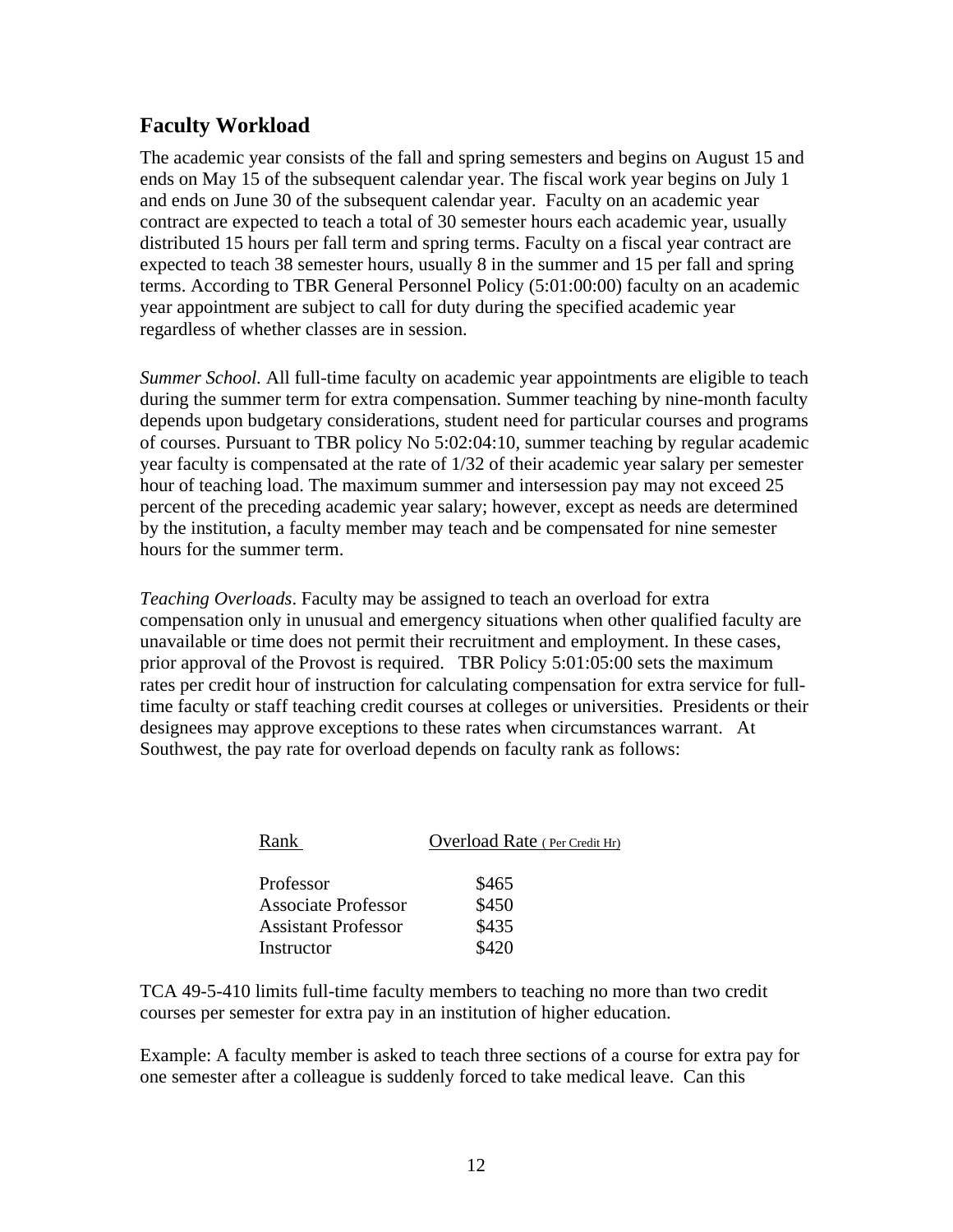## Faculty Workload

The academic year consists of the fall and spring semesters and begins on August 15 and ends on May 15 of the subsequent calendar year. The fiscal work year begins on July 1 and ends on June 30 of the subsequent calendar year. Faculty on an academic year contract are expected to teach a total of 30 semester hours each academic year, usually distributed 15 hours per fall term and spring terms. Faculty on a fiscal year contract are expected to teach 38 semester hours, usually 8 in the summer and 15 per fall and spring terms. According to TBR General Personnel Policy (5:01:00:00) faculty on an academic year appointment are subject to call for duty during the specified academic year regardless of whether classes are in session.

*Summer School.* All full-time faculty on academic year appointments are eligible to teach during the summer term for extra compensation. Summer teaching by nine-month faculty depends upon budgetary considerations, student need for particular courses and programs of courses. Pursuant to TBR policy No 5:02:04:10, summer teaching by regular academic year faculty is compensated at the rate of 1/32 of their academic year salary per semester hour of teaching load. The maximum summer and intersession pay may not exceed 25 percent of the preceding academic year salary; however, except as needs are determined by the institution, a faculty member may teach and be compensated for nine semester hours for the summer term.

*Teaching Overloads*. Faculty may be assigned to teach an overload for extra compensation only in unusual and emergency situations when other qualified faculty are unavailable or time does not permit their recruitment and employment. In these cases, prior approval of the Provost is required. TBR Policy 5:01:05:00 sets the maximum rates per credit hour of instruction for calculating compensation for extra service for full-time faculty or staff teaching credit courses at colleges or universities. Presidents or their designees may approve exceptions to these rates when circumstances warrant. At Southwest, the pay rate for overload depends on faculty rank as follows:

| Rank | Overload Rate ( Per Credit Hr) |
|---|---|
| Professor | $465 |
| Associate Professor | $450 |
| Assistant Professor | $435 |
| Instructor | $420 |

TCA 49-5-410 limits full-time faculty members to teaching no more than two credit courses per semester for extra pay in an institution of higher education.

Example: A faculty member is asked to teach three sections of a course for extra pay for one semester after a colleague is suddenly forced to take medical leave. Can this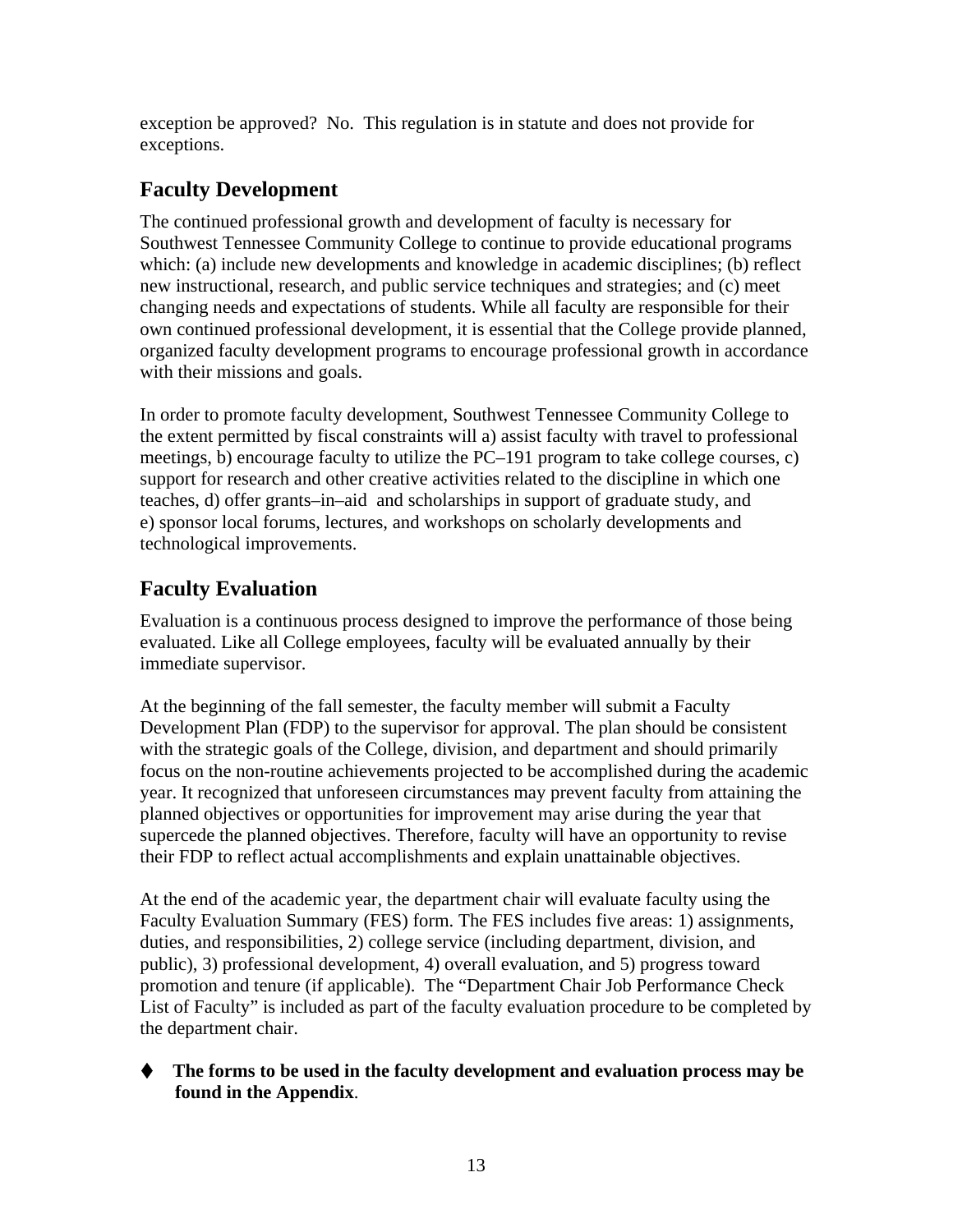exception be approved? No. This regulation is in statute and does not provide for exceptions.

## Faculty Development

The continued professional growth and development of faculty is necessary for Southwest Tennessee Community College to continue to provide educational programs which: (a) include new developments and knowledge in academic disciplines; (b) reflect new instructional, research, and public service techniques and strategies; and (c) meet changing needs and expectations of students. While all faculty are responsible for their own continued professional development, it is essential that the College provide planned, organized faculty development programs to encourage professional growth in accordance with their missions and goals.

In order to promote faculty development, Southwest Tennessee Community College to the extent permitted by fiscal constraints will a) assist faculty with travel to professional meetings, b) encourage faculty to utilize the PC–191 program to take college courses, c) support for research and other creative activities related to the discipline in which one teaches, d) offer grants–in–aid and scholarships in support of graduate study, and e) sponsor local forums, lectures, and workshops on scholarly developments and technological improvements.

## Faculty Evaluation

Evaluation is a continuous process designed to improve the performance of those being evaluated. Like all College employees, faculty will be evaluated annually by their immediate supervisor.

At the beginning of the fall semester, the faculty member will submit a Faculty Development Plan (FDP) to the supervisor for approval. The plan should be consistent with the strategic goals of the College, division, and department and should primarily focus on the non-routine achievements projected to be accomplished during the academic year. It recognized that unforeseen circumstances may prevent faculty from attaining the planned objectives or opportunities for improvement may arise during the year that supercede the planned objectives. Therefore, faculty will have an opportunity to revise their FDP to reflect actual accomplishments and explain unattainable objectives.

At the end of the academic year, the department chair will evaluate faculty using the Faculty Evaluation Summary (FES) form. The FES includes five areas: 1) assignments, duties, and responsibilities, 2) college service (including department, division, and public), 3) professional development, 4) overall evaluation, and 5) progress toward promotion and tenure (if applicable). The "Department Chair Job Performance Check List of Faculty" is included as part of the faculty evaluation procedure to be completed by the department chair.

- **The forms to be used in the faculty development and evaluation process may be found in the Appendix**.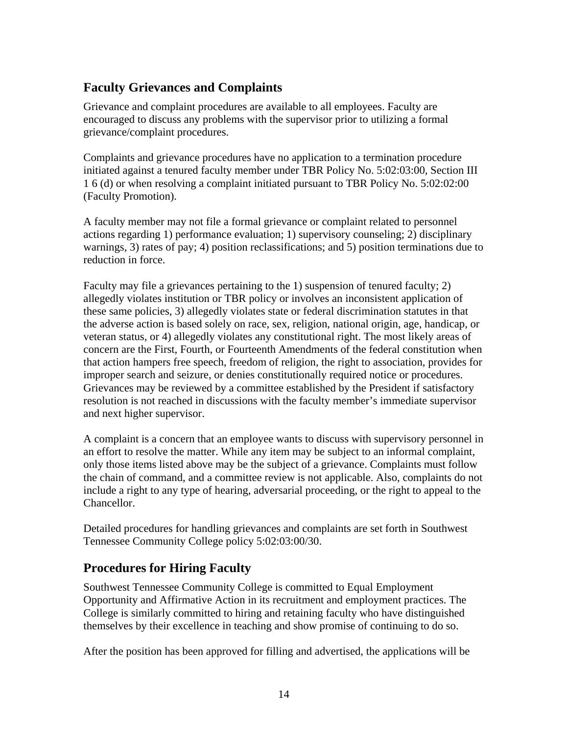## Faculty Grievances and Complaints

Grievance and complaint procedures are available to all employees. Faculty are encouraged to discuss any problems with the supervisor prior to utilizing a formal grievance/complaint procedures.

Complaints and grievance procedures have no application to a termination procedure initiated against a tenured faculty member under TBR Policy No. 5:02:03:00, Section III 1 6 (d) or when resolving a complaint initiated pursuant to TBR Policy No. 5:02:02:00 (Faculty Promotion).

A faculty member may not file a formal grievance or complaint related to personnel actions regarding 1) performance evaluation; 1) supervisory counseling; 2) disciplinary warnings, 3) rates of pay; 4) position reclassifications; and 5) position terminations due to reduction in force.

Faculty may file a grievances pertaining to the 1) suspension of tenured faculty; 2) allegedly violates institution or TBR policy or involves an inconsistent application of these same policies, 3) allegedly violates state or federal discrimination statutes in that the adverse action is based solely on race, sex, religion, national origin, age, handicap, or veteran status, or 4) allegedly violates any constitutional right. The most likely areas of concern are the First, Fourth, or Fourteenth Amendments of the federal constitution when that action hampers free speech, freedom of religion, the right to association, provides for improper search and seizure, or denies constitutionally required notice or procedures. Grievances may be reviewed by a committee established by the President if satisfactory resolution is not reached in discussions with the faculty member's immediate supervisor and next higher supervisor.

A complaint is a concern that an employee wants to discuss with supervisory personnel in an effort to resolve the matter. While any item may be subject to an informal complaint, only those items listed above may be the subject of a grievance. Complaints must follow the chain of command, and a committee review is not applicable. Also, complaints do not include a right to any type of hearing, adversarial proceeding, or the right to appeal to the Chancellor.

Detailed procedures for handling grievances and complaints are set forth in Southwest Tennessee Community College policy 5:02:03:00/30.

## Procedures for Hiring Faculty

Southwest Tennessee Community College is committed to Equal Employment Opportunity and Affirmative Action in its recruitment and employment practices. The College is similarly committed to hiring and retaining faculty who have distinguished themselves by their excellence in teaching and show promise of continuing to do so.

After the position has been approved for filling and advertised, the applications will be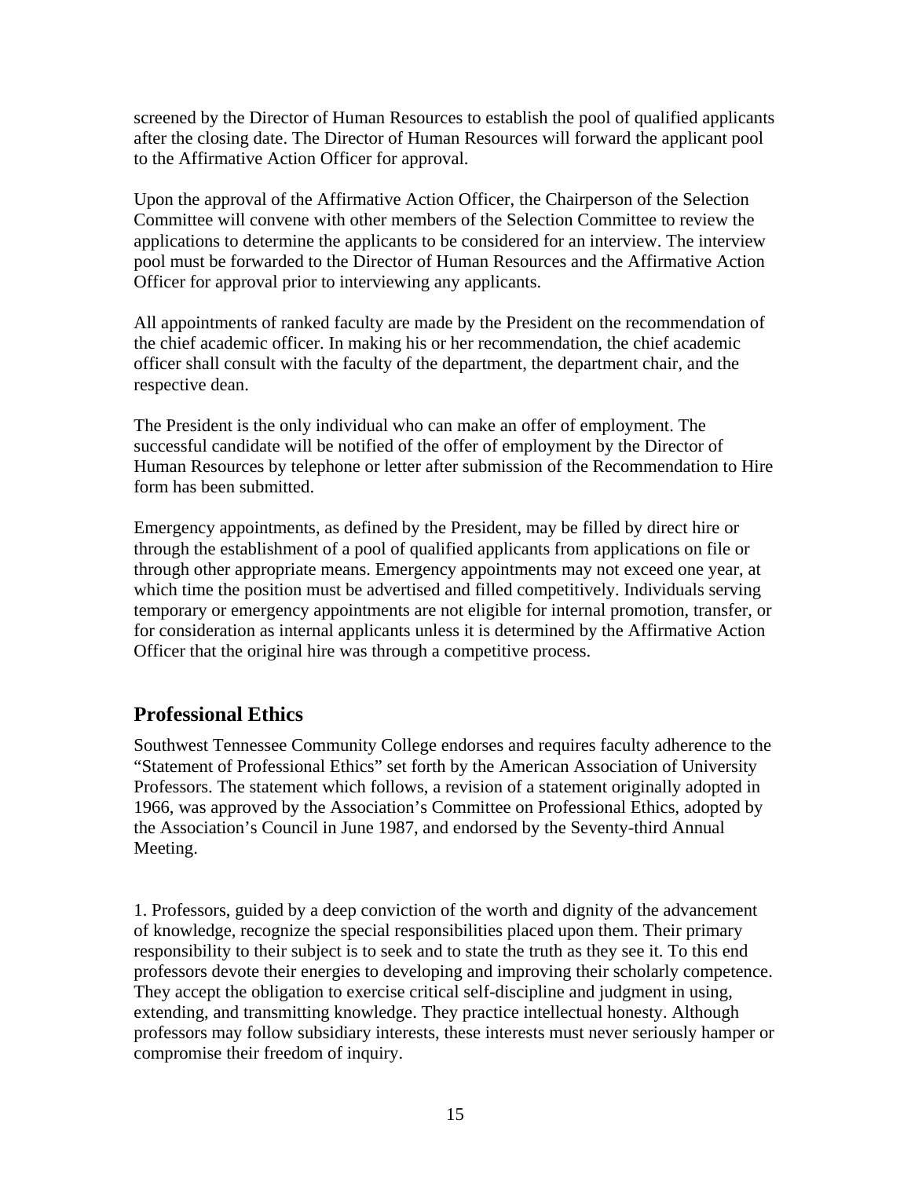screened by the Director of Human Resources to establish the pool of qualified applicants after the closing date. The Director of Human Resources will forward the applicant pool to the Affirmative Action Officer for approval.

Upon the approval of the Affirmative Action Officer, the Chairperson of the Selection Committee will convene with other members of the Selection Committee to review the applications to determine the applicants to be considered for an interview. The interview pool must be forwarded to the Director of Human Resources and the Affirmative Action Officer for approval prior to interviewing any applicants.

All appointments of ranked faculty are made by the President on the recommendation of the chief academic officer. In making his or her recommendation, the chief academic officer shall consult with the faculty of the department, the department chair, and the respective dean.

The President is the only individual who can make an offer of employment. The successful candidate will be notified of the offer of employment by the Director of Human Resources by telephone or letter after submission of the Recommendation to Hire form has been submitted.

Emergency appointments, as defined by the President, may be filled by direct hire or through the establishment of a pool of qualified applicants from applications on file or through other appropriate means. Emergency appointments may not exceed one year, at which time the position must be advertised and filled competitively. Individuals serving temporary or emergency appointments are not eligible for internal promotion, transfer, or for consideration as internal applicants unless it is determined by the Affirmative Action Officer that the original hire was through a competitive process.

## Professional Ethics

Southwest Tennessee Community College endorses and requires faculty adherence to the "Statement of Professional Ethics" set forth by the American Association of University Professors. The statement which follows, a revision of a statement originally adopted in 1966, was approved by the Association's Committee on Professional Ethics, adopted by the Association's Council in June 1987, and endorsed by the Seventy-third Annual Meeting.

1. Professors, guided by a deep conviction of the worth and dignity of the advancement of knowledge, recognize the special responsibilities placed upon them. Their primary responsibility to their subject is to seek and to state the truth as they see it. To this end professors devote their energies to developing and improving their scholarly competence. They accept the obligation to exercise critical self-discipline and judgment in using, extending, and transmitting knowledge. They practice intellectual honesty. Although professors may follow subsidiary interests, these interests must never seriously hamper or compromise their freedom of inquiry.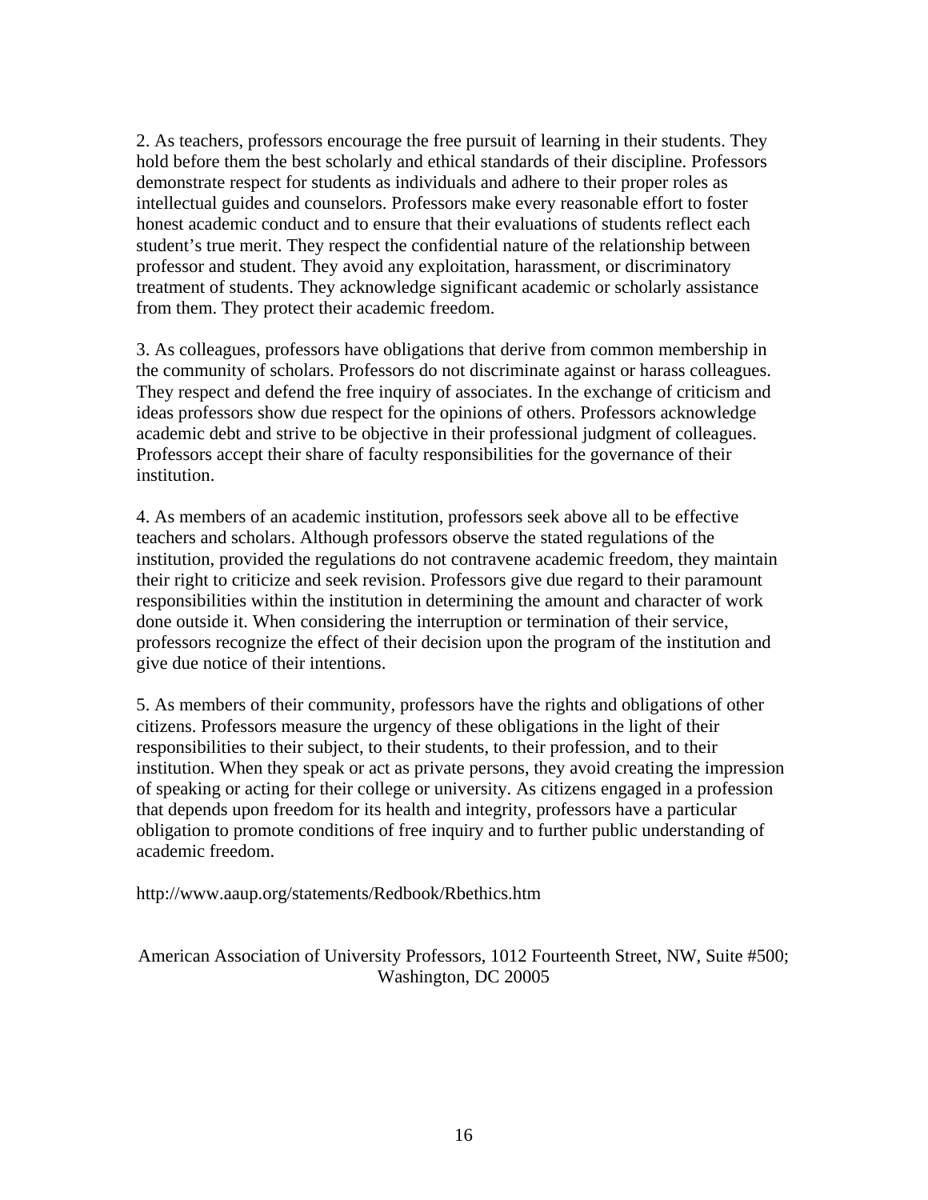2. As teachers, professors encourage the free pursuit of learning in their students. They hold before them the best scholarly and ethical standards of their discipline. Professors demonstrate respect for students as individuals and adhere to their proper roles as intellectual guides and counselors. Professors make every reasonable effort to foster honest academic conduct and to ensure that their evaluations of students reflect each student's true merit. They respect the confidential nature of the relationship between professor and student. They avoid any exploitation, harassment, or discriminatory treatment of students. They acknowledge significant academic or scholarly assistance from them. They protect their academic freedom.

3. As colleagues, professors have obligations that derive from common membership in the community of scholars. Professors do not discriminate against or harass colleagues. They respect and defend the free inquiry of associates. In the exchange of criticism and ideas professors show due respect for the opinions of others. Professors acknowledge academic debt and strive to be objective in their professional judgment of colleagues. Professors accept their share of faculty responsibilities for the governance of their institution.

4. As members of an academic institution, professors seek above all to be effective teachers and scholars. Although professors observe the stated regulations of the institution, provided the regulations do not contravene academic freedom, they maintain their right to criticize and seek revision. Professors give due regard to their paramount responsibilities within the institution in determining the amount and character of work done outside it. When considering the interruption or termination of their service, professors recognize the effect of their decision upon the program of the institution and give due notice of their intentions.

5. As members of their community, professors have the rights and obligations of other citizens. Professors measure the urgency of these obligations in the light of their responsibilities to their subject, to their students, to their profession, and to their institution. When they speak or act as private persons, they avoid creating the impression of speaking or acting for their college or university. As citizens engaged in a profession that depends upon freedom for its health and integrity, professors have a particular obligation to promote conditions of free inquiry and to further public understanding of academic freedom.

http://www.aaup.org/statements/Redbook/Rbethics.htm

American Association of University Professors, 1012 Fourteenth Street, NW, Suite #500; Washington, DC 20005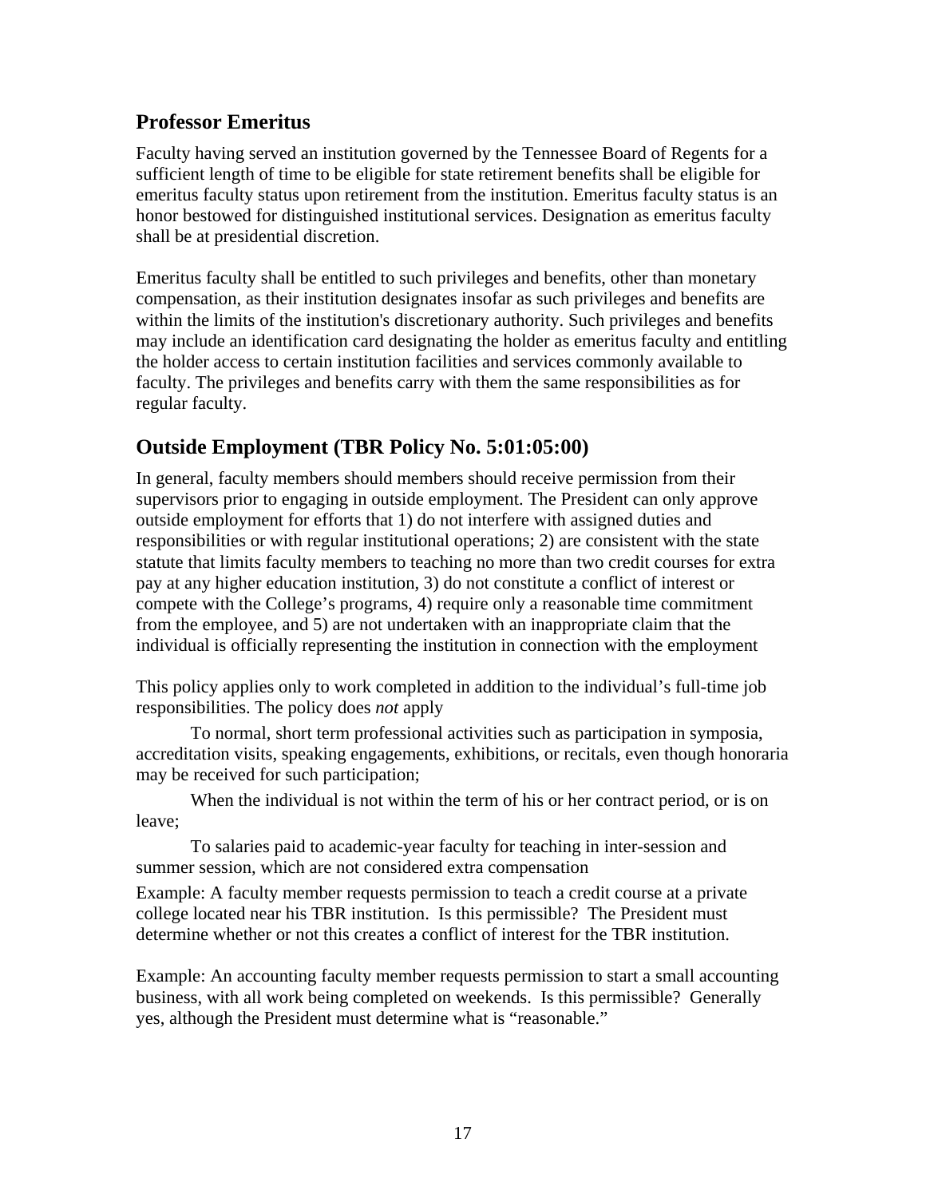## Professor Emeritus

Faculty having served an institution governed by the Tennessee Board of Regents for a sufficient length of time to be eligible for state retirement benefits shall be eligible for emeritus faculty status upon retirement from the institution. Emeritus faculty status is an honor bestowed for distinguished institutional services. Designation as emeritus faculty shall be at presidential discretion.

Emeritus faculty shall be entitled to such privileges and benefits, other than monetary compensation, as their institution designates insofar as such privileges and benefits are within the limits of the institution's discretionary authority. Such privileges and benefits may include an identification card designating the holder as emeritus faculty and entitling the holder access to certain institution facilities and services commonly available to faculty. The privileges and benefits carry with them the same responsibilities as for regular faculty.

## Outside Employment (TBR Policy No. 5:01:05:00)

In general, faculty members should members should receive permission from their supervisors prior to engaging in outside employment. The President can only approve outside employment for efforts that 1) do not interfere with assigned duties and responsibilities or with regular institutional operations; 2) are consistent with the state statute that limits faculty members to teaching no more than two credit courses for extra pay at any higher education institution, 3) do not constitute a conflict of interest or compete with the College's programs, 4) require only a reasonable time commitment from the employee, and 5) are not undertaken with an inappropriate claim that the individual is officially representing the institution in connection with the employment

This policy applies only to work completed in addition to the individual's full-time job responsibilities. The policy does *not* apply

To normal, short term professional activities such as participation in symposia, accreditation visits, speaking engagements, exhibitions, or recitals, even though honoraria may be received for such participation;

When the individual is not within the term of his or her contract period, or is on leave;

To salaries paid to academic-year faculty for teaching in inter-session and summer session, which are not considered extra compensation

Example: A faculty member requests permission to teach a credit course at a private college located near his TBR institution. Is this permissible? The President must determine whether or not this creates a conflict of interest for the TBR institution.

Example: An accounting faculty member requests permission to start a small accounting business, with all work being completed on weekends. Is this permissible? Generally yes, although the President must determine what is "reasonable."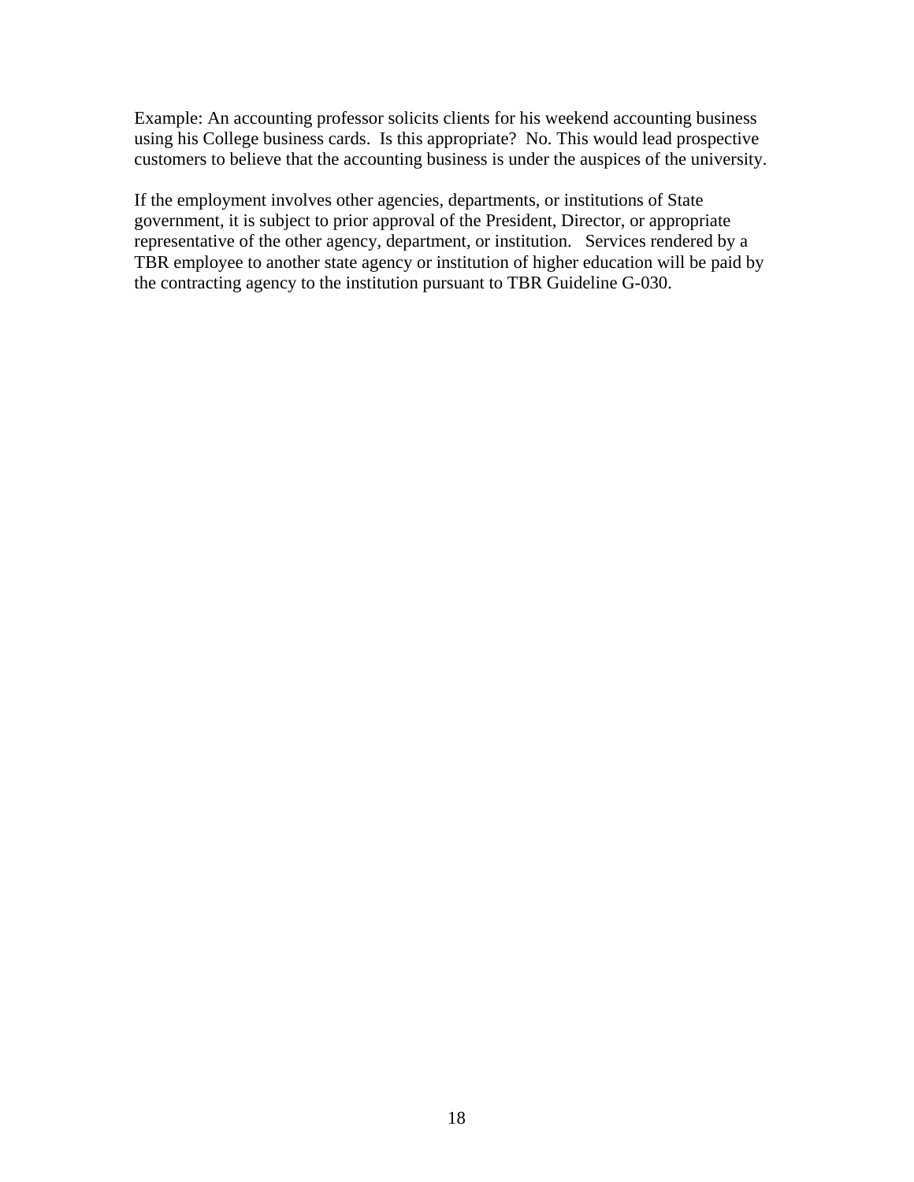Example: An accounting professor solicits clients for his weekend accounting business using his College business cards. Is this appropriate? No. This would lead prospective customers to believe that the accounting business is under the auspices of the university.

If the employment involves other agencies, departments, or institutions of State government, it is subject to prior approval of the President, Director, or appropriate representative of the other agency, department, or institution. Services rendered by a TBR employee to another state agency or institution of higher education will be paid by the contracting agency to the institution pursuant to TBR Guideline G-030.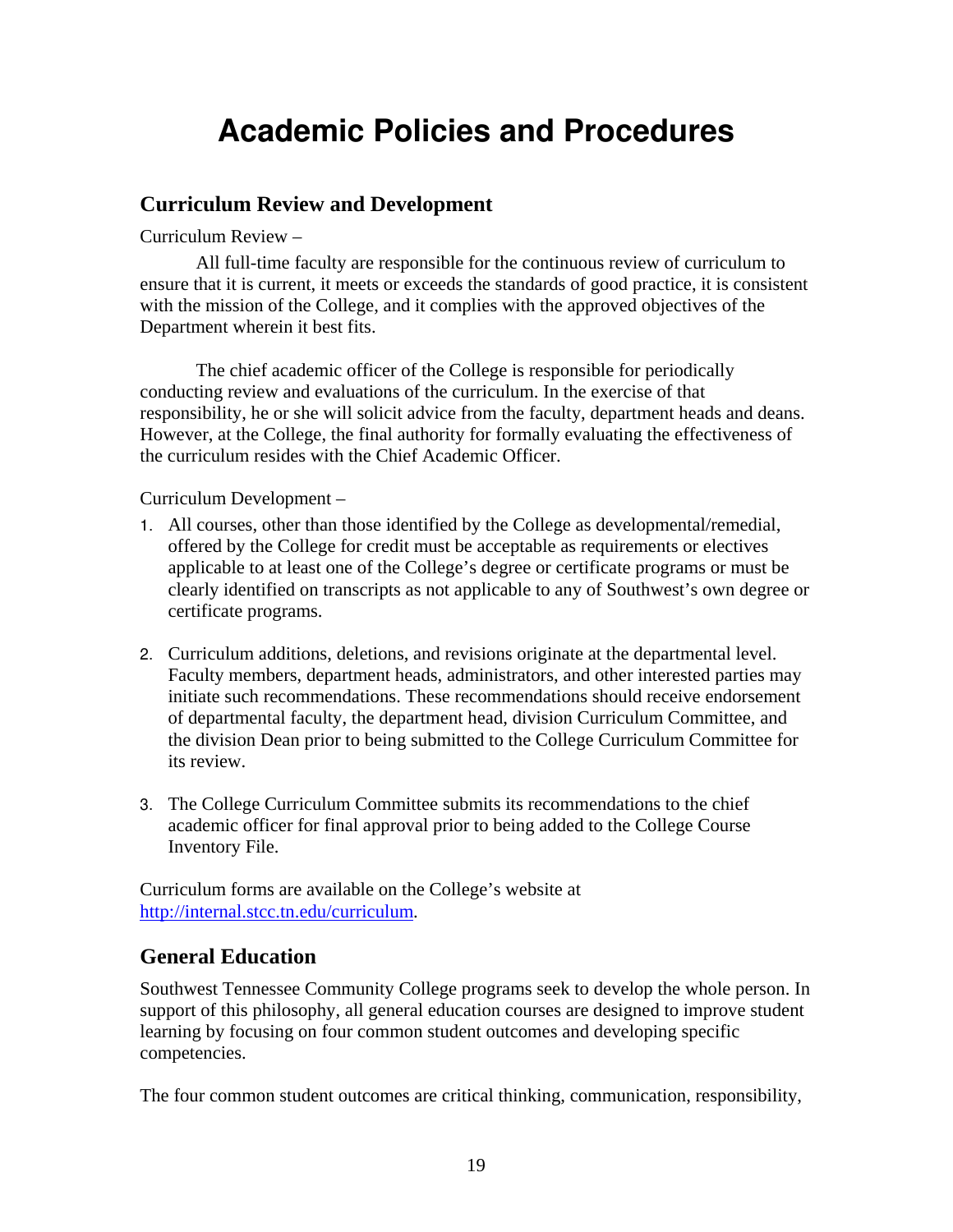# Academic Policies and Procedures

## Curriculum Review and Development

Curriculum Review –

All full-time faculty are responsible for the continuous review of curriculum to ensure that it is current, it meets or exceeds the standards of good practice, it is consistent with the mission of the College, and it complies with the approved objectives of the Department wherein it best fits.

The chief academic officer of the College is responsible for periodically conducting review and evaluations of the curriculum. In the exercise of that responsibility, he or she will solicit advice from the faculty, department heads and deans. However, at the College, the final authority for formally evaluating the effectiveness of the curriculum resides with the Chief Academic Officer.

Curriculum Development –

1. All courses, other than those identified by the College as developmental/remedial, offered by the College for credit must be acceptable as requirements or electives applicable to at least one of the College's degree or certificate programs or must be clearly identified on transcripts as not applicable to any of Southwest's own degree or certificate programs.

2. Curriculum additions, deletions, and revisions originate at the departmental level. Faculty members, department heads, administrators, and other interested parties may initiate such recommendations. These recommendations should receive endorsement of departmental faculty, the department head, division Curriculum Committee, and the division Dean prior to being submitted to the College Curriculum Committee for its review.

3. The College Curriculum Committee submits its recommendations to the chief academic officer for final approval prior to being added to the College Course Inventory File.

Curriculum forms are available on the College's website at http://internal.stcc.tn.edu/curriculum.

## General Education

Southwest Tennessee Community College programs seek to develop the whole person. In support of this philosophy, all general education courses are designed to improve student learning by focusing on four common student outcomes and developing specific competencies.

The four common student outcomes are critical thinking, communication, responsibility,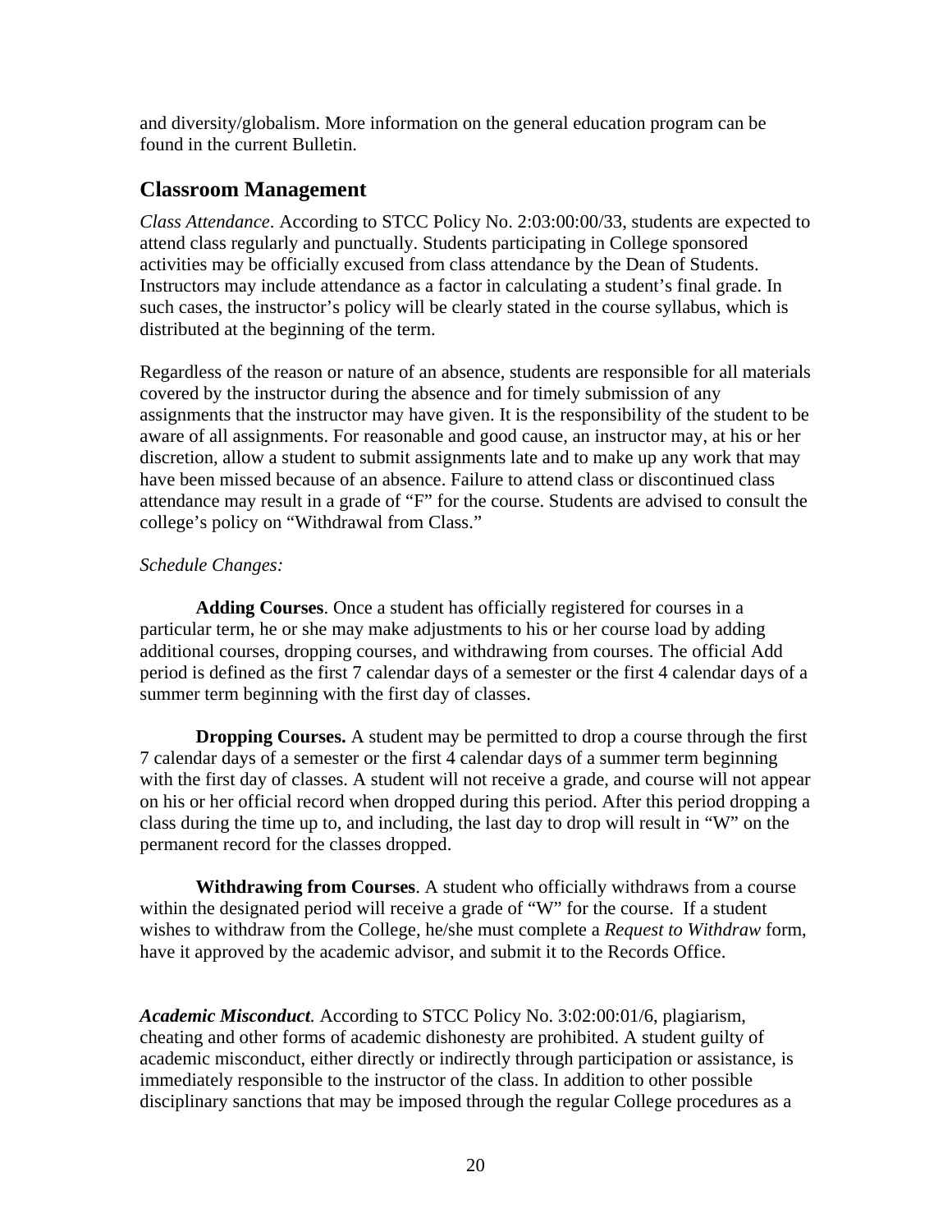and diversity/globalism. More information on the general education program can be found in the current Bulletin.

## Classroom Management

*Class Attendance*. According to STCC Policy No. 2:03:00:00/33, students are expected to attend class regularly and punctually. Students participating in College sponsored activities may be officially excused from class attendance by the Dean of Students. Instructors may include attendance as a factor in calculating a student's final grade. In such cases, the instructor's policy will be clearly stated in the course syllabus, which is distributed at the beginning of the term.

Regardless of the reason or nature of an absence, students are responsible for all materials covered by the instructor during the absence and for timely submission of any assignments that the instructor may have given. It is the responsibility of the student to be aware of all assignments. For reasonable and good cause, an instructor may, at his or her discretion, allow a student to submit assignments late and to make up any work that may have been missed because of an absence. Failure to attend class or discontinued class attendance may result in a grade of "F" for the course. Students are advised to consult the college's policy on "Withdrawal from Class."

*Schedule Changes:*

**Adding Courses**. Once a student has officially registered for courses in a particular term, he or she may make adjustments to his or her course load by adding additional courses, dropping courses, and withdrawing from courses. The official Add period is defined as the first 7 calendar days of a semester or the first 4 calendar days of a summer term beginning with the first day of classes.

**Dropping Courses.** A student may be permitted to drop a course through the first 7 calendar days of a semester or the first 4 calendar days of a summer term beginning with the first day of classes. A student will not receive a grade, and course will not appear on his or her official record when dropped during this period. After this period dropping a class during the time up to, and including, the last day to drop will result in "W" on the permanent record for the classes dropped.

**Withdrawing from Courses**. A student who officially withdraws from a course within the designated period will receive a grade of "W" for the course. If a student wishes to withdraw from the College, he/she must complete a *Request to Withdraw* form, have it approved by the academic advisor, and submit it to the Records Office.

***Academic Misconduct***. According to STCC Policy No. 3:02:00:01/6, plagiarism, cheating and other forms of academic dishonesty are prohibited. A student guilty of academic misconduct, either directly or indirectly through participation or assistance, is immediately responsible to the instructor of the class. In addition to other possible disciplinary sanctions that may be imposed through the regular College procedures as a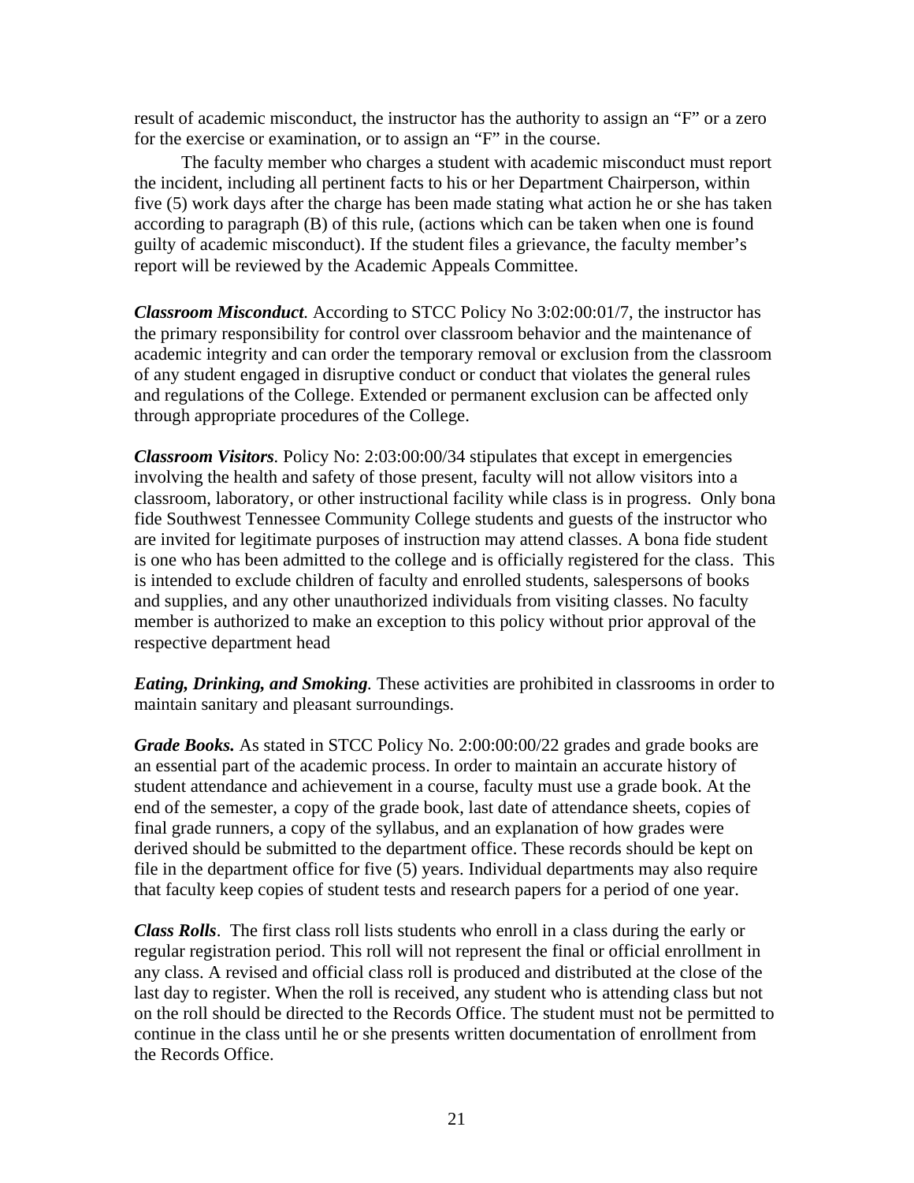result of academic misconduct, the instructor has the authority to assign an "F" or a zero for the exercise or examination, or to assign an "F" in the course.

The faculty member who charges a student with academic misconduct must report the incident, including all pertinent facts to his or her Department Chairperson, within five (5) work days after the charge has been made stating what action he or she has taken according to paragraph (B) of this rule, (actions which can be taken when one is found guilty of academic misconduct). If the student files a grievance, the faculty member's report will be reviewed by the Academic Appeals Committee.

***Classroom Misconduct**.* According to STCC Policy No 3:02:00:01/7, the instructor has the primary responsibility for control over classroom behavior and the maintenance of academic integrity and can order the temporary removal or exclusion from the classroom of any student engaged in disruptive conduct or conduct that violates the general rules and regulations of the College. Extended or permanent exclusion can be affected only through appropriate procedures of the College.

***Classroom Visitors**.* Policy No: 2:03:00:00/34 stipulates that except in emergencies involving the health and safety of those present, faculty will not allow visitors into a classroom, laboratory, or other instructional facility while class is in progress. Only bona fide Southwest Tennessee Community College students and guests of the instructor who are invited for legitimate purposes of instruction may attend classes. A bona fide student is one who has been admitted to the college and is officially registered for the class. This is intended to exclude children of faculty and enrolled students, salespersons of books and supplies, and any other unauthorized individuals from visiting classes. No faculty member is authorized to make an exception to this policy without prior approval of the respective department head

***Eating, Drinking, and Smoking**.* These activities are prohibited in classrooms in order to maintain sanitary and pleasant surroundings.

***Grade Books.*** As stated in STCC Policy No. 2:00:00:00/22 grades and grade books are an essential part of the academic process. In order to maintain an accurate history of student attendance and achievement in a course, faculty must use a grade book. At the end of the semester, a copy of the grade book, last date of attendance sheets, copies of final grade runners, a copy of the syllabus, and an explanation of how grades were derived should be submitted to the department office. These records should be kept on file in the department office for five (5) years. Individual departments may also require that faculty keep copies of student tests and research papers for a period of one year.

***Class Rolls***. The first class roll lists students who enroll in a class during the early or regular registration period. This roll will not represent the final or official enrollment in any class. A revised and official class roll is produced and distributed at the close of the last day to register. When the roll is received, any student who is attending class but not on the roll should be directed to the Records Office. The student must not be permitted to continue in the class until he or she presents written documentation of enrollment from the Records Office.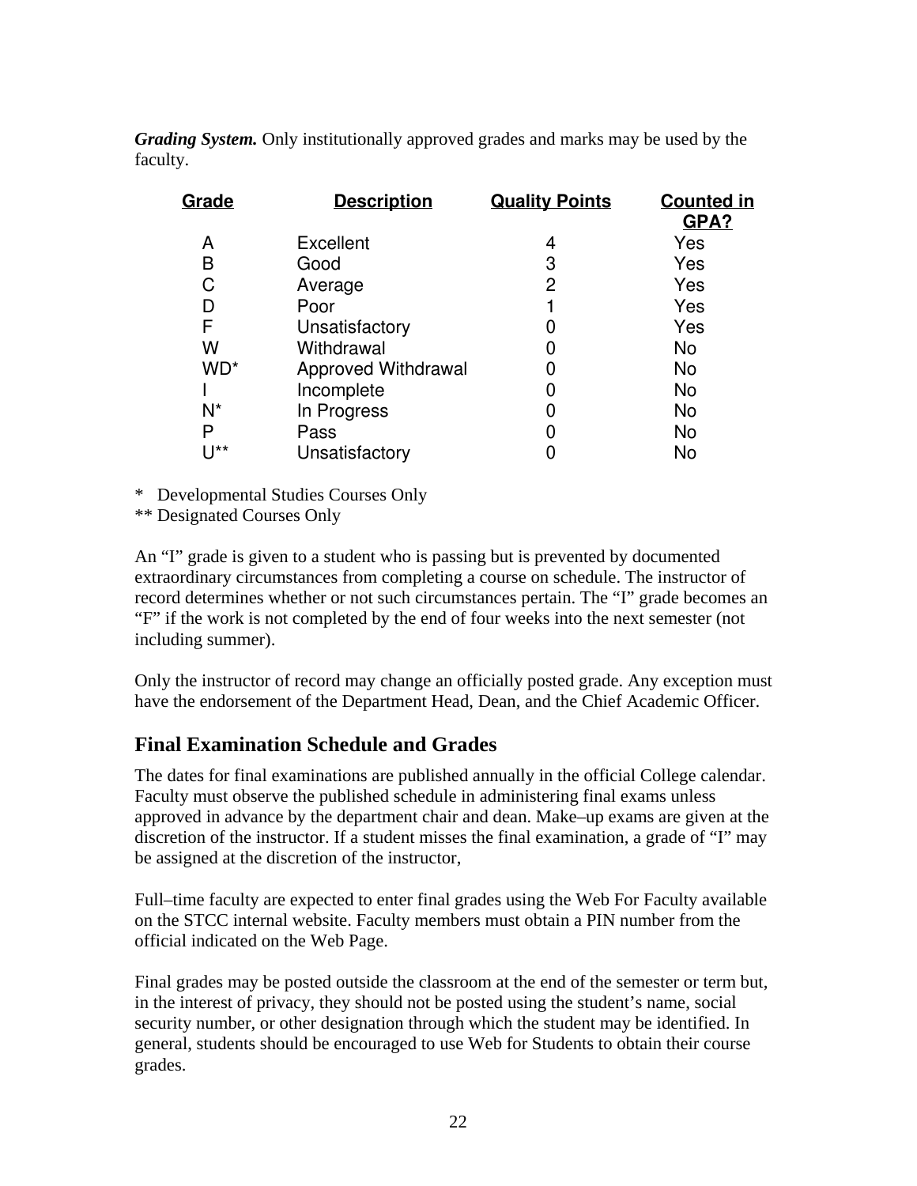***Grading System.*** Only institutionally approved grades and marks may be used by the faculty.

| Grade | Description | Quality Points | Counted in GPA? |
|---|---|---|---|
| A | Excellent | 4 | Yes |
| B | Good | 3 | Yes |
| C | Average | 2 | Yes |
| D | Poor | 1 | Yes |
| F | Unsatisfactory | 0 | Yes |
| W | Withdrawal | 0 | No |
| WD* | Approved Withdrawal | 0 | No |
| I | Incomplete | 0 | No |
| N* | In Progress | 0 | No |
| P | Pass | 0 | No |
| U** | Unsatisfactory | 0 | No |

\* Developmental Studies Courses Only
\** Designated Courses Only

An "I" grade is given to a student who is passing but is prevented by documented extraordinary circumstances from completing a course on schedule. The instructor of record determines whether or not such circumstances pertain. The "I" grade becomes an "F" if the work is not completed by the end of four weeks into the next semester (not including summer).

Only the instructor of record may change an officially posted grade. Any exception must have the endorsement of the Department Head, Dean, and the Chief Academic Officer.

## Final Examination Schedule and Grades

The dates for final examinations are published annually in the official College calendar. Faculty must observe the published schedule in administering final exams unless approved in advance by the department chair and dean. Make–up exams are given at the discretion of the instructor. If a student misses the final examination, a grade of "I" may be assigned at the discretion of the instructor,

Full–time faculty are expected to enter final grades using the Web For Faculty available on the STCC internal website. Faculty members must obtain a PIN number from the official indicated on the Web Page.

Final grades may be posted outside the classroom at the end of the semester or term but, in the interest of privacy, they should not be posted using the student's name, social security number, or other designation through which the student may be identified. In general, students should be encouraged to use Web for Students to obtain their course grades.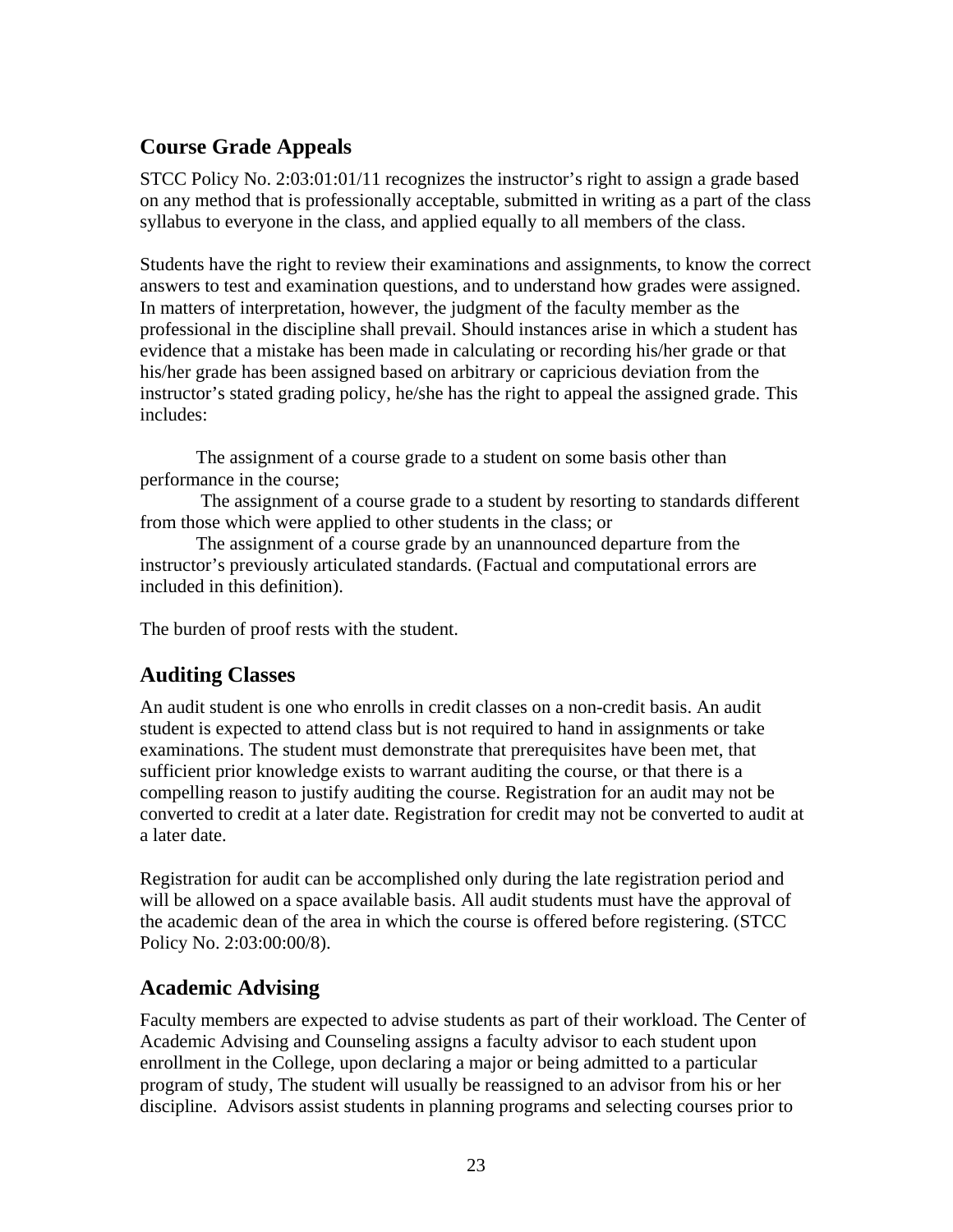## Course Grade Appeals

STCC Policy No. 2:03:01:01/11 recognizes the instructor's right to assign a grade based on any method that is professionally acceptable, submitted in writing as a part of the class syllabus to everyone in the class, and applied equally to all members of the class.

Students have the right to review their examinations and assignments, to know the correct answers to test and examination questions, and to understand how grades were assigned. In matters of interpretation, however, the judgment of the faculty member as the professional in the discipline shall prevail. Should instances arise in which a student has evidence that a mistake has been made in calculating or recording his/her grade or that his/her grade has been assigned based on arbitrary or capricious deviation from the instructor's stated grading policy, he/she has the right to appeal the assigned grade. This includes:

The assignment of a course grade to a student on some basis other than performance in the course;

The assignment of a course grade to a student by resorting to standards different from those which were applied to other students in the class; or

The assignment of a course grade by an unannounced departure from the instructor's previously articulated standards. (Factual and computational errors are included in this definition).

The burden of proof rests with the student.

## Auditing Classes

An audit student is one who enrolls in credit classes on a non-credit basis. An audit student is expected to attend class but is not required to hand in assignments or take examinations. The student must demonstrate that prerequisites have been met, that sufficient prior knowledge exists to warrant auditing the course, or that there is a compelling reason to justify auditing the course. Registration for an audit may not be converted to credit at a later date. Registration for credit may not be converted to audit at a later date.

Registration for audit can be accomplished only during the late registration period and will be allowed on a space available basis. All audit students must have the approval of the academic dean of the area in which the course is offered before registering. (STCC Policy No. 2:03:00:00/8).

## Academic Advising

Faculty members are expected to advise students as part of their workload. The Center of Academic Advising and Counseling assigns a faculty advisor to each student upon enrollment in the College, upon declaring a major or being admitted to a particular program of study, The student will usually be reassigned to an advisor from his or her discipline. Advisors assist students in planning programs and selecting courses prior to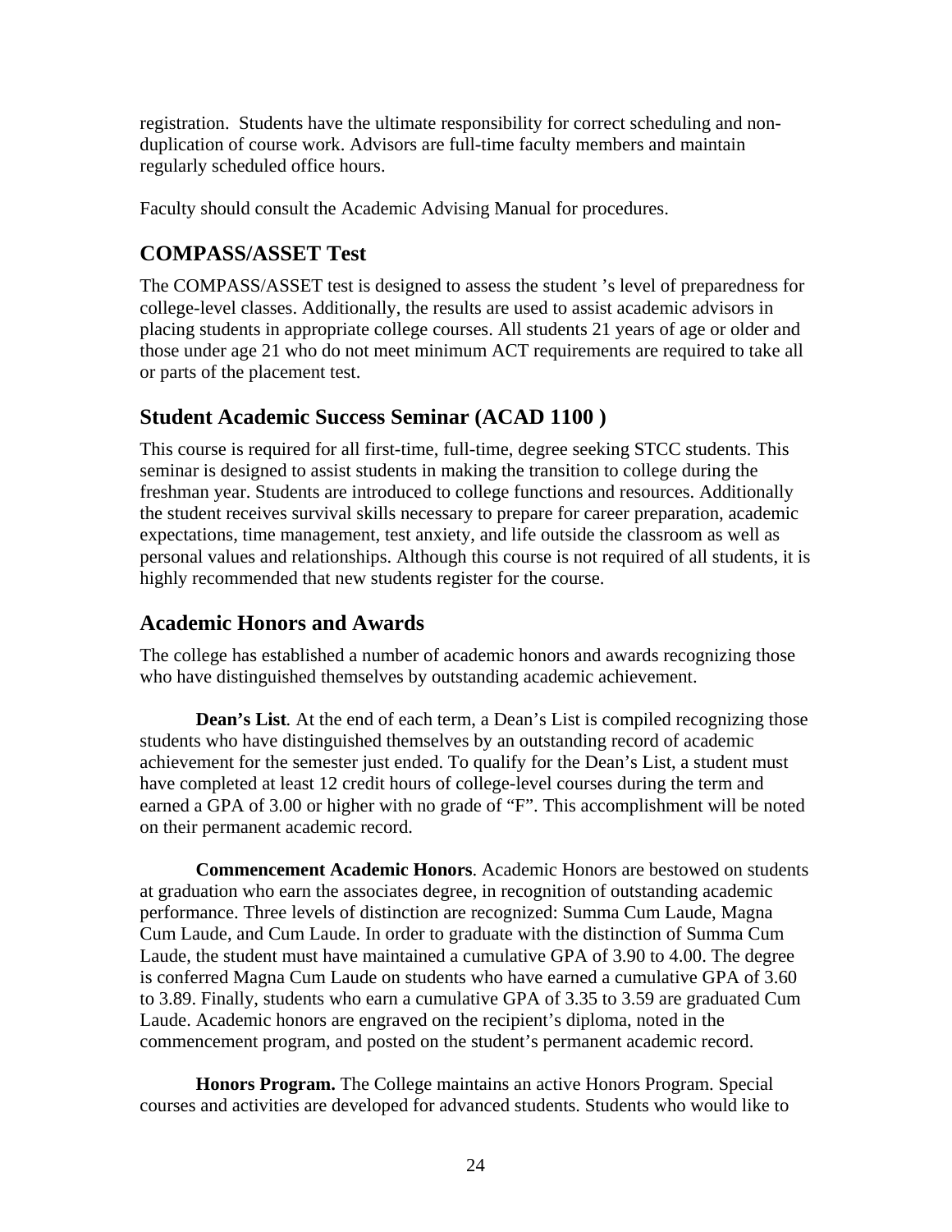registration. Students have the ultimate responsibility for correct scheduling and non-duplication of course work. Advisors are full-time faculty members and maintain regularly scheduled office hours.

Faculty should consult the Academic Advising Manual for procedures.

## COMPASS/ASSET Test

The COMPASS/ASSET test is designed to assess the student 's level of preparedness for college-level classes. Additionally, the results are used to assist academic advisors in placing students in appropriate college courses. All students 21 years of age or older and those under age 21 who do not meet minimum ACT requirements are required to take all or parts of the placement test.

## Student Academic Success Seminar (ACAD 1100 )

This course is required for all first-time, full-time, degree seeking STCC students. This seminar is designed to assist students in making the transition to college during the freshman year. Students are introduced to college functions and resources. Additionally the student receives survival skills necessary to prepare for career preparation, academic expectations, time management, test anxiety, and life outside the classroom as well as personal values and relationships. Although this course is not required of all students, it is highly recommended that new students register for the course.

## Academic Honors and Awards

The college has established a number of academic honors and awards recognizing those who have distinguished themselves by outstanding academic achievement.

**Dean's List**. At the end of each term, a Dean's List is compiled recognizing those students who have distinguished themselves by an outstanding record of academic achievement for the semester just ended. To qualify for the Dean's List, a student must have completed at least 12 credit hours of college-level courses during the term and earned a GPA of 3.00 or higher with no grade of "F". This accomplishment will be noted on their permanent academic record.

**Commencement Academic Honors**. Academic Honors are bestowed on students at graduation who earn the associates degree, in recognition of outstanding academic performance. Three levels of distinction are recognized: Summa Cum Laude, Magna Cum Laude, and Cum Laude. In order to graduate with the distinction of Summa Cum Laude, the student must have maintained a cumulative GPA of 3.90 to 4.00. The degree is conferred Magna Cum Laude on students who have earned a cumulative GPA of 3.60 to 3.89. Finally, students who earn a cumulative GPA of 3.35 to 3.59 are graduated Cum Laude. Academic honors are engraved on the recipient's diploma, noted in the commencement program, and posted on the student's permanent academic record.

**Honors Program.** The College maintains an active Honors Program. Special courses and activities are developed for advanced students. Students who would like to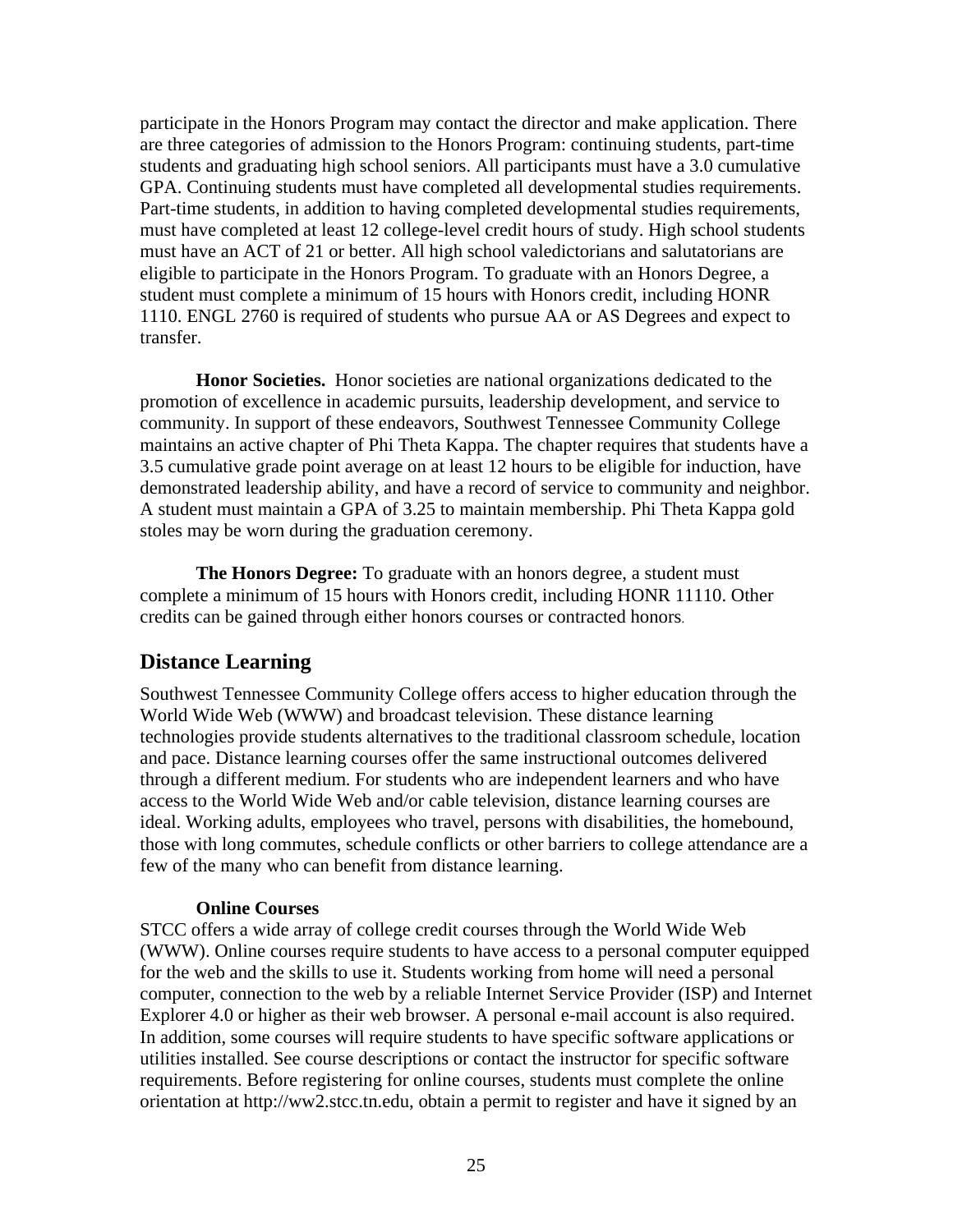participate in the Honors Program may contact the director and make application. There are three categories of admission to the Honors Program: continuing students, part-time students and graduating high school seniors. All participants must have a 3.0 cumulative GPA. Continuing students must have completed all developmental studies requirements. Part-time students, in addition to having completed developmental studies requirements, must have completed at least 12 college-level credit hours of study. High school students must have an ACT of 21 or better. All high school valedictorians and salutatorians are eligible to participate in the Honors Program. To graduate with an Honors Degree, a student must complete a minimum of 15 hours with Honors credit, including HONR 1110. ENGL 2760 is required of students who pursue AA or AS Degrees and expect to transfer.

**Honor Societies.** Honor societies are national organizations dedicated to the promotion of excellence in academic pursuits, leadership development, and service to community. In support of these endeavors, Southwest Tennessee Community College maintains an active chapter of Phi Theta Kappa. The chapter requires that students have a 3.5 cumulative grade point average on at least 12 hours to be eligible for induction, have demonstrated leadership ability, and have a record of service to community and neighbor. A student must maintain a GPA of 3.25 to maintain membership. Phi Theta Kappa gold stoles may be worn during the graduation ceremony.

**The Honors Degree:** To graduate with an honors degree, a student must complete a minimum of 15 hours with Honors credit, including HONR 11110. Other credits can be gained through either honors courses or contracted honors.

## Distance Learning

Southwest Tennessee Community College offers access to higher education through the World Wide Web (WWW) and broadcast television. These distance learning technologies provide students alternatives to the traditional classroom schedule, location and pace. Distance learning courses offer the same instructional outcomes delivered through a different medium. For students who are independent learners and who have access to the World Wide Web and/or cable television, distance learning courses are ideal. Working adults, employees who travel, persons with disabilities, the homebound, those with long commutes, schedule conflicts or other barriers to college attendance are a few of the many who can benefit from distance learning.

### Online Courses

STCC offers a wide array of college credit courses through the World Wide Web (WWW). Online courses require students to have access to a personal computer equipped for the web and the skills to use it. Students working from home will need a personal computer, connection to the web by a reliable Internet Service Provider (ISP) and Internet Explorer 4.0 or higher as their web browser. A personal e-mail account is also required. In addition, some courses will require students to have specific software applications or utilities installed. See course descriptions or contact the instructor for specific software requirements. Before registering for online courses, students must complete the online orientation at http://ww2.stcc.tn.edu, obtain a permit to register and have it signed by an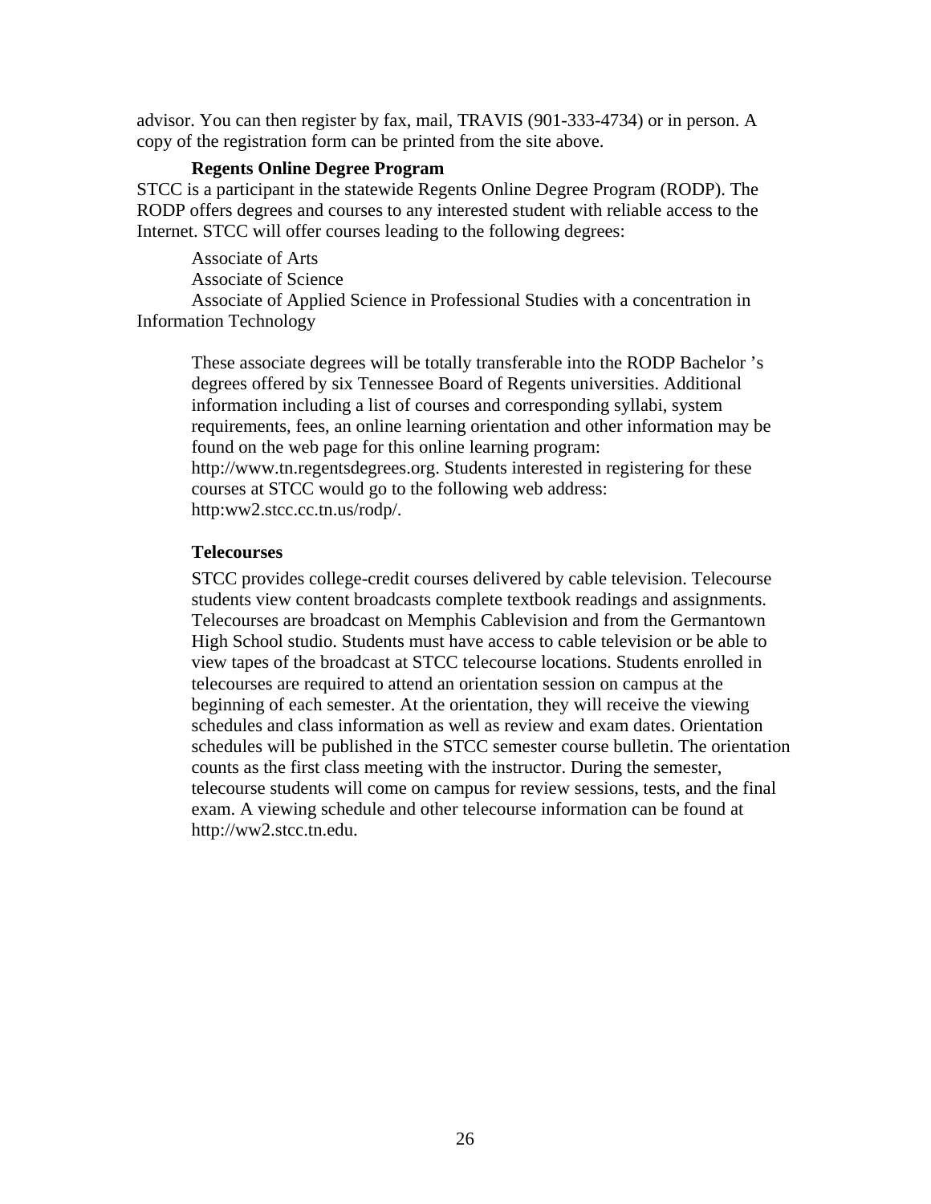advisor. You can then register by fax, mail, TRAVIS (901-333-4734) or in person. A copy of the registration form can be printed from the site above.

**Regents Online Degree Program**

STCC is a participant in the statewide Regents Online Degree Program (RODP). The RODP offers degrees and courses to any interested student with reliable access to the Internet. STCC will offer courses leading to the following degrees:

Associate of Arts
Associate of Science
Associate of Applied Science in Professional Studies with a concentration in Information Technology

These associate degrees will be totally transferable into the RODP Bachelor 's degrees offered by six Tennessee Board of Regents universities. Additional information including a list of courses and corresponding syllabi, system requirements, fees, an online learning orientation and other information may be found on the web page for this online learning program: http://www.tn.regentsdegrees.org. Students interested in registering for these courses at STCC would go to the following web address: http:ww2.stcc.cc.tn.us/rodp/.

**Telecourses**

STCC provides college-credit courses delivered by cable television. Telecourse students view content broadcasts complete textbook readings and assignments. Telecourses are broadcast on Memphis Cablevision and from the Germantown High School studio. Students must have access to cable television or be able to view tapes of the broadcast at STCC telecourse locations. Students enrolled in telecourses are required to attend an orientation session on campus at the beginning of each semester. At the orientation, they will receive the viewing schedules and class information as well as review and exam dates. Orientation schedules will be published in the STCC semester course bulletin. The orientation counts as the first class meeting with the instructor. During the semester, telecourse students will come on campus for review sessions, tests, and the final exam. A viewing schedule and other telecourse information can be found at http://ww2.stcc.tn.edu.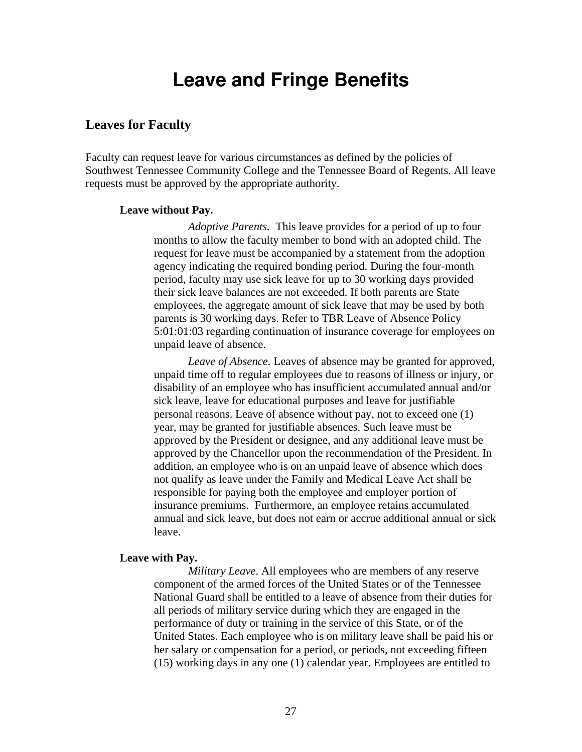# Leave and Fringe Benefits

## Leaves for Faculty

Faculty can request leave for various circumstances as defined by the policies of Southwest Tennessee Community College and the Tennessee Board of Regents. All leave requests must be approved by the appropriate authority.

**Leave without Pay.**

*Adoptive Parents.* This leave provides for a period of up to four months to allow the faculty member to bond with an adopted child. The request for leave must be accompanied by a statement from the adoption agency indicating the required bonding period. During the four-month period, faculty may use sick leave for up to 30 working days provided their sick leave balances are not exceeded. If both parents are State employees, the aggregate amount of sick leave that may be used by both parents is 30 working days. Refer to TBR Leave of Absence Policy 5:01:01:03 regarding continuation of insurance coverage for employees on unpaid leave of absence.

*Leave of Absence.* Leaves of absence may be granted for approved, unpaid time off to regular employees due to reasons of illness or injury, or disability of an employee who has insufficient accumulated annual and/or sick leave, leave for educational purposes and leave for justifiable personal reasons. Leave of absence without pay, not to exceed one (1) year, may be granted for justifiable absences. Such leave must be approved by the President or designee, and any additional leave must be approved by the Chancellor upon the recommendation of the President. In addition, an employee who is on an unpaid leave of absence which does not qualify as leave under the Family and Medical Leave Act shall be responsible for paying both the employee and employer portion of insurance premiums. Furthermore, an employee retains accumulated annual and sick leave, but does not earn or accrue additional annual or sick leave.

**Leave with Pay.**

*Military Leave*. All employees who are members of any reserve component of the armed forces of the United States or of the Tennessee National Guard shall be entitled to a leave of absence from their duties for all periods of military service during which they are engaged in the performance of duty or training in the service of this State, or of the United States. Each employee who is on military leave shall be paid his or her salary or compensation for a period, or periods, not exceeding fifteen (15) working days in any one (1) calendar year. Employees are entitled to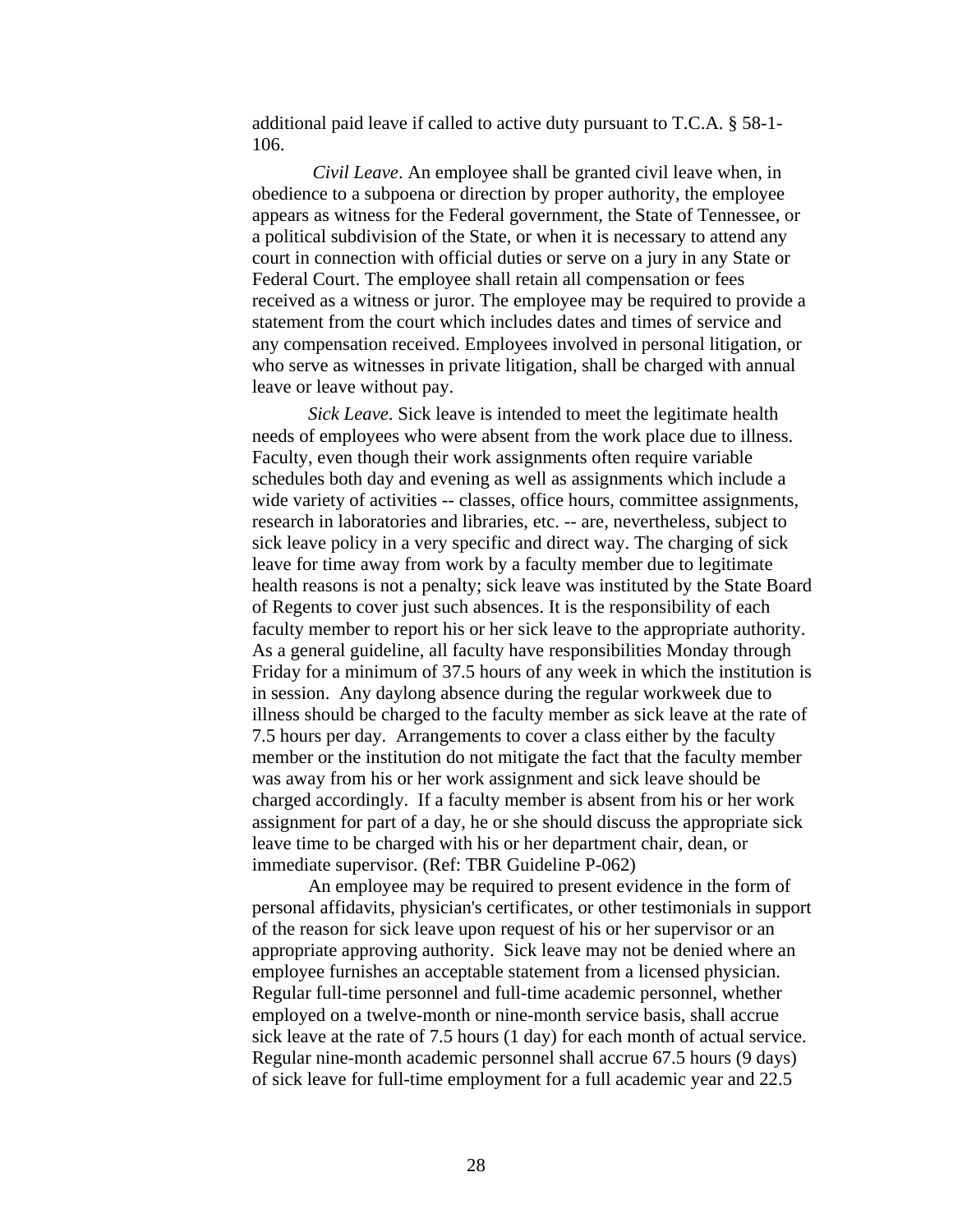additional paid leave if called to active duty pursuant to T.C.A. § 58-1-106.

*Civil Leave*. An employee shall be granted civil leave when, in obedience to a subpoena or direction by proper authority, the employee appears as witness for the Federal government, the State of Tennessee, or a political subdivision of the State, or when it is necessary to attend any court in connection with official duties or serve on a jury in any State or Federal Court. The employee shall retain all compensation or fees received as a witness or juror. The employee may be required to provide a statement from the court which includes dates and times of service and any compensation received. Employees involved in personal litigation, or who serve as witnesses in private litigation, shall be charged with annual leave or leave without pay.

*Sick Leave*. Sick leave is intended to meet the legitimate health needs of employees who were absent from the work place due to illness. Faculty, even though their work assignments often require variable schedules both day and evening as well as assignments which include a wide variety of activities -- classes, office hours, committee assignments, research in laboratories and libraries, etc. -- are, nevertheless, subject to sick leave policy in a very specific and direct way. The charging of sick leave for time away from work by a faculty member due to legitimate health reasons is not a penalty; sick leave was instituted by the State Board of Regents to cover just such absences. It is the responsibility of each faculty member to report his or her sick leave to the appropriate authority. As a general guideline, all faculty have responsibilities Monday through Friday for a minimum of 37.5 hours of any week in which the institution is in session. Any daylong absence during the regular workweek due to illness should be charged to the faculty member as sick leave at the rate of 7.5 hours per day. Arrangements to cover a class either by the faculty member or the institution do not mitigate the fact that the faculty member was away from his or her work assignment and sick leave should be charged accordingly. If a faculty member is absent from his or her work assignment for part of a day, he or she should discuss the appropriate sick leave time to be charged with his or her department chair, dean, or immediate supervisor. (Ref: TBR Guideline P-062)

An employee may be required to present evidence in the form of personal affidavits, physician's certificates, or other testimonials in support of the reason for sick leave upon request of his or her supervisor or an appropriate approving authority. Sick leave may not be denied where an employee furnishes an acceptable statement from a licensed physician. Regular full-time personnel and full-time academic personnel, whether employed on a twelve-month or nine-month service basis, shall accrue sick leave at the rate of 7.5 hours (1 day) for each month of actual service. Regular nine-month academic personnel shall accrue 67.5 hours (9 days) of sick leave for full-time employment for a full academic year and 22.5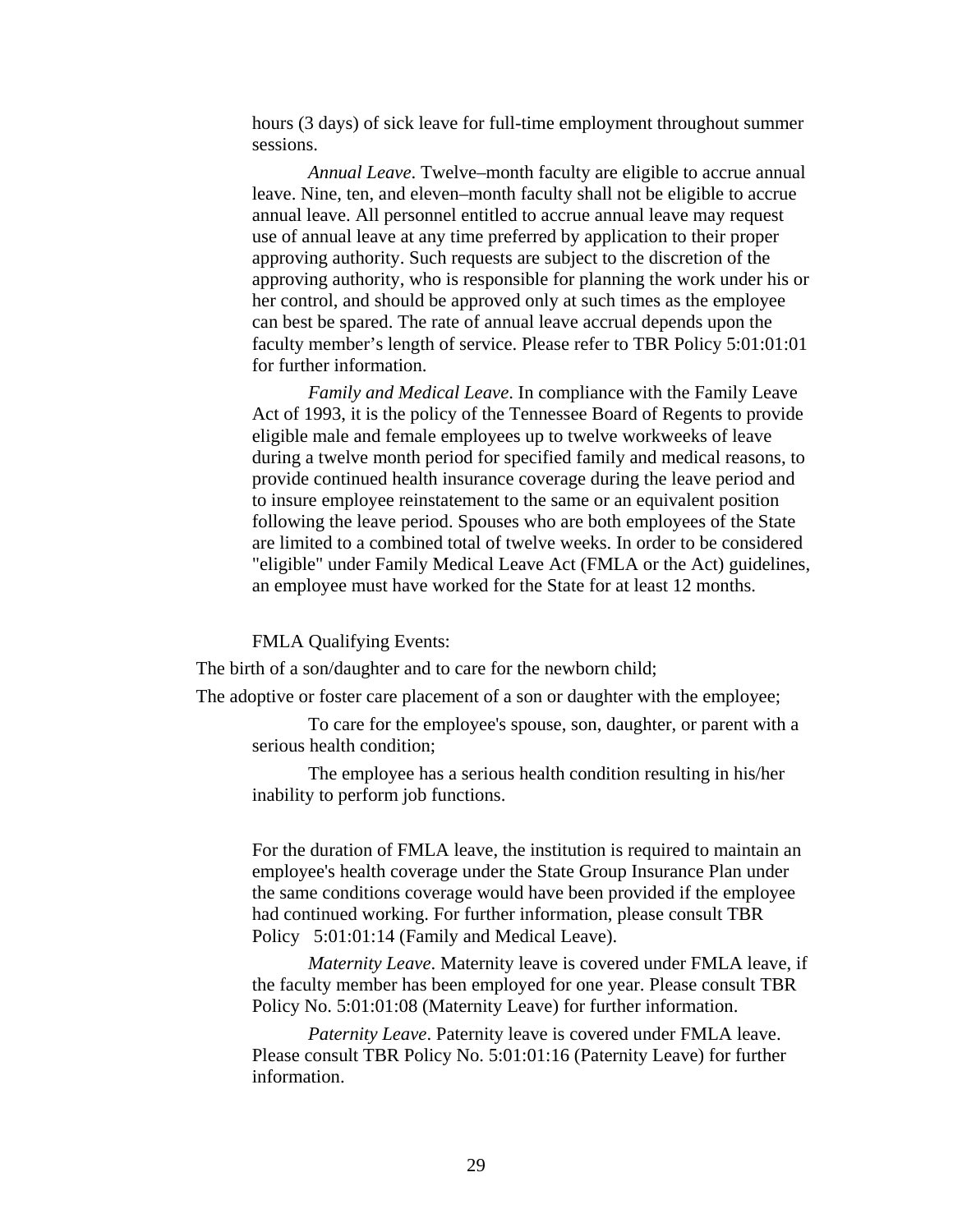hours (3 days) of sick leave for full-time employment throughout summer sessions.

*Annual Leave*. Twelve–month faculty are eligible to accrue annual leave. Nine, ten, and eleven–month faculty shall not be eligible to accrue annual leave. All personnel entitled to accrue annual leave may request use of annual leave at any time preferred by application to their proper approving authority. Such requests are subject to the discretion of the approving authority, who is responsible for planning the work under his or her control, and should be approved only at such times as the employee can best be spared. The rate of annual leave accrual depends upon the faculty member's length of service. Please refer to TBR Policy 5:01:01:01 for further information.

*Family and Medical Leave*. In compliance with the Family Leave Act of 1993, it is the policy of the Tennessee Board of Regents to provide eligible male and female employees up to twelve workweeks of leave during a twelve month period for specified family and medical reasons, to provide continued health insurance coverage during the leave period and to insure employee reinstatement to the same or an equivalent position following the leave period. Spouses who are both employees of the State are limited to a combined total of twelve weeks. In order to be considered "eligible" under Family Medical Leave Act (FMLA or the Act) guidelines, an employee must have worked for the State for at least 12 months.

FMLA Qualifying Events:

The birth of a son/daughter and to care for the newborn child;

The adoptive or foster care placement of a son or daughter with the employee;

To care for the employee's spouse, son, daughter, or parent with a serious health condition;

The employee has a serious health condition resulting in his/her inability to perform job functions.

For the duration of FMLA leave, the institution is required to maintain an employee's health coverage under the State Group Insurance Plan under the same conditions coverage would have been provided if the employee had continued working. For further information, please consult TBR Policy 5:01:01:14 (Family and Medical Leave).

*Maternity Leave*. Maternity leave is covered under FMLA leave, if the faculty member has been employed for one year. Please consult TBR Policy No. 5:01:01:08 (Maternity Leave) for further information.

*Paternity Leave*. Paternity leave is covered under FMLA leave. Please consult TBR Policy No. 5:01:01:16 (Paternity Leave) for further information.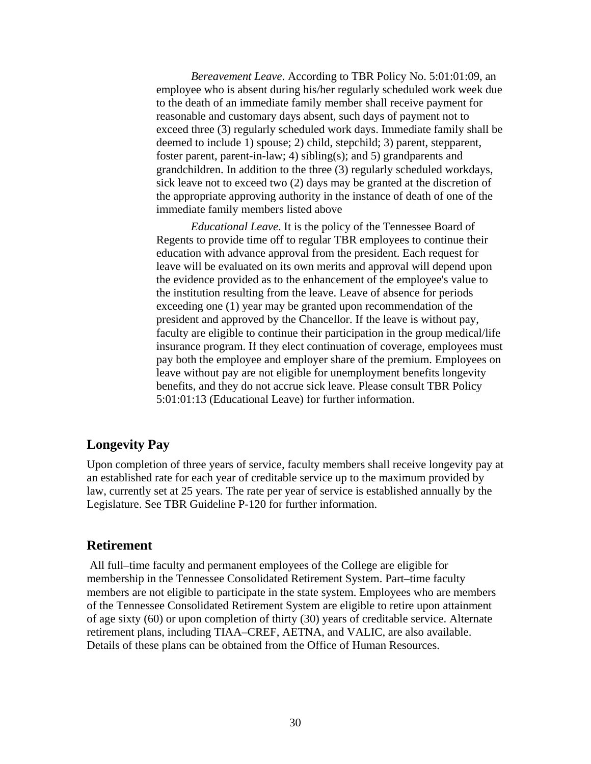*Bereavement Leave*. According to TBR Policy No. 5:01:01:09, an employee who is absent during his/her regularly scheduled work week due to the death of an immediate family member shall receive payment for reasonable and customary days absent, such days of payment not to exceed three (3) regularly scheduled work days. Immediate family shall be deemed to include 1) spouse; 2) child, stepchild; 3) parent, stepparent, foster parent, parent-in-law; 4) sibling(s); and 5) grandparents and grandchildren. In addition to the three (3) regularly scheduled workdays, sick leave not to exceed two (2) days may be granted at the discretion of the appropriate approving authority in the instance of death of one of the immediate family members listed above

*Educational Leave*. It is the policy of the Tennessee Board of Regents to provide time off to regular TBR employees to continue their education with advance approval from the president. Each request for leave will be evaluated on its own merits and approval will depend upon the evidence provided as to the enhancement of the employee's value to the institution resulting from the leave. Leave of absence for periods exceeding one (1) year may be granted upon recommendation of the president and approved by the Chancellor. If the leave is without pay, faculty are eligible to continue their participation in the group medical/life insurance program. If they elect continuation of coverage, employees must pay both the employee and employer share of the premium. Employees on leave without pay are not eligible for unemployment benefits longevity benefits, and they do not accrue sick leave. Please consult TBR Policy 5:01:01:13 (Educational Leave) for further information.

## Longevity Pay

Upon completion of three years of service, faculty members shall receive longevity pay at an established rate for each year of creditable service up to the maximum provided by law, currently set at 25 years. The rate per year of service is established annually by the Legislature. See TBR Guideline P-120 for further information.

## Retirement

All full–time faculty and permanent employees of the College are eligible for membership in the Tennessee Consolidated Retirement System. Part–time faculty members are not eligible to participate in the state system. Employees who are members of the Tennessee Consolidated Retirement System are eligible to retire upon attainment of age sixty (60) or upon completion of thirty (30) years of creditable service. Alternate retirement plans, including TIAA–CREF, AETNA, and VALIC, are also available. Details of these plans can be obtained from the Office of Human Resources.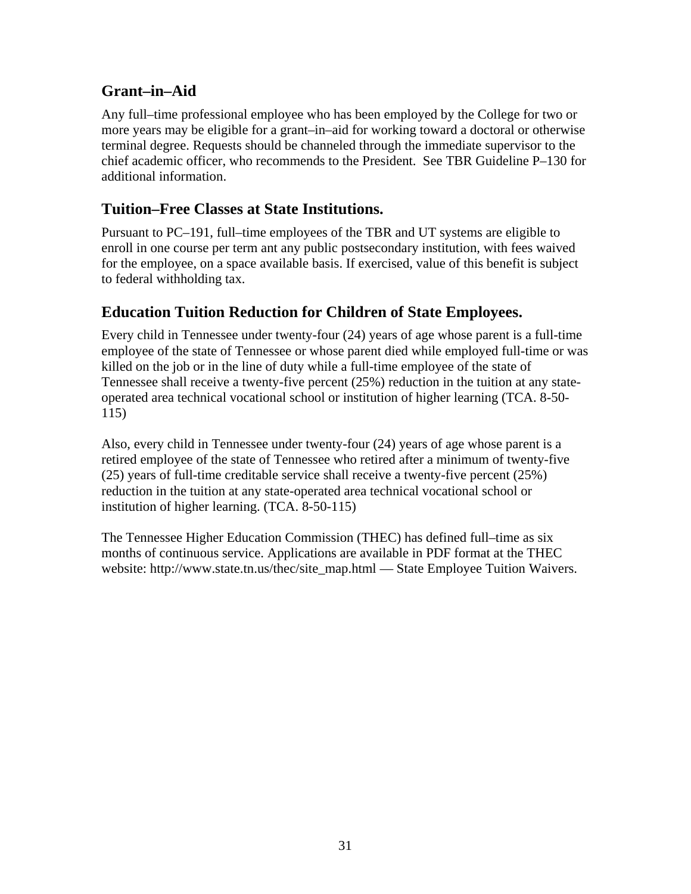## Grant–in–Aid

Any full–time professional employee who has been employed by the College for two or more years may be eligible for a grant–in–aid for working toward a doctoral or otherwise terminal degree. Requests should be channeled through the immediate supervisor to the chief academic officer, who recommends to the President. See TBR Guideline P–130 for additional information.

## Tuition–Free Classes at State Institutions.

Pursuant to PC–191, full–time employees of the TBR and UT systems are eligible to enroll in one course per term ant any public postsecondary institution, with fees waived for the employee, on a space available basis. If exercised, value of this benefit is subject to federal withholding tax.

## Education Tuition Reduction for Children of State Employees.

Every child in Tennessee under twenty-four (24) years of age whose parent is a full-time employee of the state of Tennessee or whose parent died while employed full-time or was killed on the job or in the line of duty while a full-time employee of the state of Tennessee shall receive a twenty-five percent (25%) reduction in the tuition at any state-operated area technical vocational school or institution of higher learning (TCA. 8-50-115)

Also, every child in Tennessee under twenty-four (24) years of age whose parent is a retired employee of the state of Tennessee who retired after a minimum of twenty-five (25) years of full-time creditable service shall receive a twenty-five percent (25%) reduction in the tuition at any state-operated area technical vocational school or institution of higher learning. (TCA. 8-50-115)

The Tennessee Higher Education Commission (THEC) has defined full–time as six months of continuous service. Applications are available in PDF format at the THEC website: http://www.state.tn.us/thec/site_map.html — State Employee Tuition Waivers.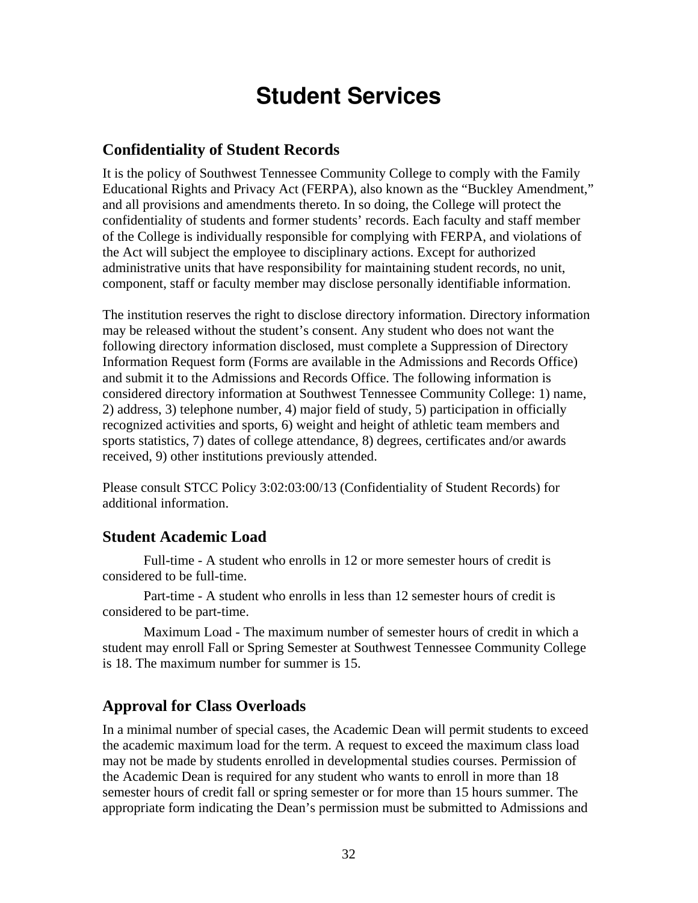# Student Services

## Confidentiality of Student Records

It is the policy of Southwest Tennessee Community College to comply with the Family Educational Rights and Privacy Act (FERPA), also known as the "Buckley Amendment," and all provisions and amendments thereto. In so doing, the College will protect the confidentiality of students and former students' records. Each faculty and staff member of the College is individually responsible for complying with FERPA, and violations of the Act will subject the employee to disciplinary actions. Except for authorized administrative units that have responsibility for maintaining student records, no unit, component, staff or faculty member may disclose personally identifiable information.

The institution reserves the right to disclose directory information. Directory information may be released without the student's consent. Any student who does not want the following directory information disclosed, must complete a Suppression of Directory Information Request form (Forms are available in the Admissions and Records Office) and submit it to the Admissions and Records Office. The following information is considered directory information at Southwest Tennessee Community College: 1) name, 2) address, 3) telephone number, 4) major field of study, 5) participation in officially recognized activities and sports, 6) weight and height of athletic team members and sports statistics, 7) dates of college attendance, 8) degrees, certificates and/or awards received, 9) other institutions previously attended.

Please consult STCC Policy 3:02:03:00/13 (Confidentiality of Student Records) for additional information.

## Student Academic Load

Full-time - A student who enrolls in 12 or more semester hours of credit is considered to be full-time.

Part-time - A student who enrolls in less than 12 semester hours of credit is considered to be part-time.

Maximum Load - The maximum number of semester hours of credit in which a student may enroll Fall or Spring Semester at Southwest Tennessee Community College is 18. The maximum number for summer is 15.

## Approval for Class Overloads

In a minimal number of special cases, the Academic Dean will permit students to exceed the academic maximum load for the term. A request to exceed the maximum class load may not be made by students enrolled in developmental studies courses. Permission of the Academic Dean is required for any student who wants to enroll in more than 18 semester hours of credit fall or spring semester or for more than 15 hours summer. The appropriate form indicating the Dean's permission must be submitted to Admissions and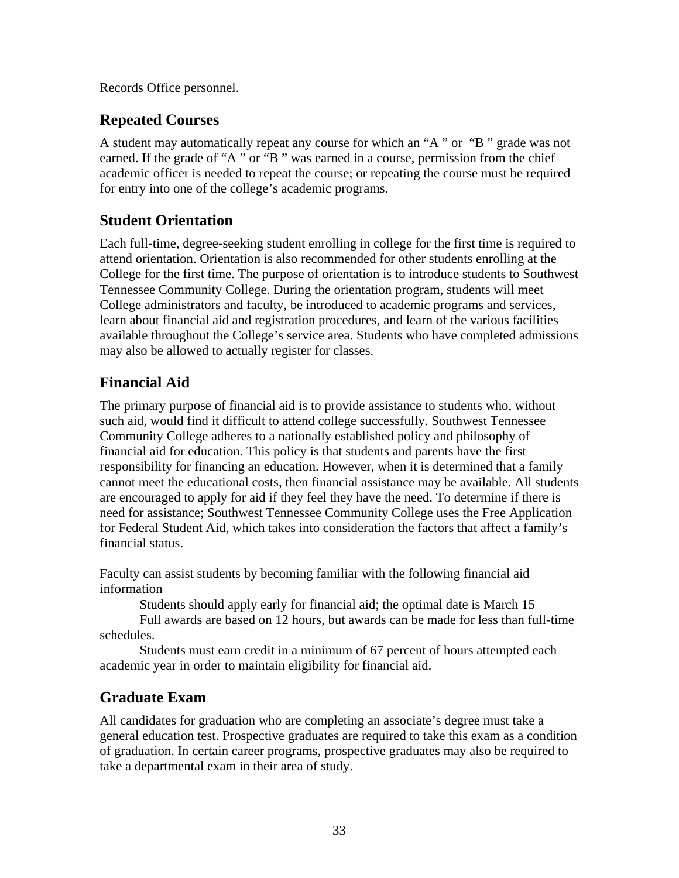Records Office personnel.

## Repeated Courses

A student may automatically repeat any course for which an "A " or "B " grade was not earned. If the grade of "A " or "B " was earned in a course, permission from the chief academic officer is needed to repeat the course; or repeating the course must be required for entry into one of the college's academic programs.

## Student Orientation

Each full-time, degree-seeking student enrolling in college for the first time is required to attend orientation. Orientation is also recommended for other students enrolling at the College for the first time. The purpose of orientation is to introduce students to Southwest Tennessee Community College. During the orientation program, students will meet College administrators and faculty, be introduced to academic programs and services, learn about financial aid and registration procedures, and learn of the various facilities available throughout the College's service area. Students who have completed admissions may also be allowed to actually register for classes.

## Financial Aid

The primary purpose of financial aid is to provide assistance to students who, without such aid, would find it difficult to attend college successfully. Southwest Tennessee Community College adheres to a nationally established policy and philosophy of financial aid for education. This policy is that students and parents have the first responsibility for financing an education. However, when it is determined that a family cannot meet the educational costs, then financial assistance may be available. All students are encouraged to apply for aid if they feel they have the need. To determine if there is need for assistance; Southwest Tennessee Community College uses the Free Application for Federal Student Aid, which takes into consideration the factors that affect a family's financial status.

Faculty can assist students by becoming familiar with the following financial aid information

- Students should apply early for financial aid; the optimal date is March 15
- Full awards are based on 12 hours, but awards can be made for less than full-time schedules.
- Students must earn credit in a minimum of 67 percent of hours attempted each academic year in order to maintain eligibility for financial aid.

## Graduate Exam

All candidates for graduation who are completing an associate's degree must take a general education test. Prospective graduates are required to take this exam as a condition of graduation. In certain career programs, prospective graduates may also be required to take a departmental exam in their area of study.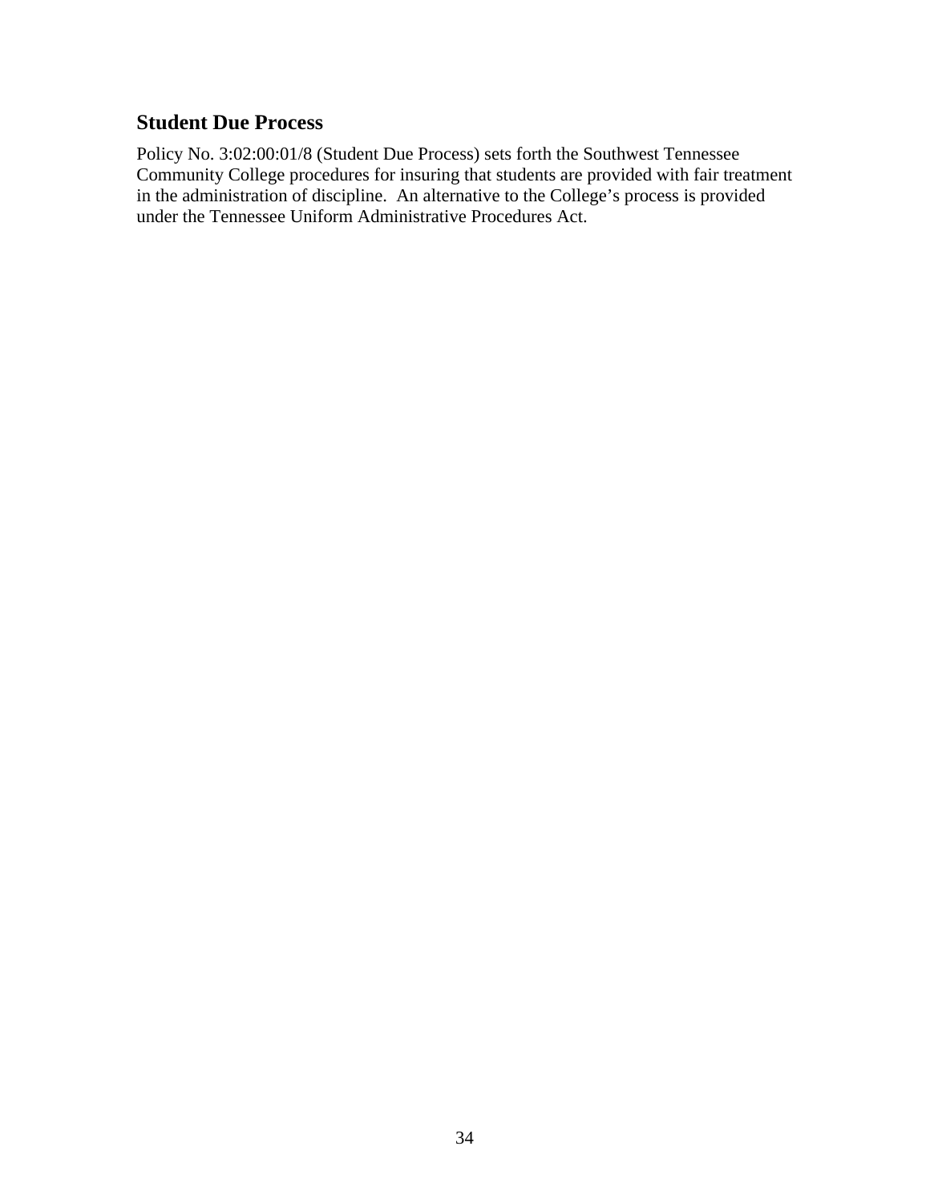## Student Due Process

Policy No. 3:02:00:01/8 (Student Due Process) sets forth the Southwest Tennessee Community College procedures for insuring that students are provided with fair treatment in the administration of discipline. An alternative to the College's process is provided under the Tennessee Uniform Administrative Procedures Act.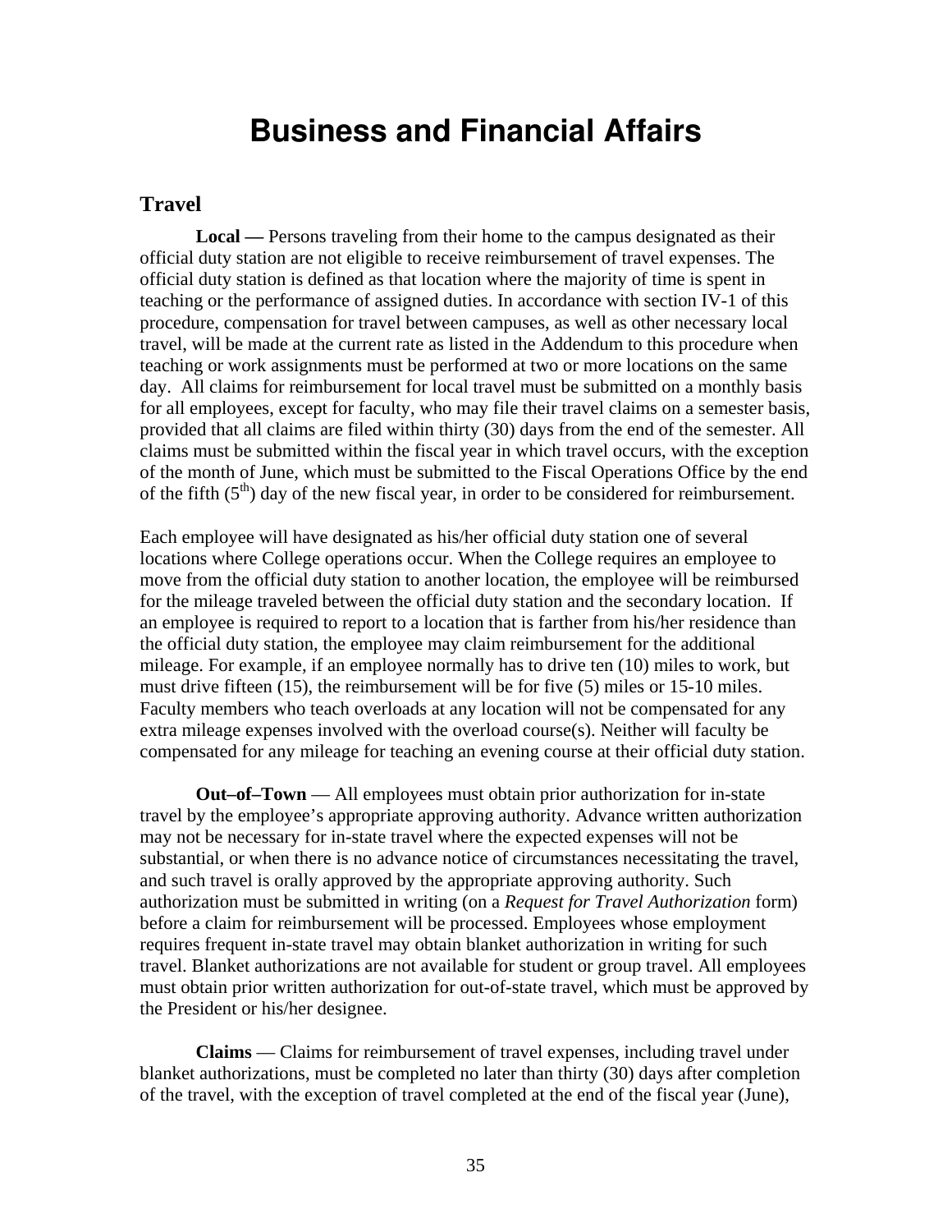# Business and Financial Affairs

## Travel

**Local —** Persons traveling from their home to the campus designated as their official duty station are not eligible to receive reimbursement of travel expenses. The official duty station is defined as that location where the majority of time is spent in teaching or the performance of assigned duties. In accordance with section IV-1 of this procedure, compensation for travel between campuses, as well as other necessary local travel, will be made at the current rate as listed in the Addendum to this procedure when teaching or work assignments must be performed at two or more locations on the same day. All claims for reimbursement for local travel must be submitted on a monthly basis for all employees, except for faculty, who may file their travel claims on a semester basis, provided that all claims are filed within thirty (30) days from the end of the semester. All claims must be submitted within the fiscal year in which travel occurs, with the exception of the month of June, which must be submitted to the Fiscal Operations Office by the end of the fifth (5th) day of the new fiscal year, in order to be considered for reimbursement.

Each employee will have designated as his/her official duty station one of several locations where College operations occur. When the College requires an employee to move from the official duty station to another location, the employee will be reimbursed for the mileage traveled between the official duty station and the secondary location. If an employee is required to report to a location that is farther from his/her residence than the official duty station, the employee may claim reimbursement for the additional mileage. For example, if an employee normally has to drive ten (10) miles to work, but must drive fifteen (15), the reimbursement will be for five (5) miles or 15-10 miles. Faculty members who teach overloads at any location will not be compensated for any extra mileage expenses involved with the overload course(s). Neither will faculty be compensated for any mileage for teaching an evening course at their official duty station.

**Out–of–Town** — All employees must obtain prior authorization for in-state travel by the employee's appropriate approving authority. Advance written authorization may not be necessary for in-state travel where the expected expenses will not be substantial, or when there is no advance notice of circumstances necessitating the travel, and such travel is orally approved by the appropriate approving authority. Such authorization must be submitted in writing (on a *Request for Travel Authorization* form) before a claim for reimbursement will be processed. Employees whose employment requires frequent in-state travel may obtain blanket authorization in writing for such travel. Blanket authorizations are not available for student or group travel. All employees must obtain prior written authorization for out-of-state travel, which must be approved by the President or his/her designee.

**Claims** — Claims for reimbursement of travel expenses, including travel under blanket authorizations, must be completed no later than thirty (30) days after completion of the travel, with the exception of travel completed at the end of the fiscal year (June),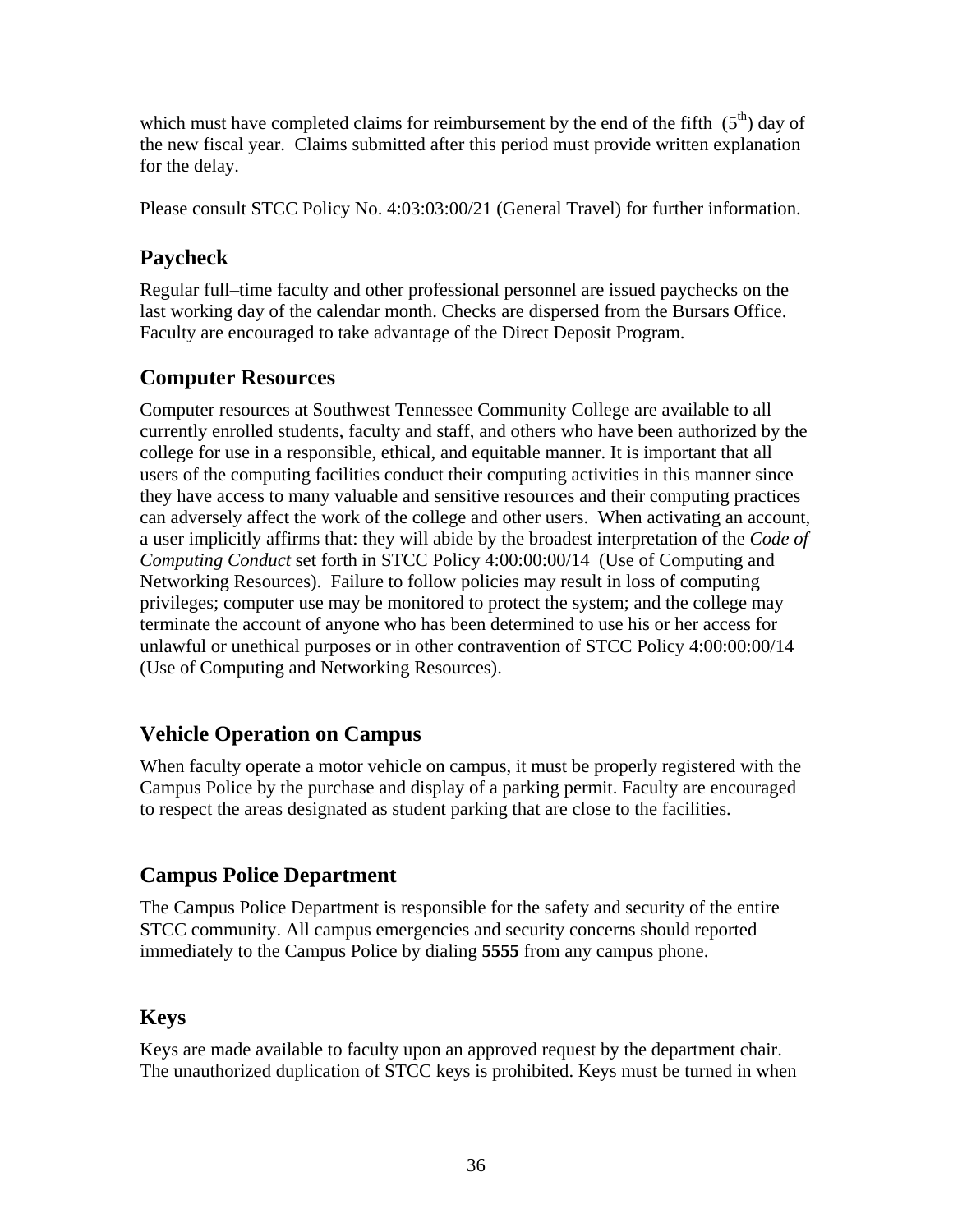which must have completed claims for reimbursement by the end of the fifth (5th) day of the new fiscal year. Claims submitted after this period must provide written explanation for the delay.

Please consult STCC Policy No. 4:03:03:00/21 (General Travel) for further information.

## Paycheck

Regular full–time faculty and other professional personnel are issued paychecks on the last working day of the calendar month. Checks are dispersed from the Bursars Office. Faculty are encouraged to take advantage of the Direct Deposit Program.

## Computer Resources

Computer resources at Southwest Tennessee Community College are available to all currently enrolled students, faculty and staff, and others who have been authorized by the college for use in a responsible, ethical, and equitable manner. It is important that all users of the computing facilities conduct their computing activities in this manner since they have access to many valuable and sensitive resources and their computing practices can adversely affect the work of the college and other users. When activating an account, a user implicitly affirms that: they will abide by the broadest interpretation of the *Code of Computing Conduct* set forth in STCC Policy 4:00:00:00/14 (Use of Computing and Networking Resources). Failure to follow policies may result in loss of computing privileges; computer use may be monitored to protect the system; and the college may terminate the account of anyone who has been determined to use his or her access for unlawful or unethical purposes or in other contravention of STCC Policy 4:00:00:00/14 (Use of Computing and Networking Resources).

## Vehicle Operation on Campus

When faculty operate a motor vehicle on campus, it must be properly registered with the Campus Police by the purchase and display of a parking permit. Faculty are encouraged to respect the areas designated as student parking that are close to the facilities.

## Campus Police Department

The Campus Police Department is responsible for the safety and security of the entire STCC community. All campus emergencies and security concerns should reported immediately to the Campus Police by dialing **5555** from any campus phone.

## Keys

Keys are made available to faculty upon an approved request by the department chair. The unauthorized duplication of STCC keys is prohibited. Keys must be turned in when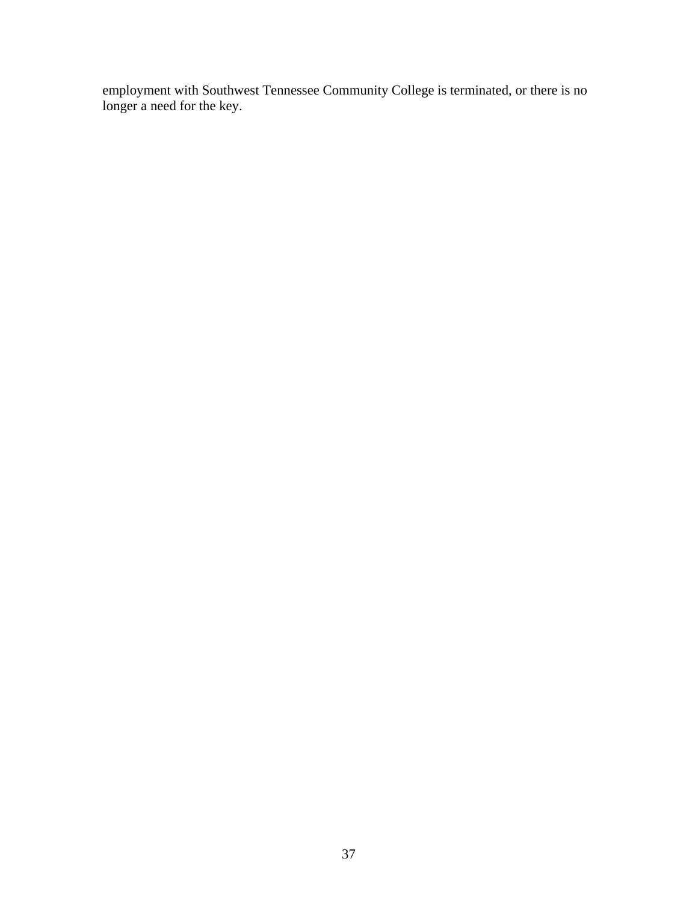employment with Southwest Tennessee Community College is terminated, or there is no longer a need for the key.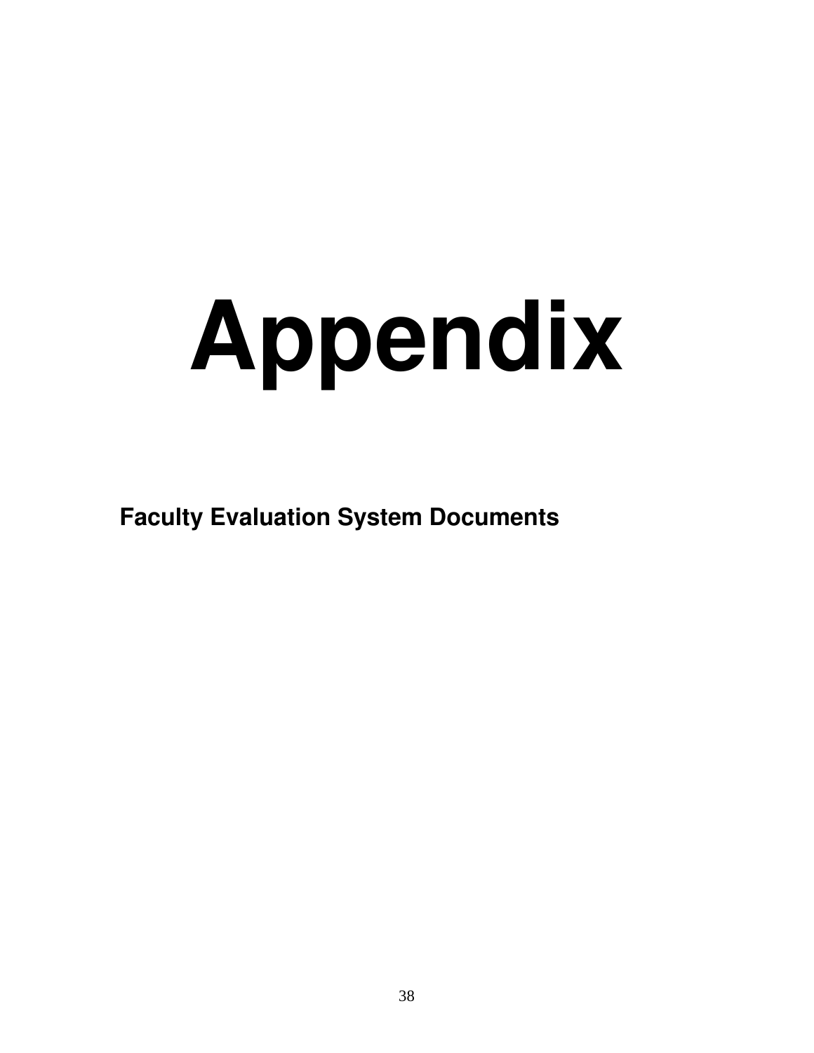# Appendix

**Faculty Evaluation System Documents**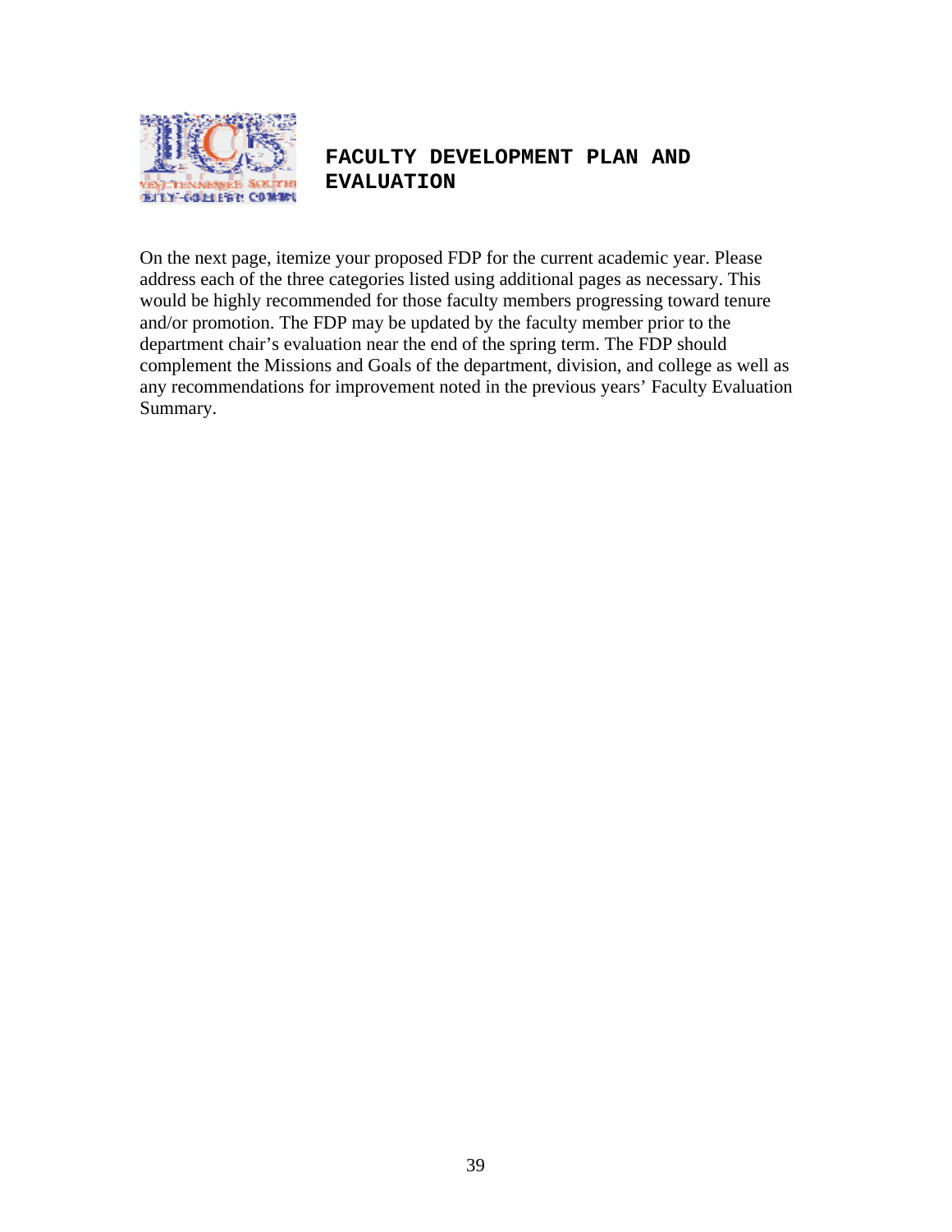# FACULTY DEVELOPMENT PLAN AND EVALUATION

On the next page, itemize your proposed FDP for the current academic year. Please address each of the three categories listed using additional pages as necessary. This would be highly recommended for those faculty members progressing toward tenure and/or promotion. The FDP may be updated by the faculty member prior to the department chair's evaluation near the end of the spring term. The FDP should complement the Missions and Goals of the department, division, and college as well as any recommendations for improvement noted in the previous years' Faculty Evaluation Summary.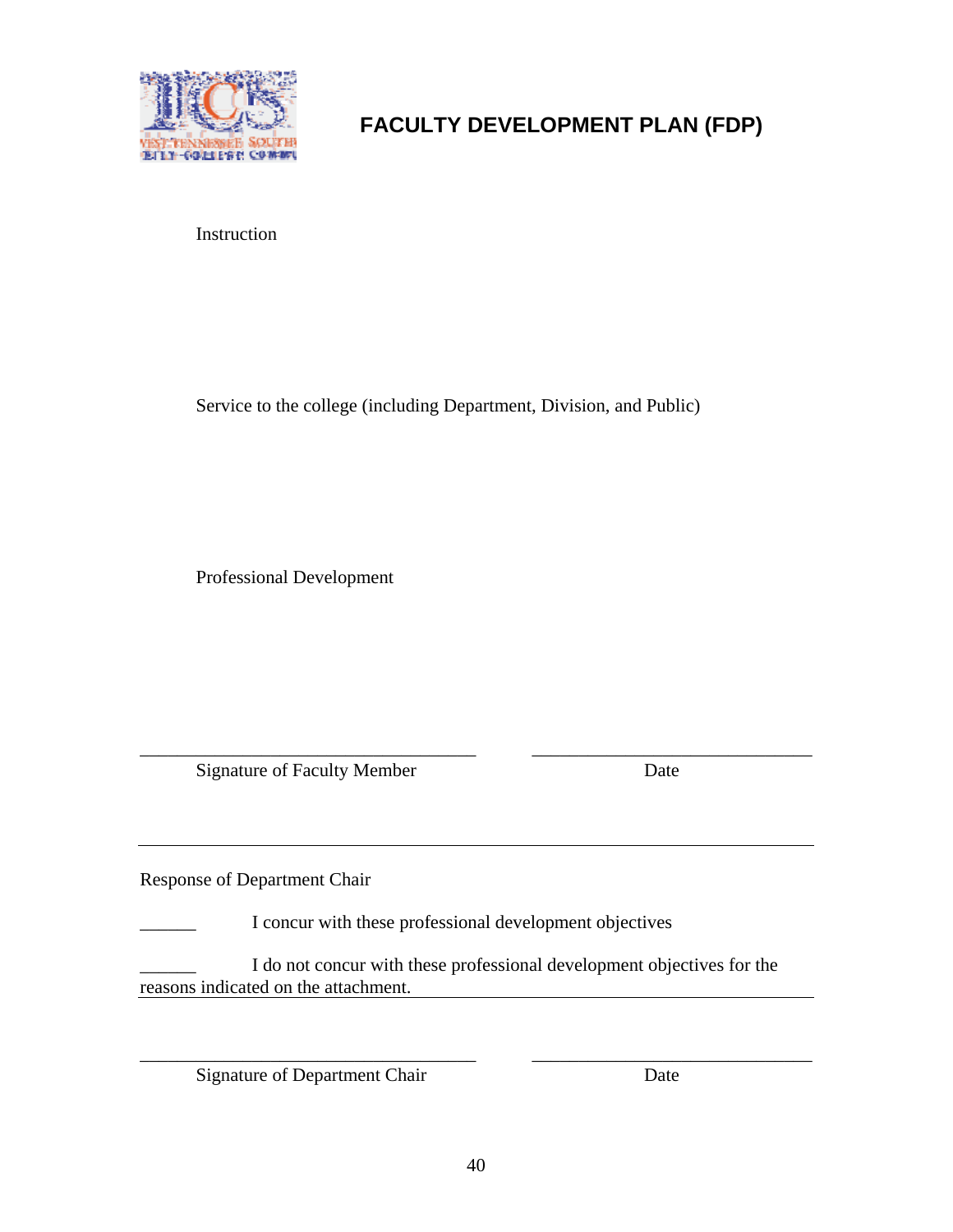# FACULTY DEVELOPMENT PLAN (FDP)

Instruction

Service to the college (including Department, Division, and Public)

Professional Development

_________________________________ _________________________________

Signature of Faculty Member Date

---

Response of Department Chair

______ I concur with these professional development objectives

______ I do not concur with these professional development objectives for the reasons indicated on the attachment.

_________________________________ _________________________________

Signature of Department Chair Date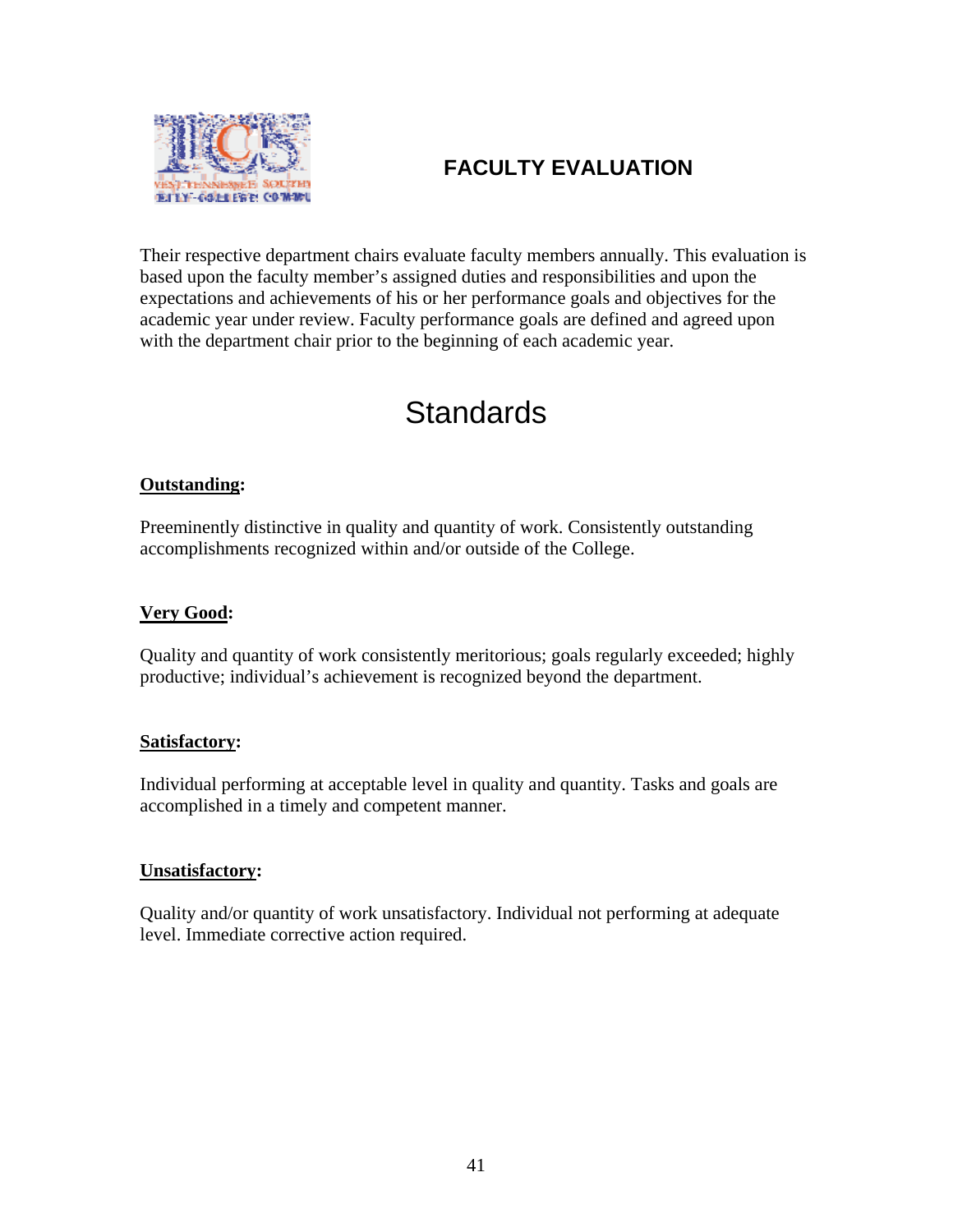# FACULTY EVALUATION

Their respective department chairs evaluate faculty members annually. This evaluation is based upon the faculty member's assigned duties and responsibilities and upon the expectations and achievements of his or her performance goals and objectives for the academic year under review. Faculty performance goals are defined and agreed upon with the department chair prior to the beginning of each academic year.

## Standards

**Outstanding:**

Preeminently distinctive in quality and quantity of work. Consistently outstanding accomplishments recognized within and/or outside of the College.

**Very Good:**

Quality and quantity of work consistently meritorious; goals regularly exceeded; highly productive; individual's achievement is recognized beyond the department.

**Satisfactory:**

Individual performing at acceptable level in quality and quantity. Tasks and goals are accomplished in a timely and competent manner.

**Unsatisfactory:**

Quality and/or quantity of work unsatisfactory. Individual not performing at adequate level. Immediate corrective action required.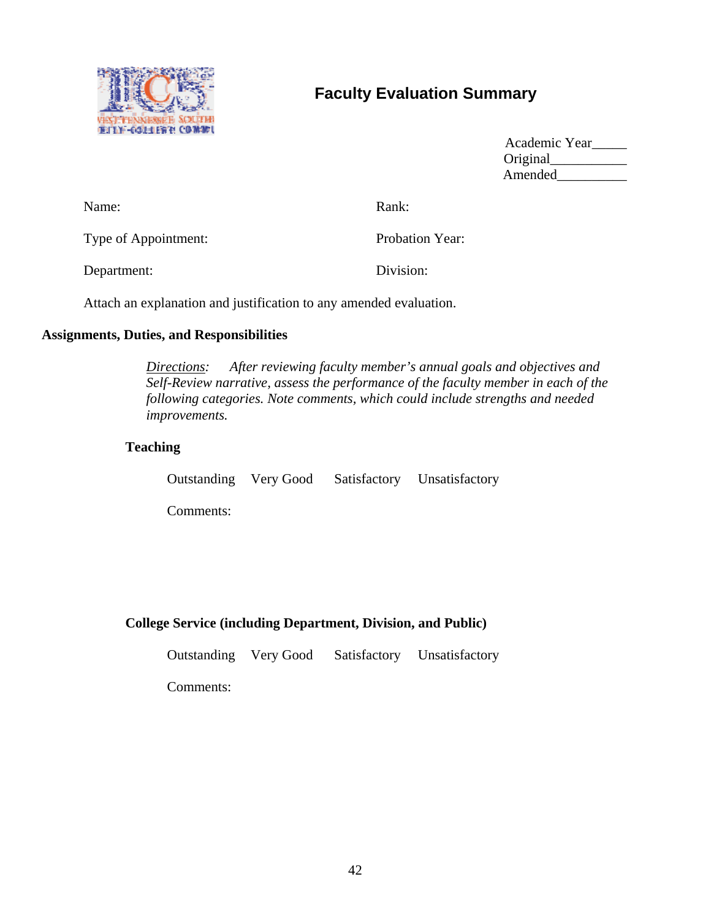# Faculty Evaluation Summary

Academic Year_____
Original___________
Amended__________

Name: Rank:

Type of Appointment: Probation Year:

Department: Division:

Attach an explanation and justification to any amended evaluation.

**Assignments, Duties, and Responsibilities**

*Directions:* *After reviewing faculty member's annual goals and objectives and Self-Review narrative, assess the performance of the faculty member in each of the following categories. Note comments, which could include strengths and needed improvements.*

**Teaching**

Outstanding Very Good Satisfactory Unsatisfactory

Comments:

**College Service (including Department, Division, and Public)**

Outstanding Very Good Satisfactory Unsatisfactory

Comments: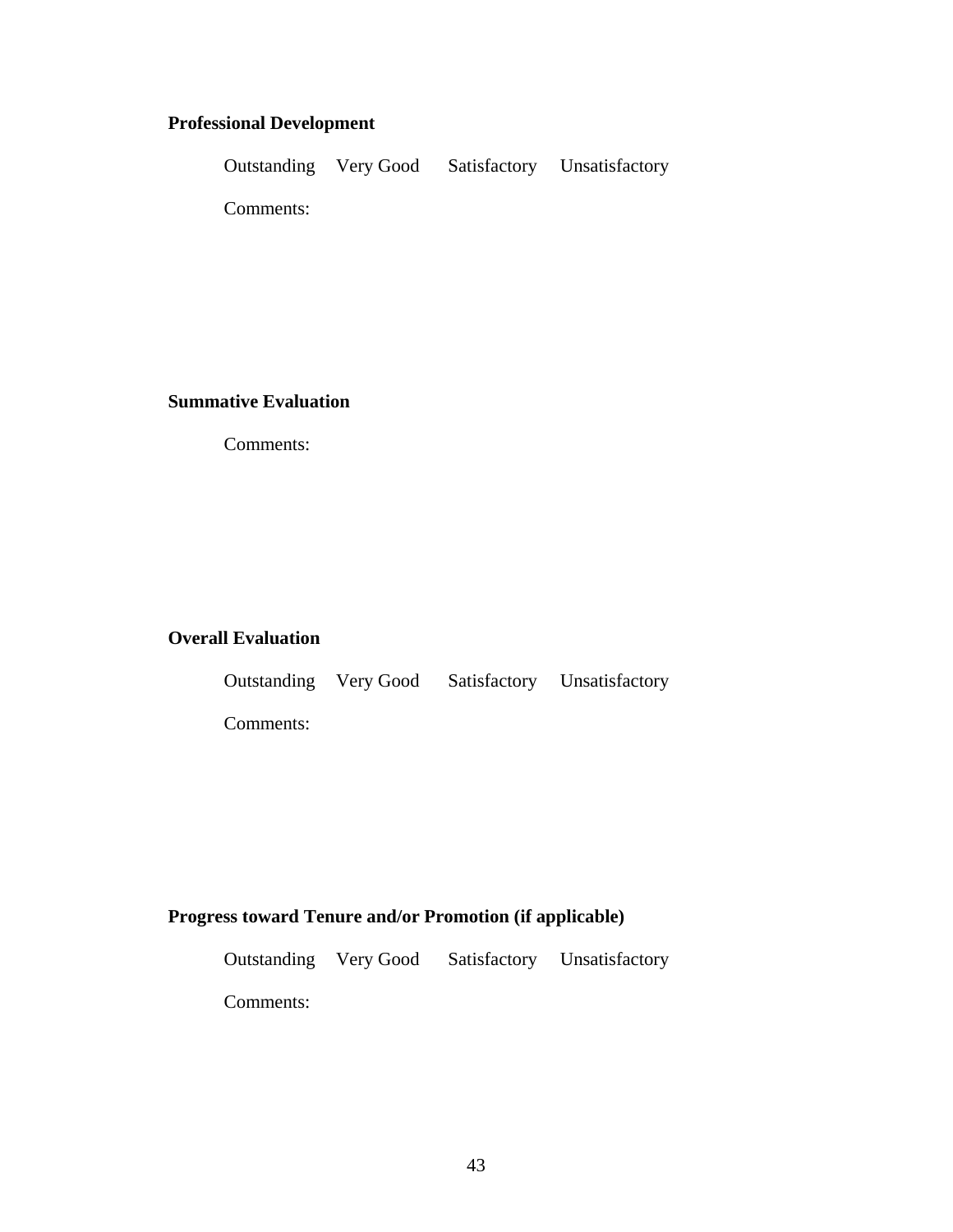**Professional Development**

Outstanding  Very Good  Satisfactory  Unsatisfactory

Comments:

**Summative Evaluation**

Comments:

**Overall Evaluation**

Outstanding  Very Good  Satisfactory  Unsatisfactory

Comments:

**Progress toward Tenure and/or Promotion (if applicable)**

Outstanding  Very Good  Satisfactory  Unsatisfactory

Comments: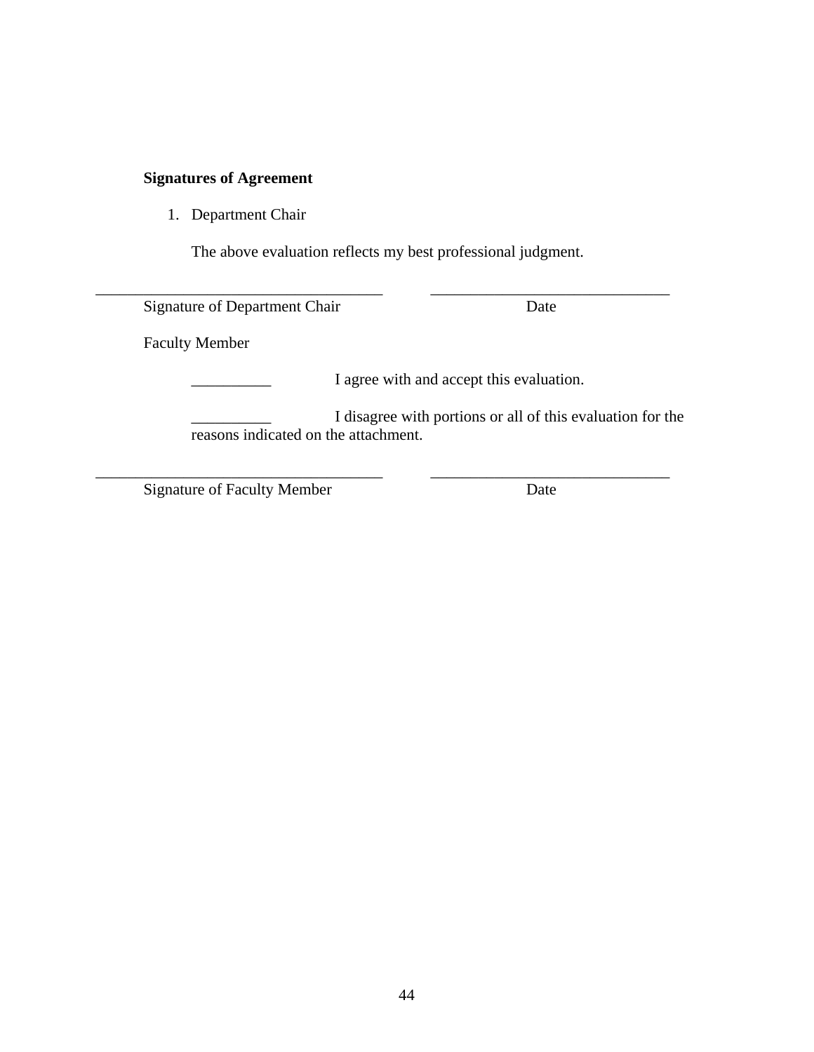**Signatures of Agreement**

1. Department Chair

   The above evaluation reflects my best professional judgment.

_____________________________________ _______________________________
Signature of Department Chair Date

Faculty Member

__________ I agree with and accept this evaluation.

__________ I disagree with portions or all of this evaluation for the reasons indicated on the attachment.

_____________________________________ _______________________________
Signature of Faculty Member Date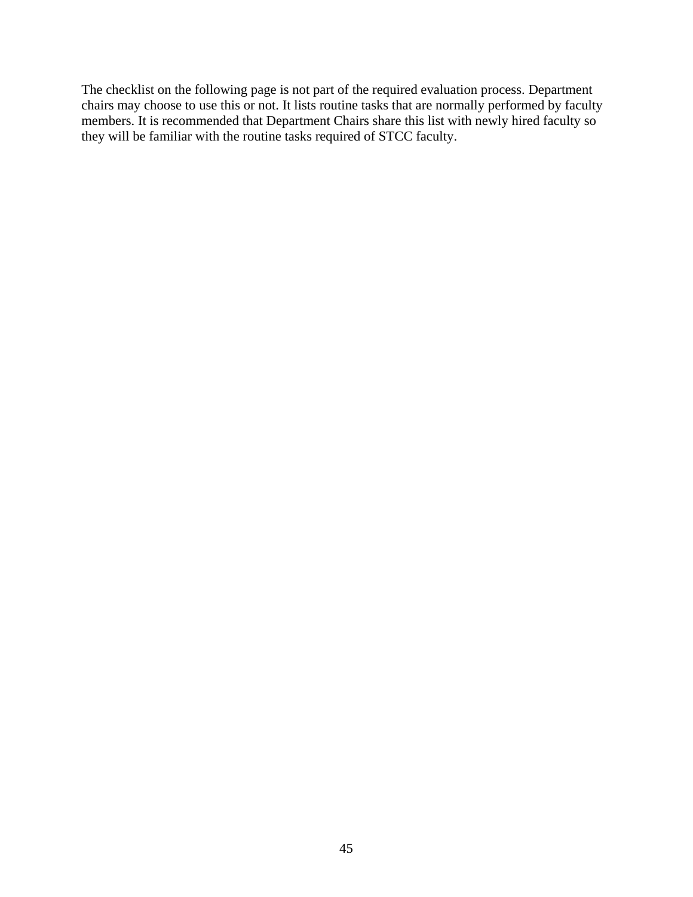The checklist on the following page is not part of the required evaluation process. Department chairs may choose to use this or not. It lists routine tasks that are normally performed by faculty members. It is recommended that Department Chairs share this list with newly hired faculty so they will be familiar with the routine tasks required of STCC faculty.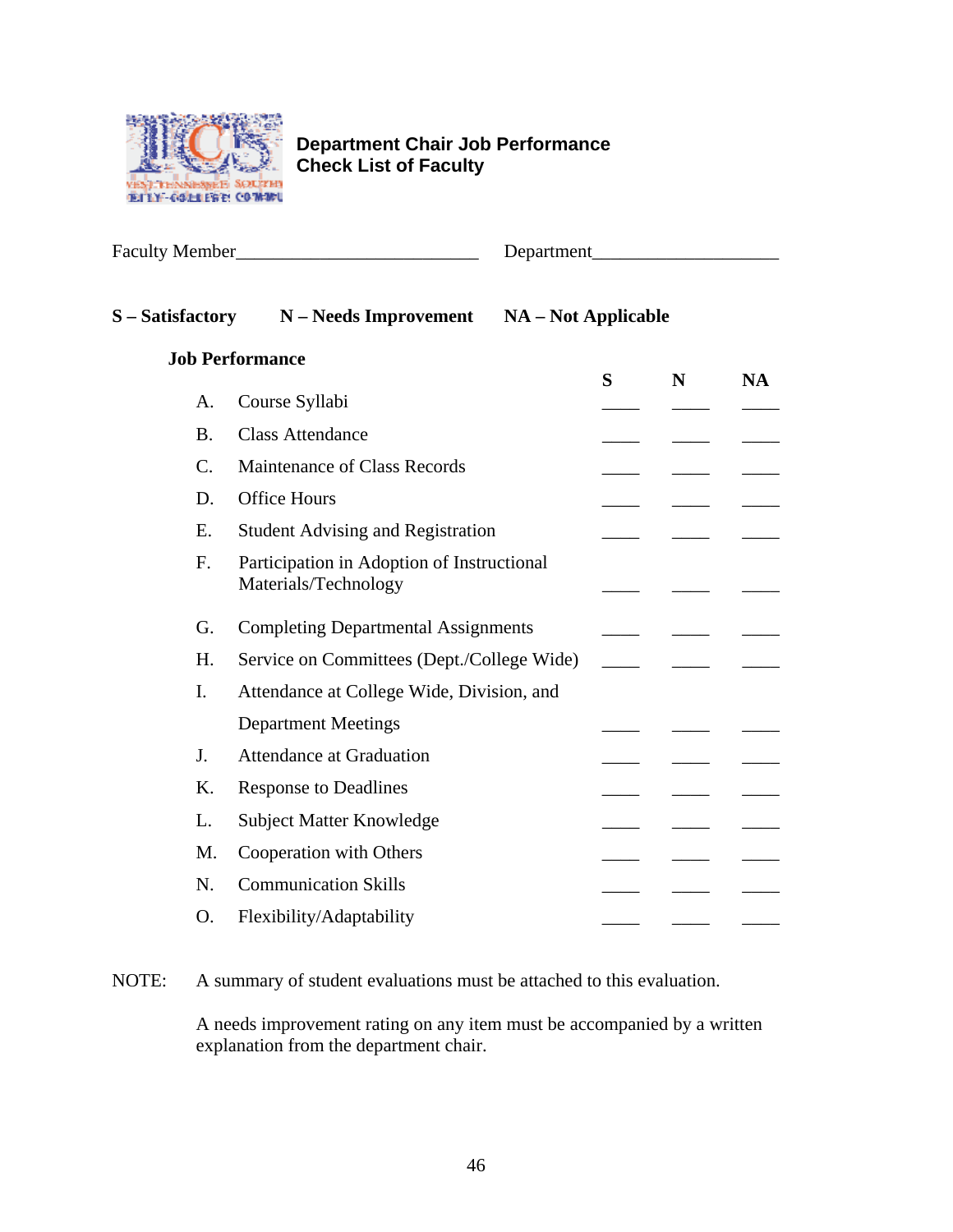# Department Chair Job Performance Check List of Faculty

Faculty Member__________________________ Department___________________

**S – Satisfactory** **N – Needs Improvement** **NA – Not Applicable**

**Job Performance**

| | | S | N | NA |
|---|---|---|---|---|
| A. | Course Syllabi | ____ | ____ | ____ |
| B. | Class Attendance | ____ | ____ | ____ |
| C. | Maintenance of Class Records | ____ | ____ | ____ |
| D. | Office Hours | ____ | ____ | ____ |
| E. | Student Advising and Registration | ____ | ____ | ____ |
| F. | Participation in Adoption of Instructional Materials/Technology | ____ | ____ | ____ |
| G. | Completing Departmental Assignments | ____ | ____ | ____ |
| H. | Service on Committees (Dept./College Wide) | ____ | ____ | ____ |
| I. | Attendance at College Wide, Division, and Department Meetings | ____ | ____ | ____ |
| J. | Attendance at Graduation | ____ | ____ | ____ |
| K. | Response to Deadlines | ____ | ____ | ____ |
| L. | Subject Matter Knowledge | ____ | ____ | ____ |
| M. | Cooperation with Others | ____ | ____ | ____ |
| N. | Communication Skills | ____ | ____ | ____ |
| O. | Flexibility/Adaptability | ____ | ____ | ____ |

NOTE: A summary of student evaluations must be attached to this evaluation.

A needs improvement rating on any item must be accompanied by a written explanation from the department chair.